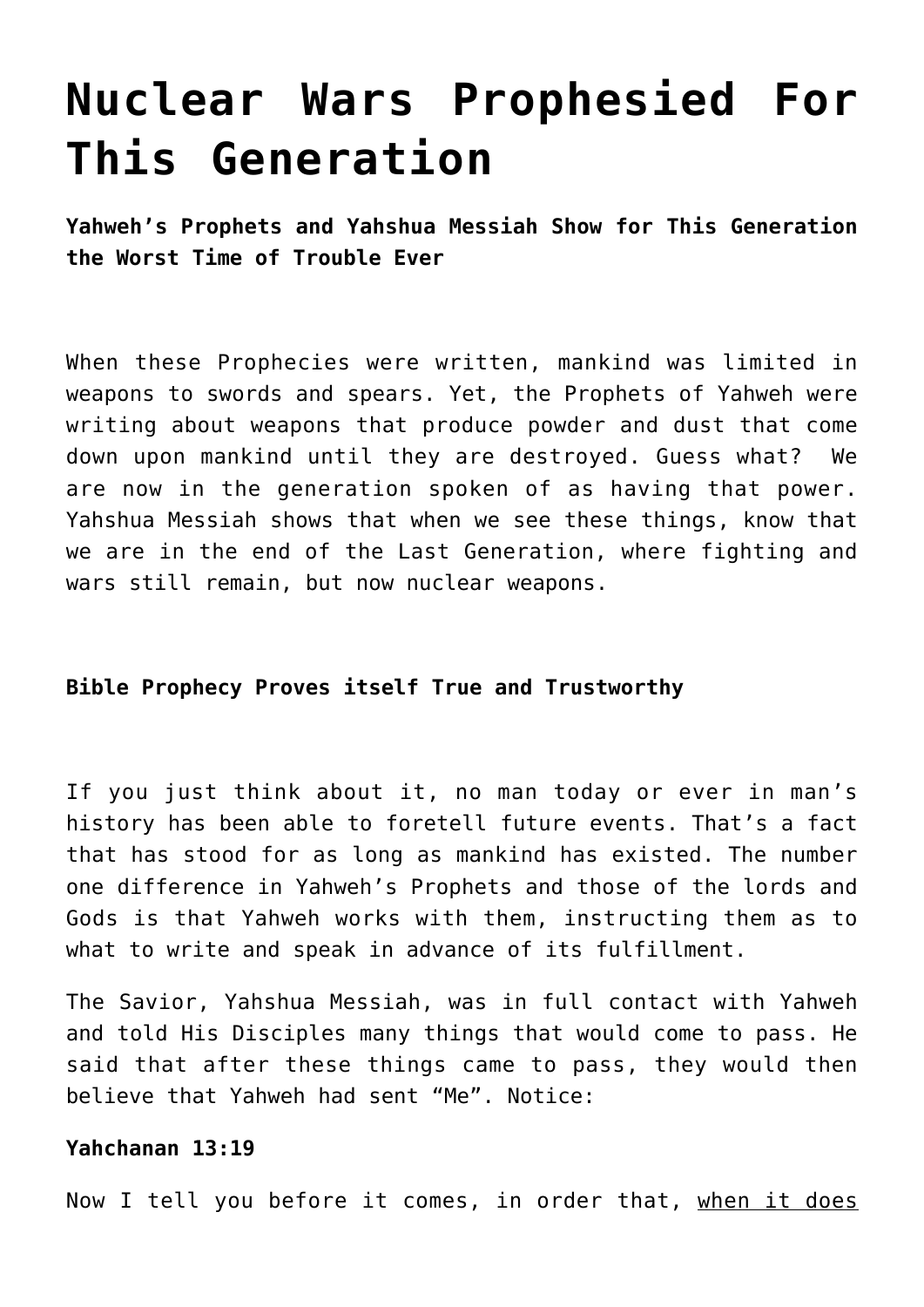# Nuclear Wars Prophesied For This Generation

**Yahweh's Prophets and Yahshua Messiah Show for This Generation the Worst Time of Trouble Ever**

When these Prophecies were written, mankind was limited in weapons to swords and spears. Yet, the Prophets of Yahweh were writing about weapons that produce powder and dust that come down upon mankind until they are destroyed. Guess what? We are now in the generation spoken of as having that power. Yahshua Messiah shows that when we see these things, know that we are in the end of the Last Generation, where fighting and wars still remain, but now nuclear weapons.

**Bible Prophecy Proves itself True and Trustworthy**

If you just think about it, no man today or ever in man's history has been able to foretell future events. That's a fact that has stood for as long as mankind has existed. The number one difference in Yahweh's Prophets and those of the lords and Gods is that Yahweh works with them, instructing them as to what to write and speak in advance of its fulfillment.

The Savior, Yahshua Messiah, was in full contact with Yahweh and told His Disciples many things that would come to pass. He said that after these things came to pass, they would then believe that Yahweh had sent "Me". Notice:

**Yahchanan 13:19**

Now I tell you before it comes, in order that, <u>when it does</u>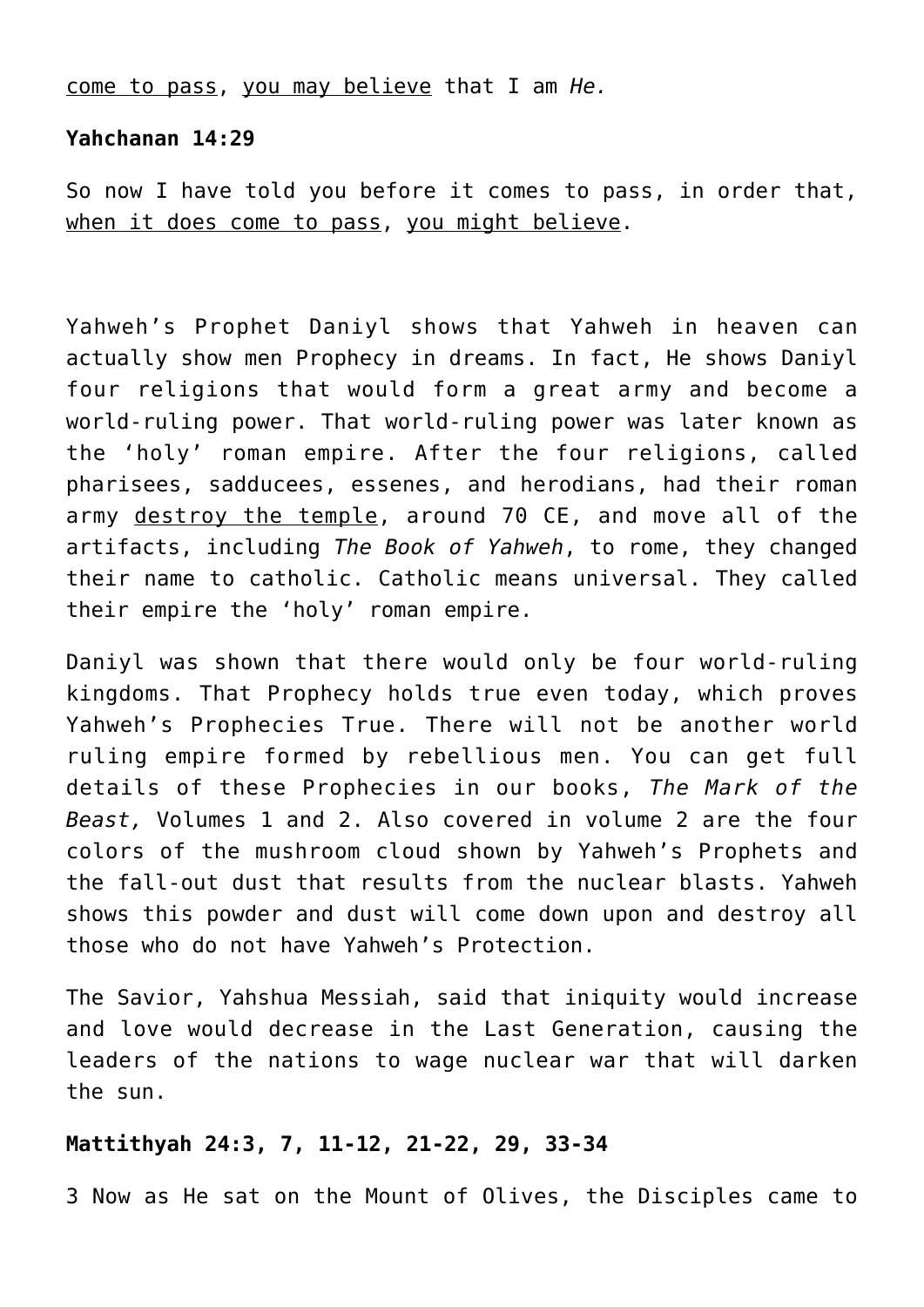come to pass, you may believe that I am *He.*

**Yahchanan 14:29**

So now I have told you before it comes to pass, in order that, when it does come to pass, you might believe.

Yahweh's Prophet Daniyl shows that Yahweh in heaven can actually show men Prophecy in dreams. In fact, He shows Daniyl four religions that would form a great army and become a world-ruling power. That world-ruling power was later known as the 'holy' roman empire. After the four religions, called pharisees, sadducees, essenes, and herodians, had their roman army destroy the temple, around 70 CE, and move all of the artifacts, including *The Book of Yahweh*, to rome, they changed their name to catholic. Catholic means universal. They called their empire the 'holy' roman empire.

Daniyl was shown that there would only be four world-ruling kingdoms. That Prophecy holds true even today, which proves Yahweh's Prophecies True. There will not be another world ruling empire formed by rebellious men. You can get full details of these Prophecies in our books, *The Mark of the Beast,* Volumes 1 and 2. Also covered in volume 2 are the four colors of the mushroom cloud shown by Yahweh's Prophets and the fall-out dust that results from the nuclear blasts. Yahweh shows this powder and dust will come down upon and destroy all those who do not have Yahweh's Protection.

The Savior, Yahshua Messiah, said that iniquity would increase and love would decrease in the Last Generation, causing the leaders of the nations to wage nuclear war that will darken the sun.

**Mattithyah 24:3, 7, 11-12, 21-22, 29, 33-34**

3 Now as He sat on the Mount of Olives, the Disciples came to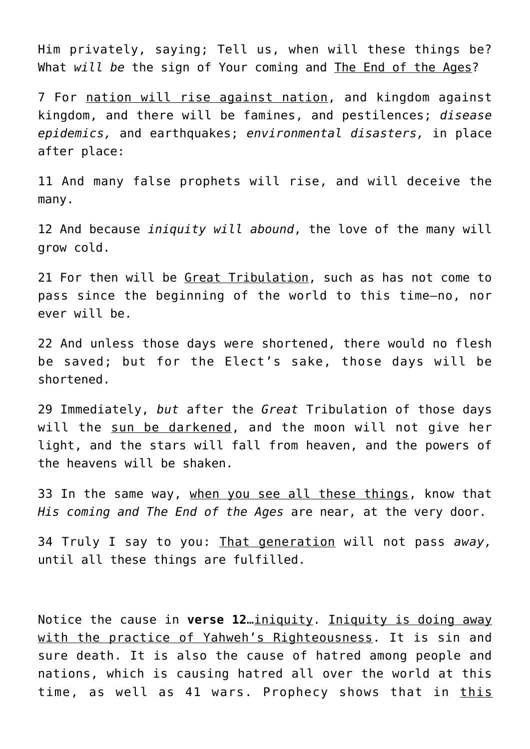Him privately, saying; Tell us, when will these things be? What *will be* the sign of Your coming and <u>The End of the Ages</u>?

7 For <u>nation will rise against nation</u>, and kingdom against kingdom, and there will be famines, and pestilences; *disease epidemics,* and earthquakes; *environmental disasters,* in place after place:

11 And many false prophets will rise, and will deceive the many.

12 And because *iniquity will abound*, the love of the many will grow cold.

21 For then will be <u>Great Tribulation</u>, such as has not come to pass since the beginning of the world to this time—no, nor ever will be.

22 And unless those days were shortened, there would no flesh be saved; but for the Elect's sake, those days will be shortened.

29 Immediately, *but* after the *Great* Tribulation of those days will the <u>sun be darkened</u>, and the moon will not give her light, and the stars will fall from heaven, and the powers of the heavens will be shaken.

33 In the same way, <u>when you see all these things</u>, know that *His coming and The End of the Ages* are near, at the very door.

34 Truly I say to you: <u>That generation</u> will not pass *away,* until all these things are fulfilled.

Notice the cause in **verse 12**…<u>iniquity</u>. <u>Iniquity is doing away with the practice of Yahweh's Righteousness</u>. It is sin and sure death. It is also the cause of hatred among people and nations, which is causing hatred all over the world at this time, as well as 41 wars. Prophecy shows that in <u>this</u>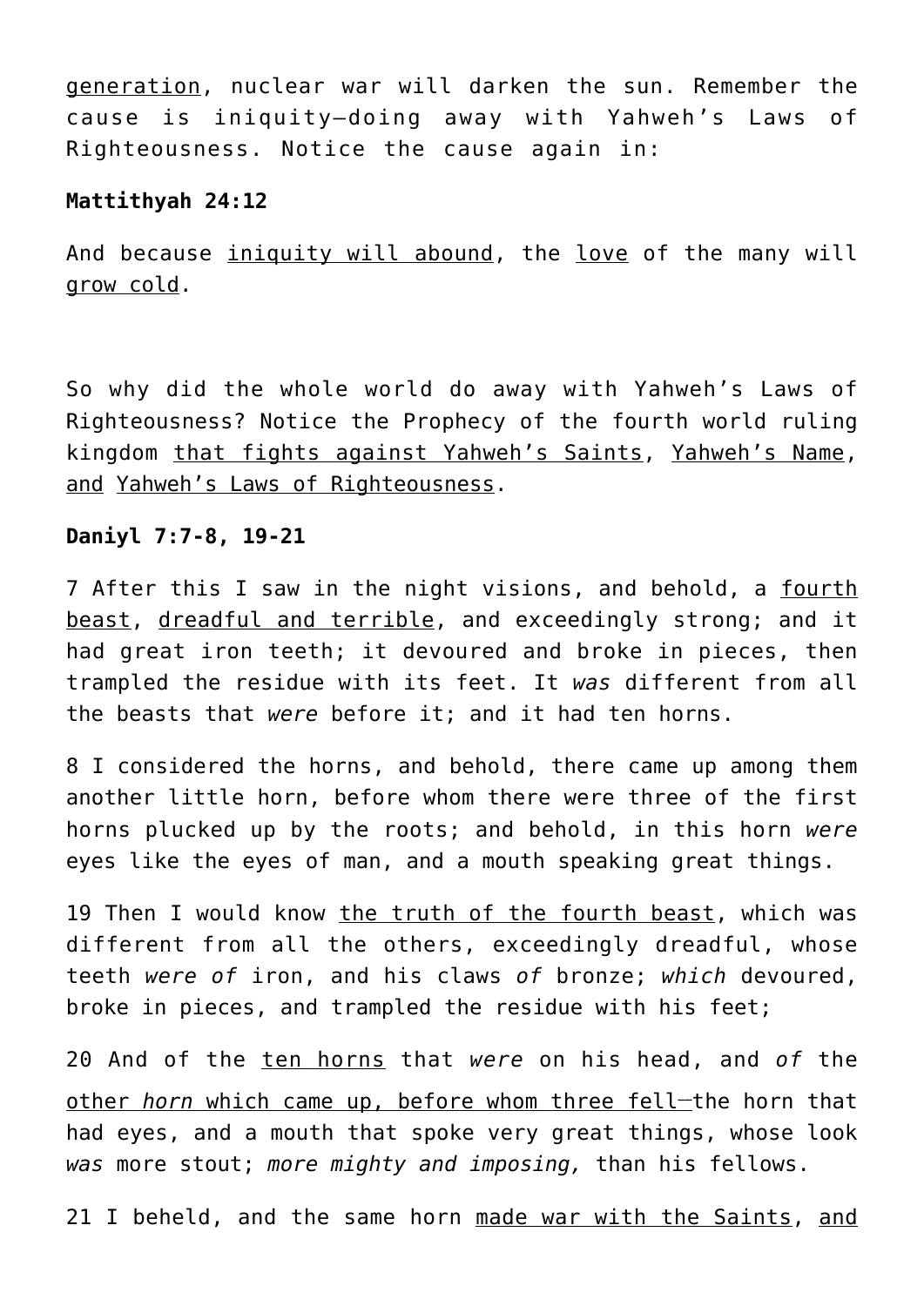generation, nuclear war will darken the sun. Remember the cause is iniquity—doing away with Yahweh's Laws of Righteousness. Notice the cause again in:

**Mattithyah 24:12**

And because iniquity will abound, the love of the many will grow cold.

So why did the whole world do away with Yahweh's Laws of Righteousness? Notice the Prophecy of the fourth world ruling kingdom that fights against Yahweh's Saints, Yahweh's Name, and Yahweh's Laws of Righteousness.

**Daniyl 7:7-8, 19-21**

7 After this I saw in the night visions, and behold, a fourth beast, dreadful and terrible, and exceedingly strong; and it had great iron teeth; it devoured and broke in pieces, then trampled the residue with its feet. It *was* different from all the beasts that *were* before it; and it had ten horns.

8 I considered the horns, and behold, there came up among them another little horn, before whom there were three of the first horns plucked up by the roots; and behold, in this horn *were* eyes like the eyes of man, and a mouth speaking great things.

19 Then I would know the truth of the fourth beast, which was different from all the others, exceedingly dreadful, whose teeth *were of* iron, and his claws *of* bronze; *which* devoured, broke in pieces, and trampled the residue with his feet;

20 And of the ten horns that *were* on his head, and *of* the other *horn* which came up, before whom three fell—the horn that had eyes, and a mouth that spoke very great things, whose look *was* more stout; *more mighty and imposing,* than his fellows.

21 I beheld, and the same horn made war with the Saints, and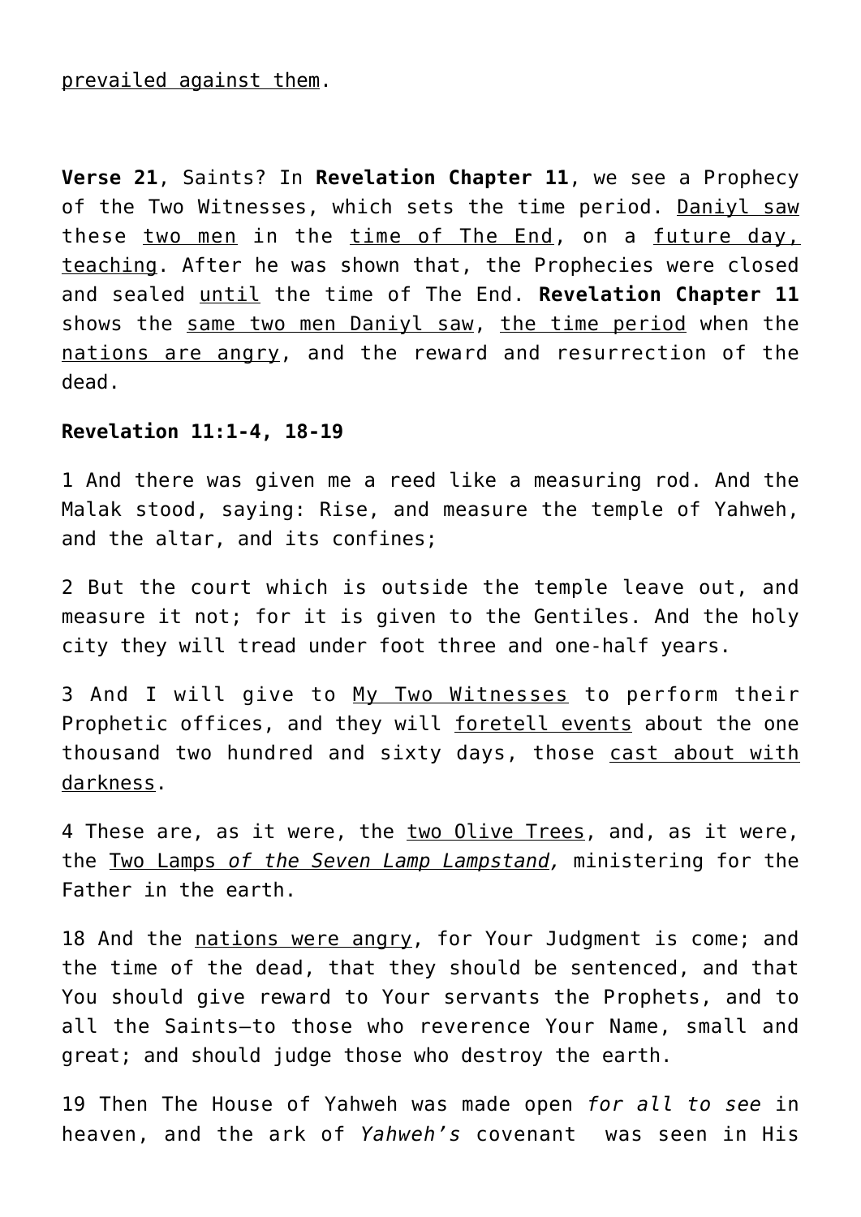<u>prevailed against them</u>.

**Verse 21**, Saints? In **Revelation Chapter 11**, we see a Prophecy of the Two Witnesses, which sets the time period. <u>Daniyl saw</u> these <u>two men</u> in the <u>time of The End</u>, on a <u>future day, teaching</u>. After he was shown that, the Prophecies were closed and sealed <u>until</u> the time of The End. **Revelation Chapter 11** shows the <u>same two men Daniyl saw</u>, <u>the time period</u> when the <u>nations are angry</u>, and the reward and resurrection of the dead.

**Revelation 11:1-4, 18-19**

1 And there was given me a reed like a measuring rod. And the Malak stood, saying: Rise, and measure the temple of Yahweh, and the altar, and its confines;

2 But the court which is outside the temple leave out, and measure it not; for it is given to the Gentiles. And the holy city they will tread under foot three and one-half years.

3 And I will give to <u>My Two Witnesses</u> to perform their Prophetic offices, and they will <u>foretell events</u> about the one thousand two hundred and sixty days, those <u>cast about with darkness</u>.

4 These are, as it were, the <u>two Olive Trees</u>, and, as it were, the <u>Two Lamps *of the Seven Lamp Lampstand,*</u> ministering for the Father in the earth.

18 And the <u>nations were angry</u>, for Your Judgment is come; and the time of the dead, that they should be sentenced, and that You should give reward to Your servants the Prophets, and to all the Saints—to those who reverence Your Name, small and great; and should judge those who destroy the earth.

19 Then The House of Yahweh was made open *for all to see* in heaven, and the ark of *Yahweh's* covenant was seen in His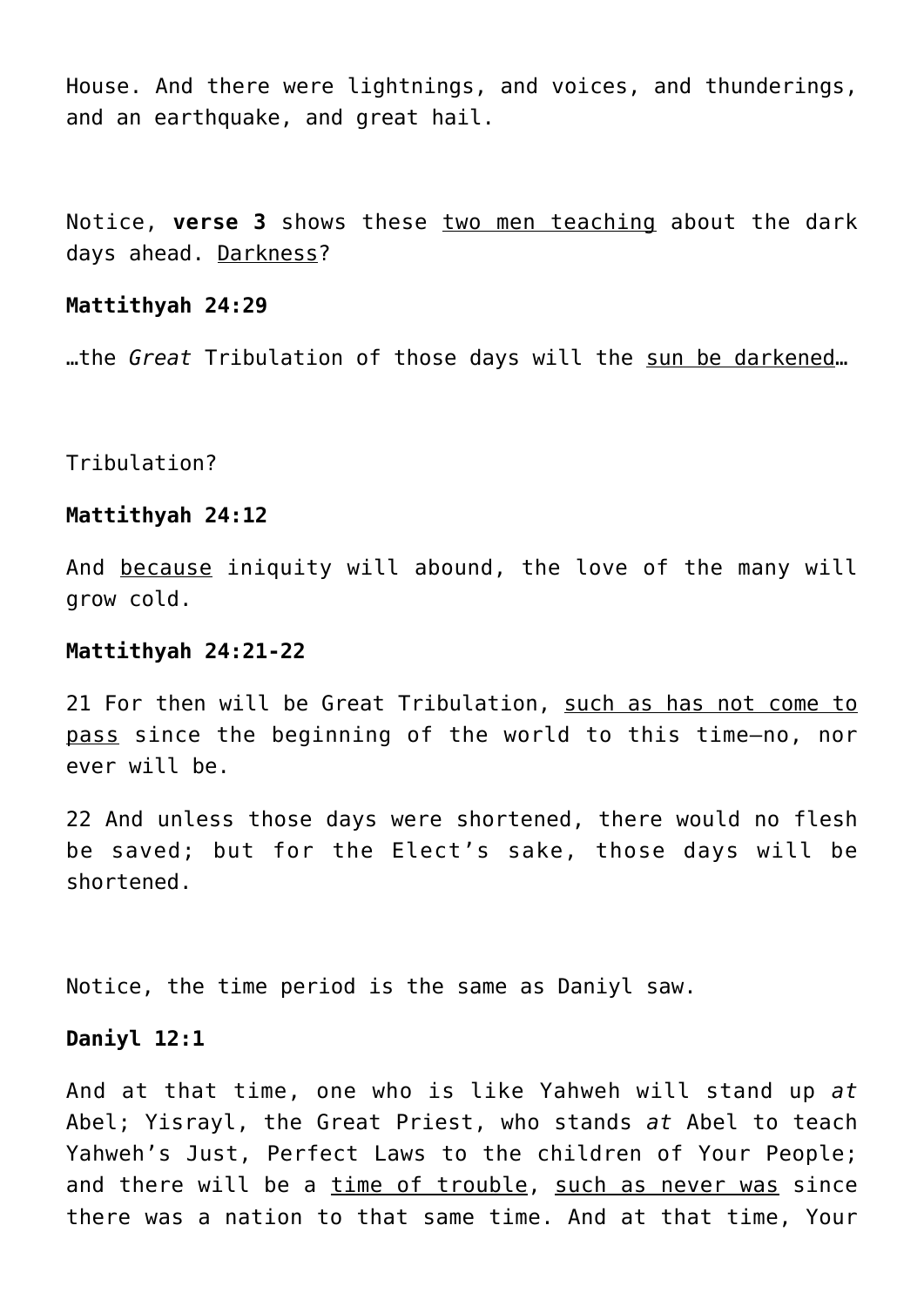House. And there were lightnings, and voices, and thunderings, and an earthquake, and great hail.

Notice, **verse 3** shows these <u>two men teaching</u> about the dark days ahead. <u>Darkness</u>?

**Mattithyah 24:29**

…the *Great* Tribulation of those days will the <u>sun be darkened</u>…

Tribulation?

**Mattithyah 24:12**

And <u>because</u> iniquity will abound, the love of the many will grow cold.

**Mattithyah 24:21-22**

21 For then will be Great Tribulation, <u>such as has not come to pass</u> since the beginning of the world to this time—no, nor ever will be.

22 And unless those days were shortened, there would no flesh be saved; but for the Elect's sake, those days will be shortened.

Notice, the time period is the same as Daniyl saw.

**Daniyl 12:1**

And at that time, one who is like Yahweh will stand up *at* Abel; Yisrayl, the Great Priest, who stands *at* Abel to teach Yahweh's Just, Perfect Laws to the children of Your People; and there will be a <u>time of trouble</u>, <u>such as never was</u> since there was a nation to that same time. And at that time, Your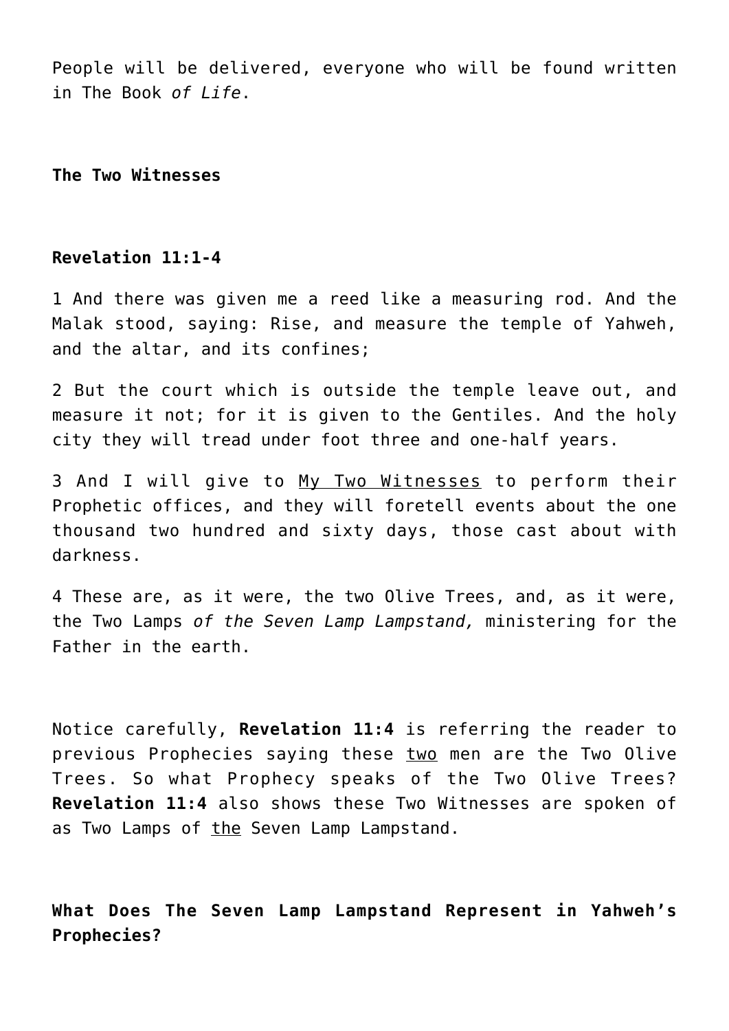People will be delivered, everyone who will be found written in The Book *of Life*.

**The Two Witnesses**

**Revelation 11:1-4**

1 And there was given me a reed like a measuring rod. And the Malak stood, saying: Rise, and measure the temple of Yahweh, and the altar, and its confines;

2 But the court which is outside the temple leave out, and measure it not; for it is given to the Gentiles. And the holy city they will tread under foot three and one-half years.

3 And I will give to <u>My Two Witnesses</u> to perform their Prophetic offices, and they will foretell events about the one thousand two hundred and sixty days, those cast about with darkness.

4 These are, as it were, the two Olive Trees, and, as it were, the Two Lamps *of the Seven Lamp Lampstand,* ministering for the Father in the earth.

Notice carefully, **Revelation 11:4** is referring the reader to previous Prophecies saying these <u>two</u> men are the Two Olive Trees. So what Prophecy speaks of the Two Olive Trees? **Revelation 11:4** also shows these Two Witnesses are spoken of as Two Lamps of <u>the</u> Seven Lamp Lampstand.

**What Does The Seven Lamp Lampstand Represent in Yahweh's Prophecies?**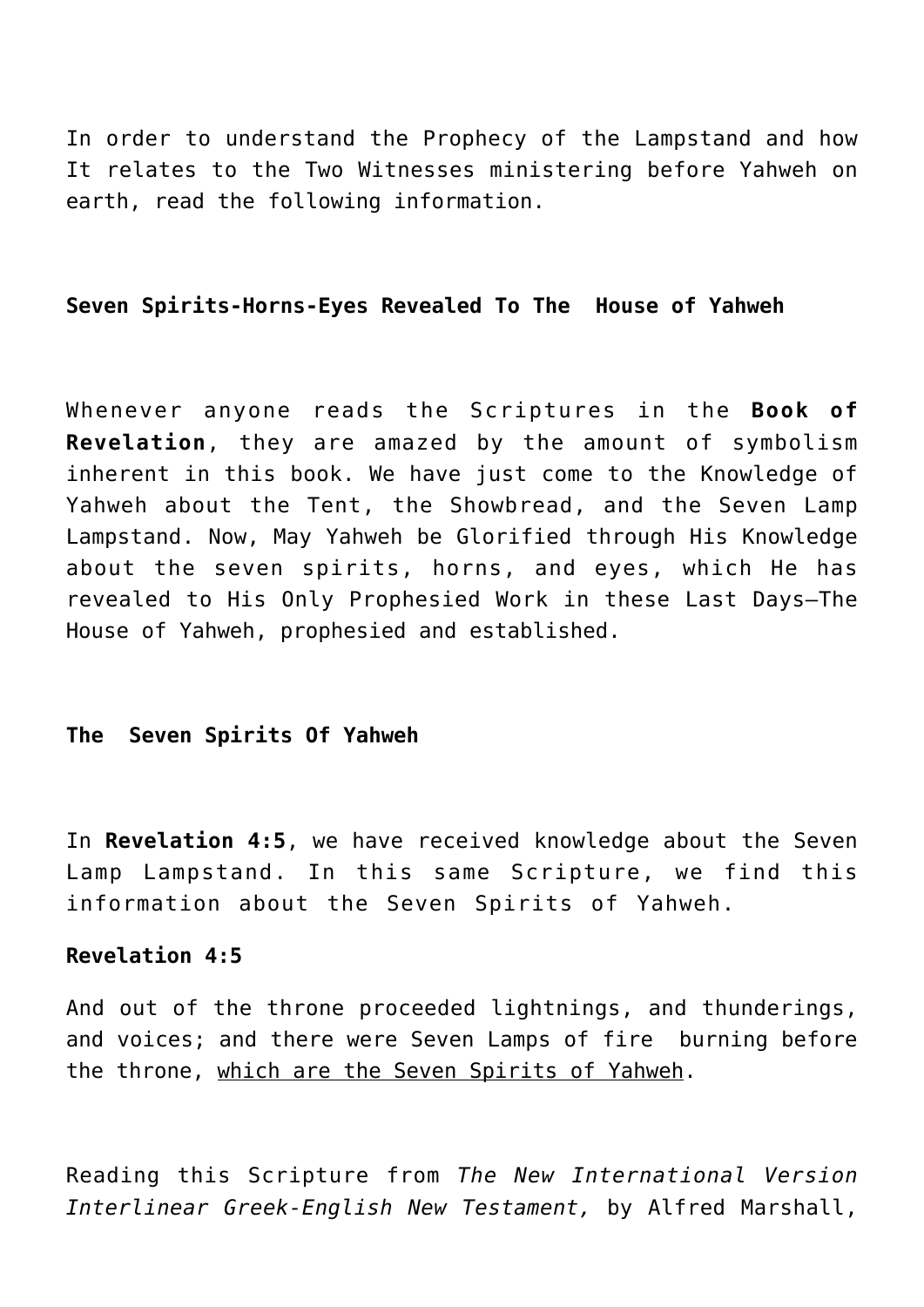In order to understand the Prophecy of the Lampstand and how It relates to the Two Witnesses ministering before Yahweh on earth, read the following information.

## Seven Spirits-Horns-Eyes Revealed To The House of Yahweh

Whenever anyone reads the Scriptures in the **Book of Revelation**, they are amazed by the amount of symbolism inherent in this book. We have just come to the Knowledge of Yahweh about the Tent, the Showbread, and the Seven Lamp Lampstand. Now, May Yahweh be Glorified through His Knowledge about the seven spirits, horns, and eyes, which He has revealed to His Only Prophesied Work in these Last Days—The House of Yahweh, prophesied and established.

## The Seven Spirits Of Yahweh

In **Revelation 4:5**, we have received knowledge about the Seven Lamp Lampstand. In this same Scripture, we find this information about the Seven Spirits of Yahweh.

**Revelation 4:5**

And out of the throne proceeded lightnings, and thunderings, and voices; and there were Seven Lamps of fire burning before the throne, which are the Seven Spirits of Yahweh.

Reading this Scripture from *The New International Version Interlinear Greek-English New Testament,* by Alfred Marshall,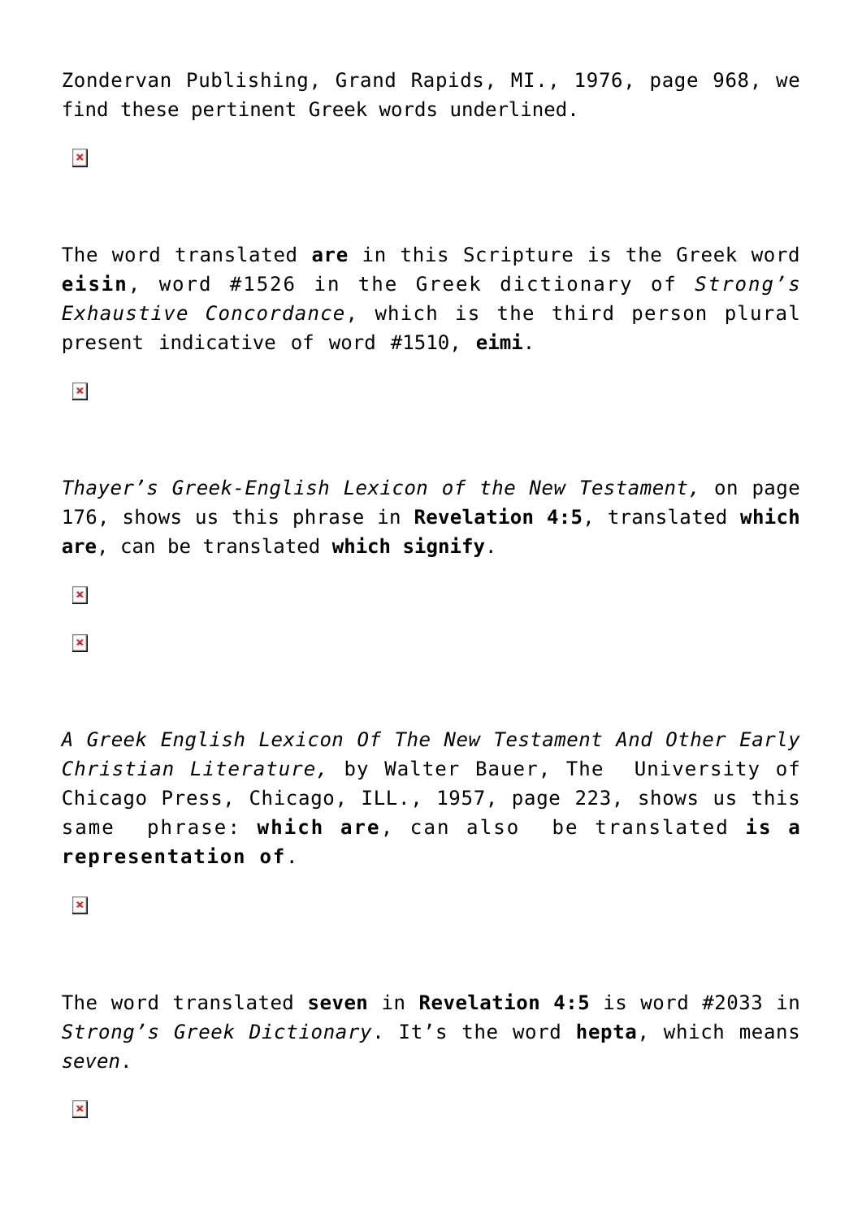Zondervan Publishing, Grand Rapids, MI., 1976, page 968, we find these pertinent Greek words underlined.

The word translated **are** in this Scripture is the Greek word **eisin**, word #1526 in the Greek dictionary of *Strong's Exhaustive Concordance*, which is the third person plural present indicative of word #1510, **eimi**.

*Thayer's Greek-English Lexicon of the New Testament,* on page 176, shows us this phrase in **Revelation 4:5**, translated **which are**, can be translated **which signify**.

*A Greek English Lexicon Of The New Testament And Other Early Christian Literature,* by Walter Bauer, The University of Chicago Press, Chicago, ILL., 1957, page 223, shows us this same phrase: **which are**, can also be translated **is a representation of**.

The word translated **seven** in **Revelation 4:5** is word #2033 in *Strong's Greek Dictionary*. It's the word **hepta**, which means *seven*.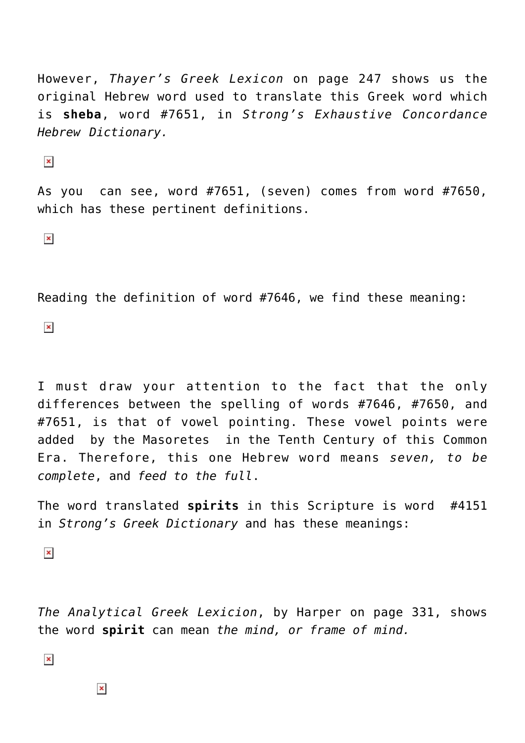However, *Thayer's Greek Lexicon* on page 247 shows us the original Hebrew word used to translate this Greek word which is **sheba**, word #7651, in *Strong's Exhaustive Concordance Hebrew Dictionary.*

As you can see, word #7651, (seven) comes from word #7650, which has these pertinent definitions.

Reading the definition of word #7646, we find these meaning:

I must draw your attention to the fact that the only differences between the spelling of words #7646, #7650, and #7651, is that of vowel pointing. These vowel points were added by the Masoretes in the Tenth Century of this Common Era. Therefore, this one Hebrew word means *seven, to be complete*, and *feed to the full*.

The word translated **spirits** in this Scripture is word #4151 in *Strong's Greek Dictionary* and has these meanings:

*The Analytical Greek Lexicion*, by Harper on page 331, shows the word **spirit** can mean *the mind, or frame of mind.*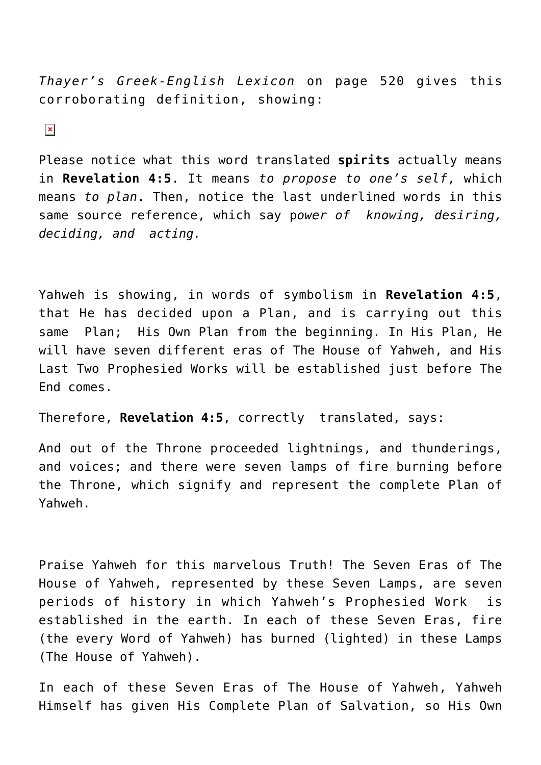*Thayer's Greek-English Lexicon* on page 520 gives this corroborating definition, showing:

Please notice what this word translated **spirits** actually means in **Revelation 4:5**. It means *to propose to one's self*, which means *to plan*. Then, notice the last underlined words in this same source reference, which say p*ower of knowing, desiring, deciding, and acting.*

Yahweh is showing, in words of symbolism in **Revelation 4:5**, that He has decided upon a Plan, and is carrying out this same Plan; His Own Plan from the beginning. In His Plan, He will have seven different eras of The House of Yahweh, and His Last Two Prophesied Works will be established just before The End comes.

Therefore, **Revelation 4:5**, correctly translated, says:

And out of the Throne proceeded lightnings, and thunderings, and voices; and there were seven lamps of fire burning before the Throne, which signify and represent the complete Plan of Yahweh.

Praise Yahweh for this marvelous Truth! The Seven Eras of The House of Yahweh, represented by these Seven Lamps, are seven periods of history in which Yahweh's Prophesied Work is established in the earth. In each of these Seven Eras, fire (the every Word of Yahweh) has burned (lighted) in these Lamps (The House of Yahweh).

In each of these Seven Eras of The House of Yahweh, Yahweh Himself has given His Complete Plan of Salvation, so His Own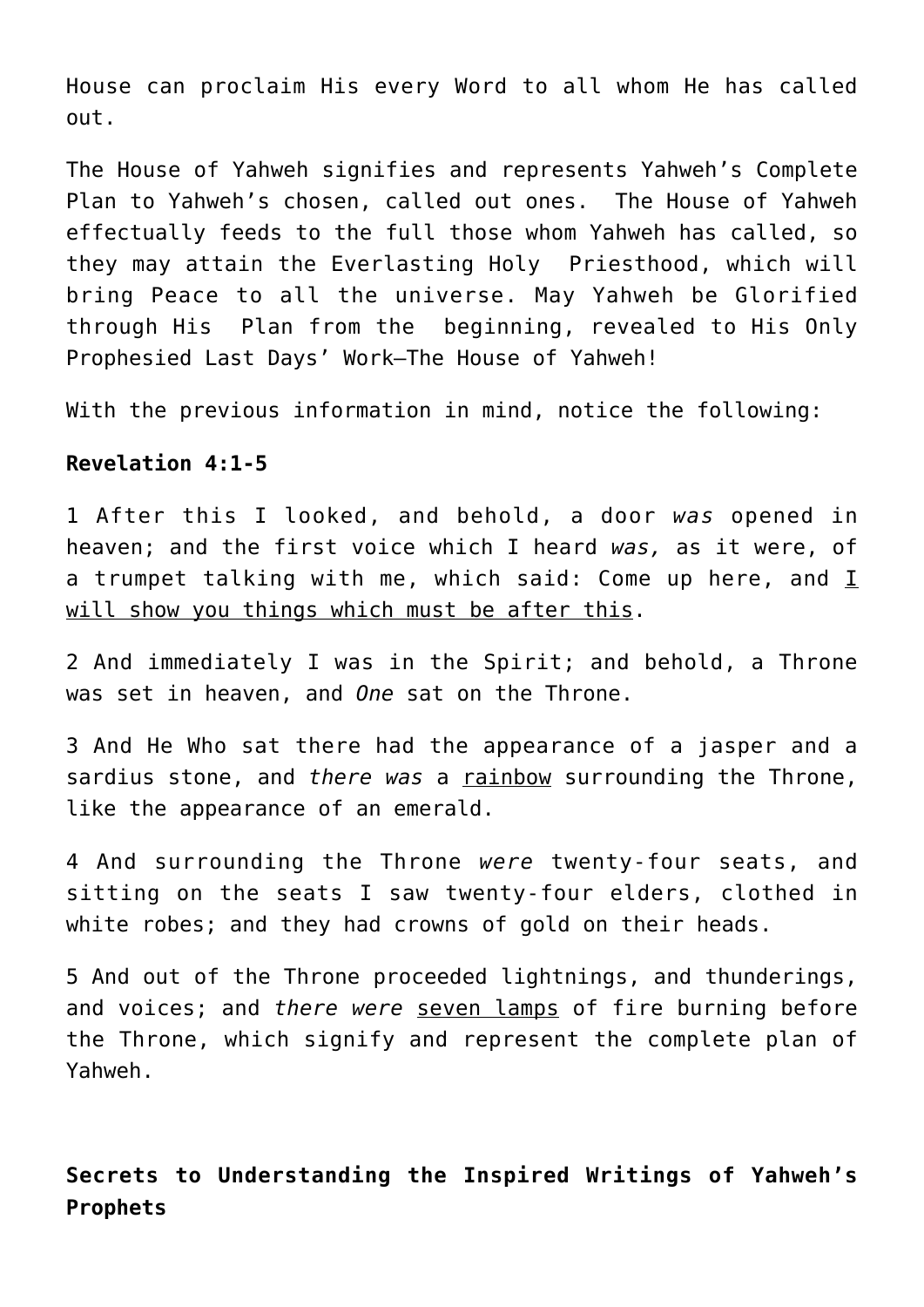House can proclaim His every Word to all whom He has called out.

The House of Yahweh signifies and represents Yahweh's Complete Plan to Yahweh's chosen, called out ones. The House of Yahweh effectually feeds to the full those whom Yahweh has called, so they may attain the Everlasting Holy Priesthood, which will bring Peace to all the universe. May Yahweh be Glorified through His Plan from the beginning, revealed to His Only Prophesied Last Days' Work—The House of Yahweh!

With the previous information in mind, notice the following:

**Revelation 4:1-5**

1 After this I looked, and behold, a door *was* opened in heaven; and the first voice which I heard *was,* as it were, of a trumpet talking with me, which said: Come up here, and <u>I will show you things which must be after this</u>.

2 And immediately I was in the Spirit; and behold, a Throne was set in heaven, and *One* sat on the Throne.

3 And He Who sat there had the appearance of a jasper and a sardius stone, and *there was* a <u>rainbow</u> surrounding the Throne, like the appearance of an emerald.

4 And surrounding the Throne *were* twenty-four seats, and sitting on the seats I saw twenty-four elders, clothed in white robes; and they had crowns of gold on their heads.

5 And out of the Throne proceeded lightnings, and thunderings, and voices; and *there were* <u>seven lamps</u> of fire burning before the Throne, which signify and represent the complete plan of Yahweh.

## Secrets to Understanding the Inspired Writings of Yahweh's Prophets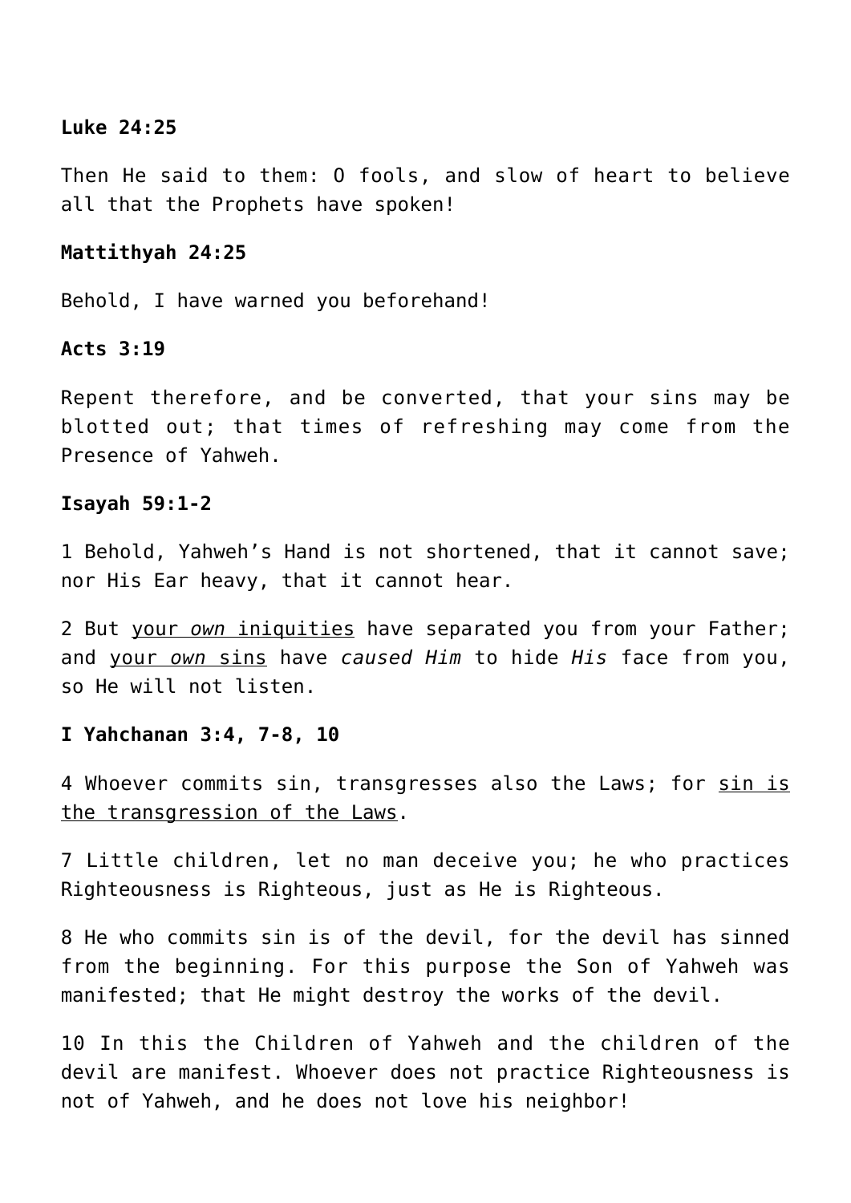**Luke 24:25**

Then He said to them: O fools, and slow of heart to believe all that the Prophets have spoken!

**Mattithyah 24:25**

Behold, I have warned you beforehand!

**Acts 3:19**

Repent therefore, and be converted, that your sins may be blotted out; that times of refreshing may come from the Presence of Yahweh.

**Isayah 59:1-2**

1 Behold, Yahweh's Hand is not shortened, that it cannot save; nor His Ear heavy, that it cannot hear.

2 But <u>your *own* iniquities</u> have separated you from your Father; and <u>your *own* sins</u> have *caused Him* to hide *His* face from you, so He will not listen.

**I Yahchanan 3:4, 7-8, 10**

4 Whoever commits sin, transgresses also the Laws; for <u>sin is the transgression of the Laws</u>.

7 Little children, let no man deceive you; he who practices Righteousness is Righteous, just as He is Righteous.

8 He who commits sin is of the devil, for the devil has sinned from the beginning. For this purpose the Son of Yahweh was manifested; that He might destroy the works of the devil.

10 In this the Children of Yahweh and the children of the devil are manifest. Whoever does not practice Righteousness is not of Yahweh, and he does not love his neighbor!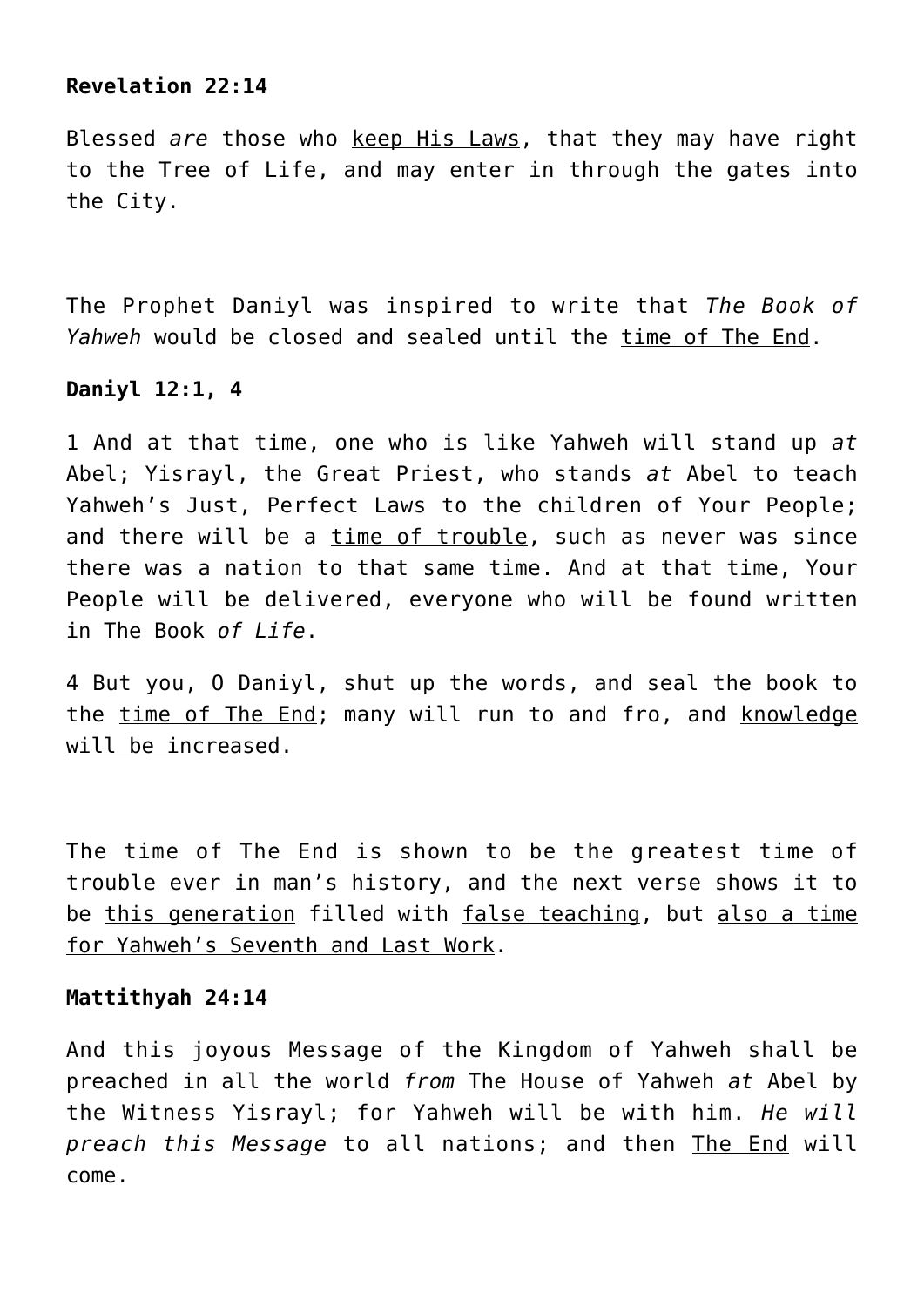**Revelation 22:14**

Blessed *are* those who <u>keep His Laws</u>, that they may have right to the Tree of Life, and may enter in through the gates into the City.

The Prophet Daniyl was inspired to write that *The Book of Yahweh* would be closed and sealed until the <u>time of The End</u>.

**Daniyl 12:1, 4**

1 And at that time, one who is like Yahweh will stand up *at* Abel; Yisrayl, the Great Priest, who stands *at* Abel to teach Yahweh's Just, Perfect Laws to the children of Your People; and there will be a <u>time of trouble</u>, such as never was since there was a nation to that same time. And at that time, Your People will be delivered, everyone who will be found written in The Book *of Life*.

4 But you, O Daniyl, shut up the words, and seal the book to the <u>time of The End</u>; many will run to and fro, and <u>knowledge will be increased</u>.

The time of The End is shown to be the greatest time of trouble ever in man's history, and the next verse shows it to be <u>this generation</u> filled with <u>false teaching</u>, but <u>also a time for Yahweh's Seventh and Last Work</u>.

**Mattithyah 24:14**

And this joyous Message of the Kingdom of Yahweh shall be preached in all the world *from* The House of Yahweh *at* Abel by the Witness Yisrayl; for Yahweh will be with him. *He will preach this Message* to all nations; and then <u>The End</u> will come.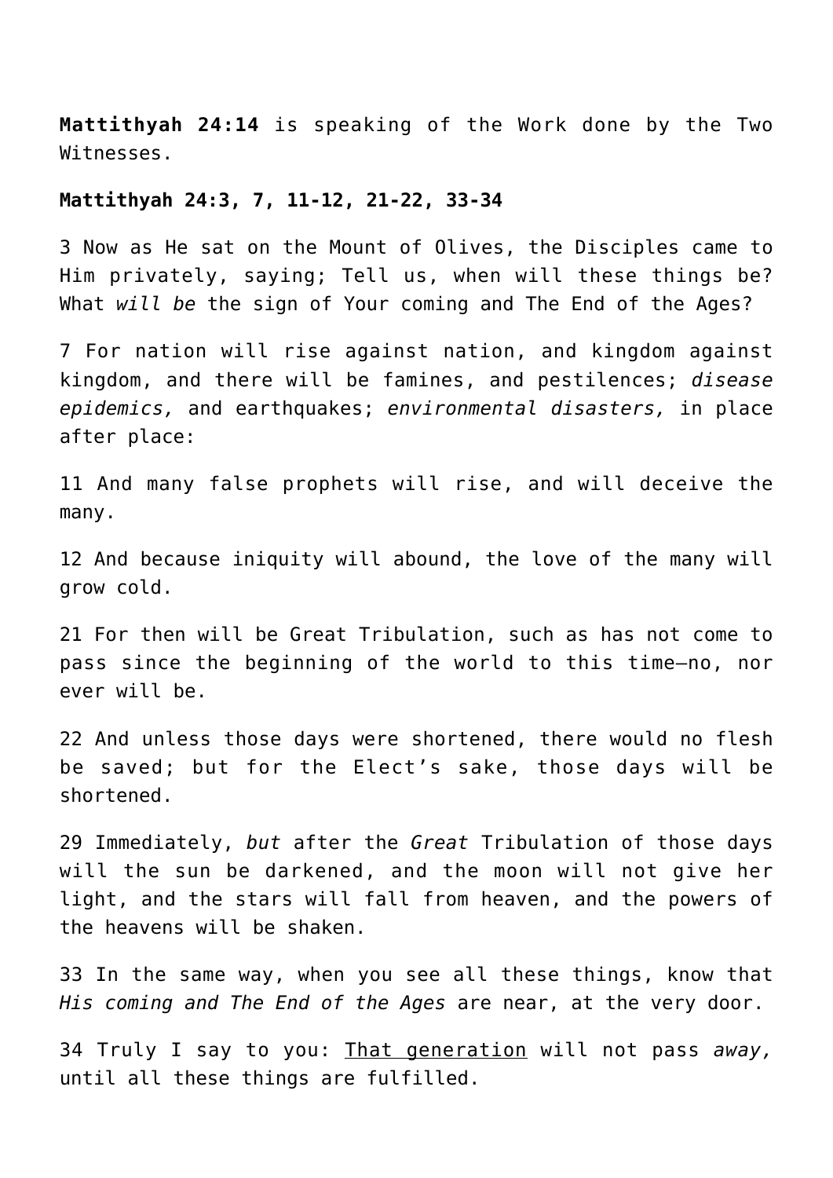**Mattithyah 24:14** is speaking of the Work done by the Two Witnesses.

**Mattithyah 24:3, 7, 11-12, 21-22, 33-34**

3 Now as He sat on the Mount of Olives, the Disciples came to Him privately, saying; Tell us, when will these things be? What *will be* the sign of Your coming and The End of the Ages?

7 For nation will rise against nation, and kingdom against kingdom, and there will be famines, and pestilences; *disease epidemics,* and earthquakes; *environmental disasters,* in place after place:

11 And many false prophets will rise, and will deceive the many.

12 And because iniquity will abound, the love of the many will grow cold.

21 For then will be Great Tribulation, such as has not come to pass since the beginning of the world to this time—no, nor ever will be.

22 And unless those days were shortened, there would no flesh be saved; but for the Elect's sake, those days will be shortened.

29 Immediately, *but* after the *Great* Tribulation of those days will the sun be darkened, and the moon will not give her light, and the stars will fall from heaven, and the powers of the heavens will be shaken.

33 In the same way, when you see all these things, know that *His coming and The End of the Ages* are near, at the very door.

34 Truly I say to you: <u>That generation</u> will not pass *away,* until all these things are fulfilled.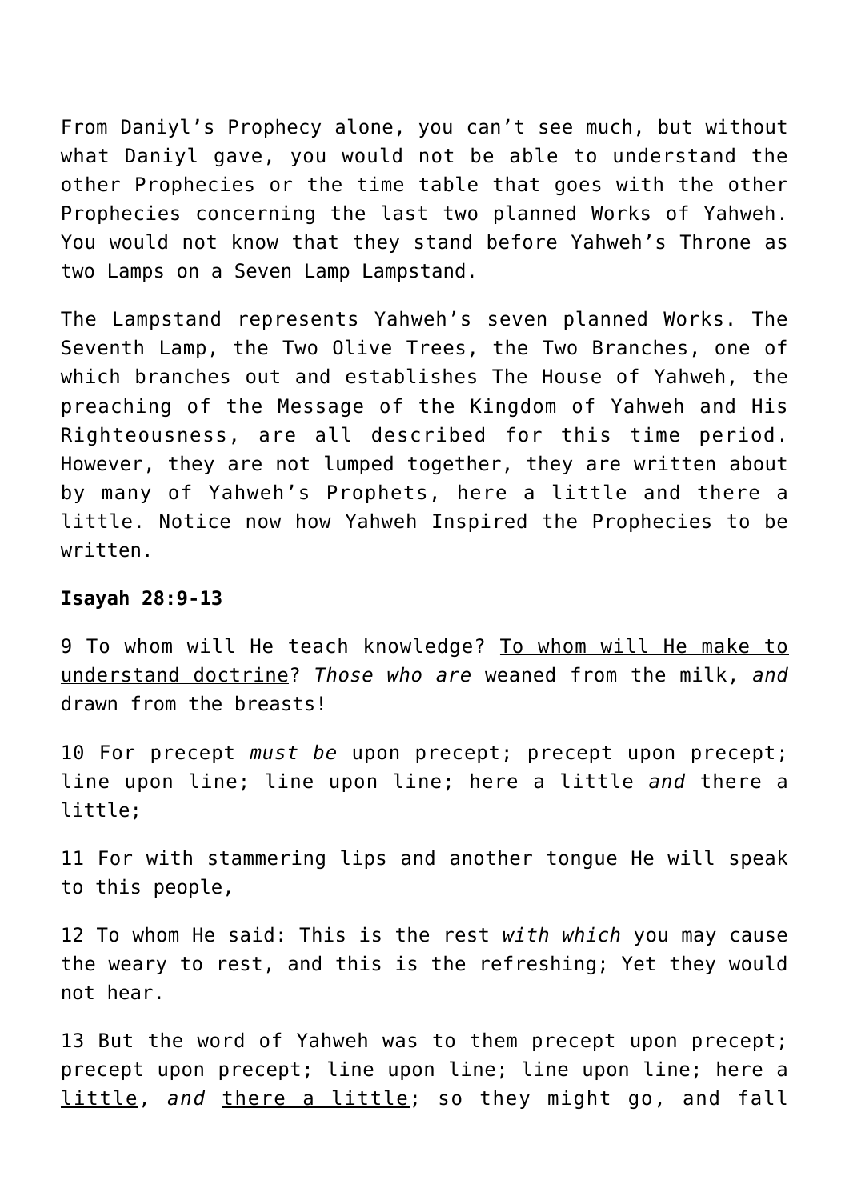From Daniyl's Prophecy alone, you can't see much, but without what Daniyl gave, you would not be able to understand the other Prophecies or the time table that goes with the other Prophecies concerning the last two planned Works of Yahweh. You would not know that they stand before Yahweh's Throne as two Lamps on a Seven Lamp Lampstand.

The Lampstand represents Yahweh's seven planned Works. The Seventh Lamp, the Two Olive Trees, the Two Branches, one of which branches out and establishes The House of Yahweh, the preaching of the Message of the Kingdom of Yahweh and His Righteousness, are all described for this time period. However, they are not lumped together, they are written about by many of Yahweh's Prophets, here a little and there a little. Notice now how Yahweh Inspired the Prophecies to be written.

**Isayah 28:9-13**

9 To whom will He teach knowledge? <u>To whom will He make to understand doctrine</u>? *Those who are* weaned from the milk, *and* drawn from the breasts!

10 For precept *must be* upon precept; precept upon precept; line upon line; line upon line; here a little *and* there a little;

11 For with stammering lips and another tongue He will speak to this people,

12 To whom He said: This is the rest *with which* you may cause the weary to rest, and this is the refreshing; Yet they would not hear.

13 But the word of Yahweh was to them precept upon precept; precept upon precept; line upon line; line upon line; <u>here a little</u>, *and* <u>there a little</u>; so they might go, and fall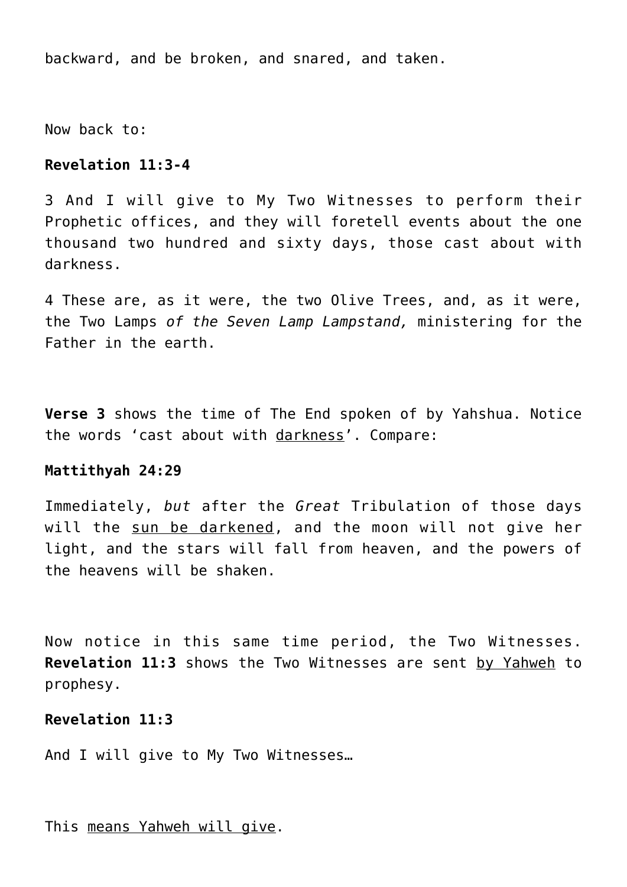backward, and be broken, and snared, and taken.

Now back to:

**Revelation 11:3-4**

3 And I will give to My Two Witnesses to perform their Prophetic offices, and they will foretell events about the one thousand two hundred and sixty days, those cast about with darkness.

4 These are, as it were, the two Olive Trees, and, as it were, the Two Lamps *of the Seven Lamp Lampstand,* ministering for the Father in the earth.

**Verse 3** shows the time of The End spoken of by Yahshua. Notice the words 'cast about with darkness'. Compare:

**Mattithyah 24:29**

Immediately, *but* after the *Great* Tribulation of those days will the sun be darkened, and the moon will not give her light, and the stars will fall from heaven, and the powers of the heavens will be shaken.

Now notice in this same time period, the Two Witnesses. **Revelation 11:3** shows the Two Witnesses are sent by Yahweh to prophesy.

**Revelation 11:3**

And I will give to My Two Witnesses…

This means Yahweh will give.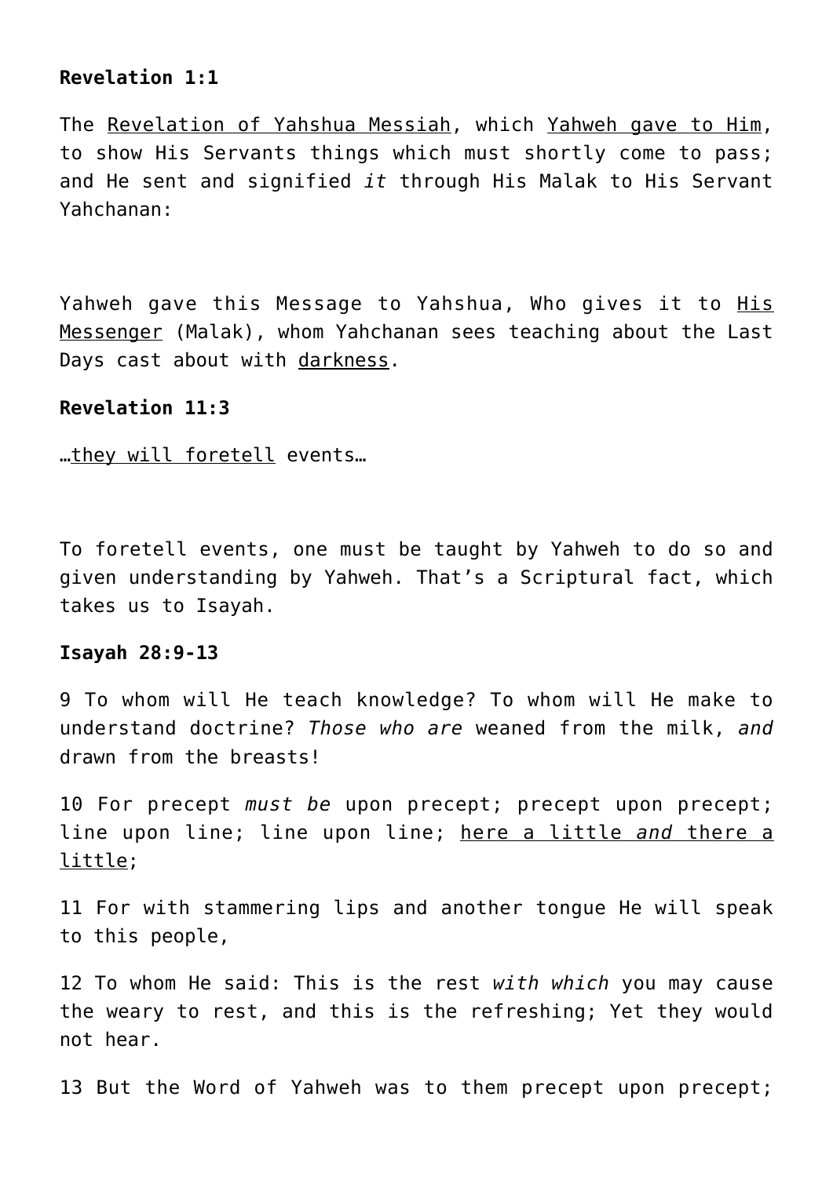**Revelation 1:1**

The Revelation of Yahshua Messiah, which Yahweh gave to Him, to show His Servants things which must shortly come to pass; and He sent and signified *it* through His Malak to His Servant Yahchanan:

Yahweh gave this Message to Yahshua, Who gives it to His Messenger (Malak), whom Yahchanan sees teaching about the Last Days cast about with darkness.

**Revelation 11:3**

…they will foretell events…

To foretell events, one must be taught by Yahweh to do so and given understanding by Yahweh. That's a Scriptural fact, which takes us to Isayah.

**Isayah 28:9-13**

9 To whom will He teach knowledge? To whom will He make to understand doctrine? *Those who are* weaned from the milk, *and* drawn from the breasts!

10 For precept *must be* upon precept; precept upon precept; line upon line; line upon line; here a little *and* there a little;

11 For with stammering lips and another tongue He will speak to this people,

12 To whom He said: This is the rest *with which* you may cause the weary to rest, and this is the refreshing; Yet they would not hear.

13 But the Word of Yahweh was to them precept upon precept;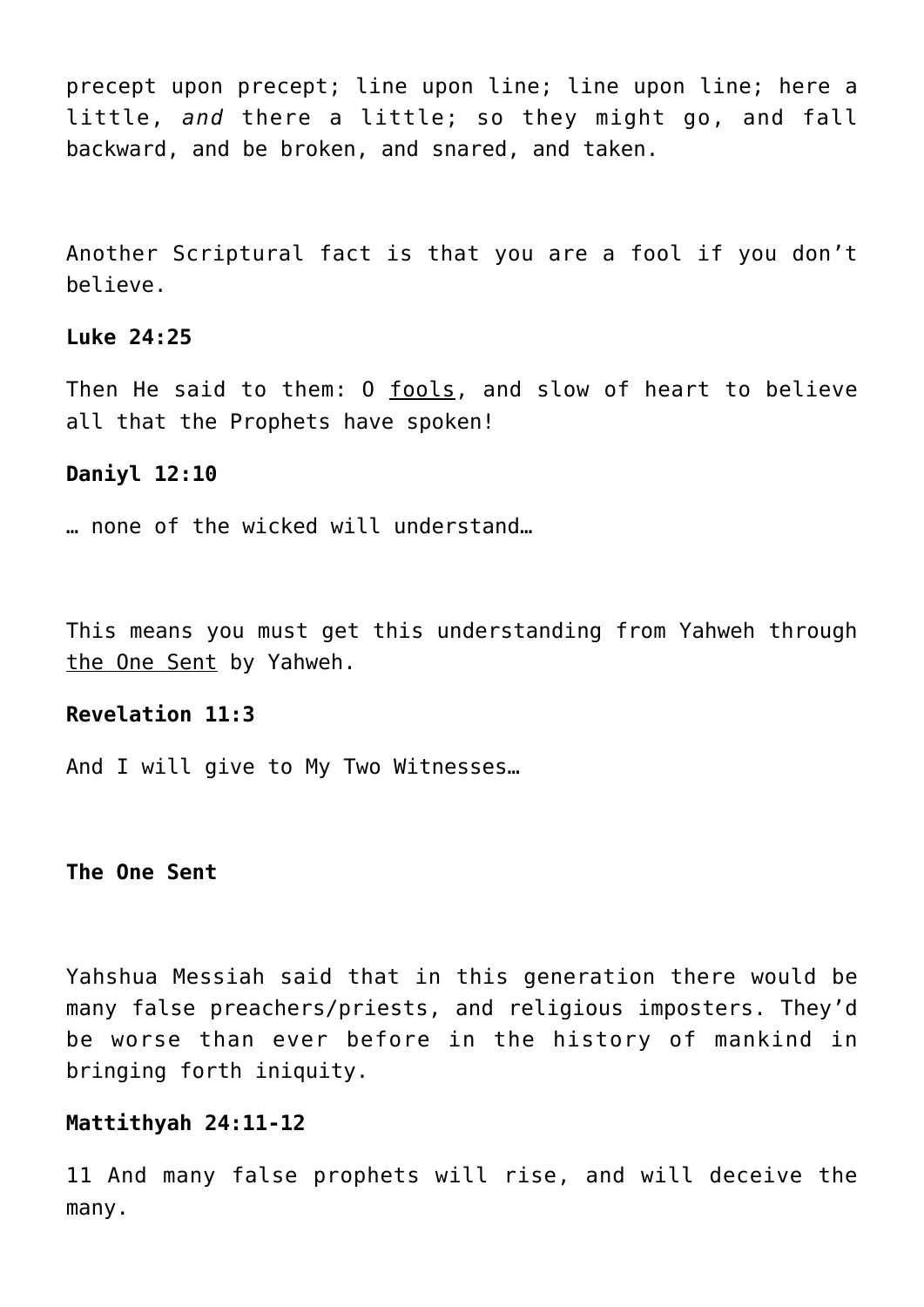precept upon precept; line upon line; line upon line; here a little, *and* there a little; so they might go, and fall backward, and be broken, and snared, and taken.

Another Scriptural fact is that you are a fool if you don't believe.

**Luke 24:25**

Then He said to them: O <u>fools</u>, and slow of heart to believe all that the Prophets have spoken!

**Daniyl 12:10**

… none of the wicked will understand…

This means you must get this understanding from Yahweh through <u>the One Sent</u> by Yahweh.

**Revelation 11:3**

And I will give to My Two Witnesses…

**The One Sent**

Yahshua Messiah said that in this generation there would be many false preachers/priests, and religious imposters. They'd be worse than ever before in the history of mankind in bringing forth iniquity.

**Mattithyah 24:11-12**

11 And many false prophets will rise, and will deceive the many.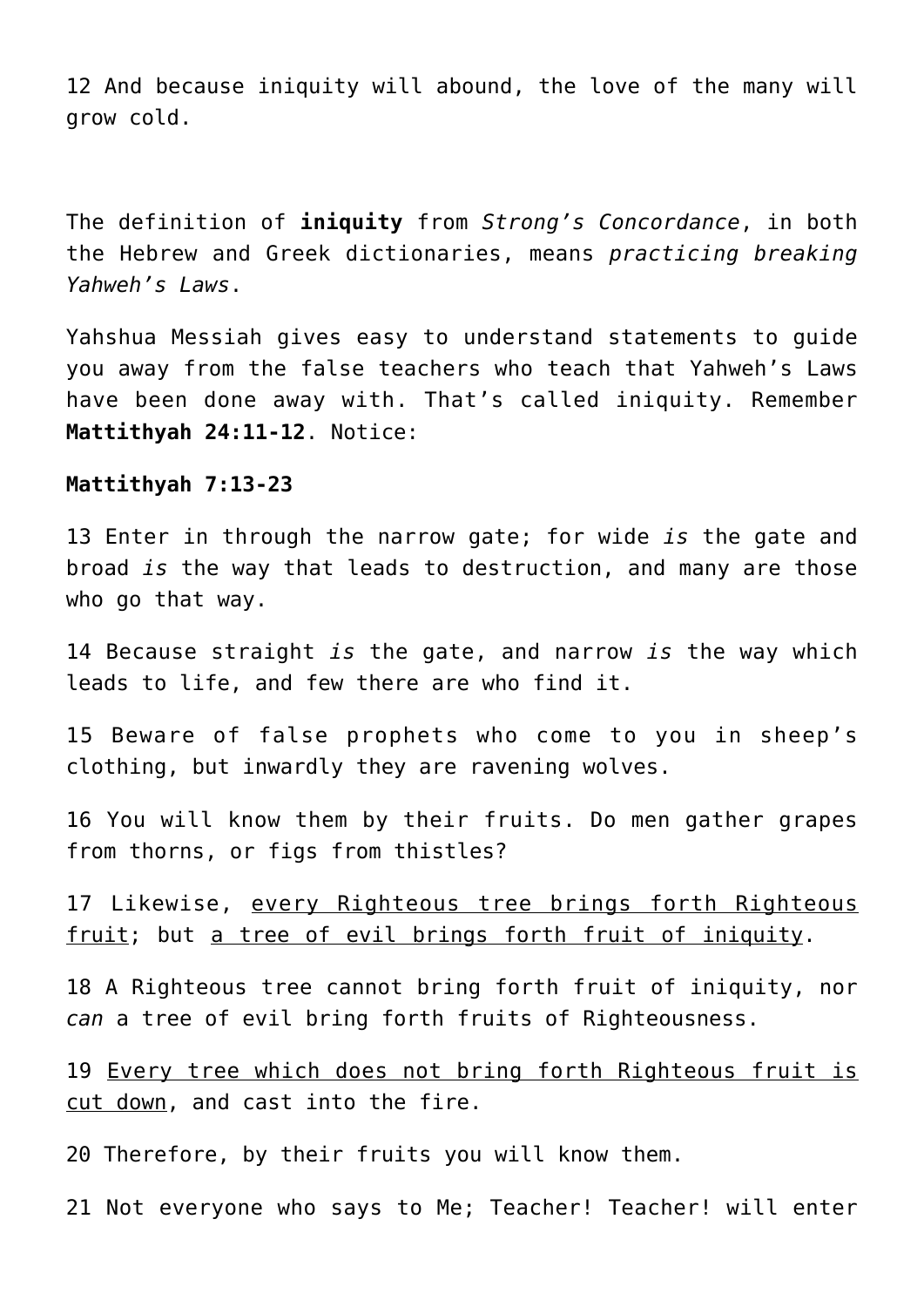12 And because iniquity will abound, the love of the many will grow cold.

The definition of **iniquity** from *Strong's Concordance*, in both the Hebrew and Greek dictionaries, means *practicing breaking Yahweh's Laws*.

Yahshua Messiah gives easy to understand statements to guide you away from the false teachers who teach that Yahweh's Laws have been done away with. That's called iniquity. Remember **Mattithyah 24:11-12**. Notice:

**Mattithyah 7:13-23**

13 Enter in through the narrow gate; for wide *is* the gate and broad *is* the way that leads to destruction, and many are those who go that way.

14 Because straight *is* the gate, and narrow *is* the way which leads to life, and few there are who find it.

15 Beware of false prophets who come to you in sheep's clothing, but inwardly they are ravening wolves.

16 You will know them by their fruits. Do men gather grapes from thorns, or figs from thistles?

17 Likewise, <u>every Righteous tree brings forth Righteous fruit</u>; but <u>a tree of evil brings forth fruit of iniquity</u>.

18 A Righteous tree cannot bring forth fruit of iniquity, nor *can* a tree of evil bring forth fruits of Righteousness.

19 <u>Every tree which does not bring forth Righteous fruit is cut down</u>, and cast into the fire.

20 Therefore, by their fruits you will know them.

21 Not everyone who says to Me; Teacher! Teacher! will enter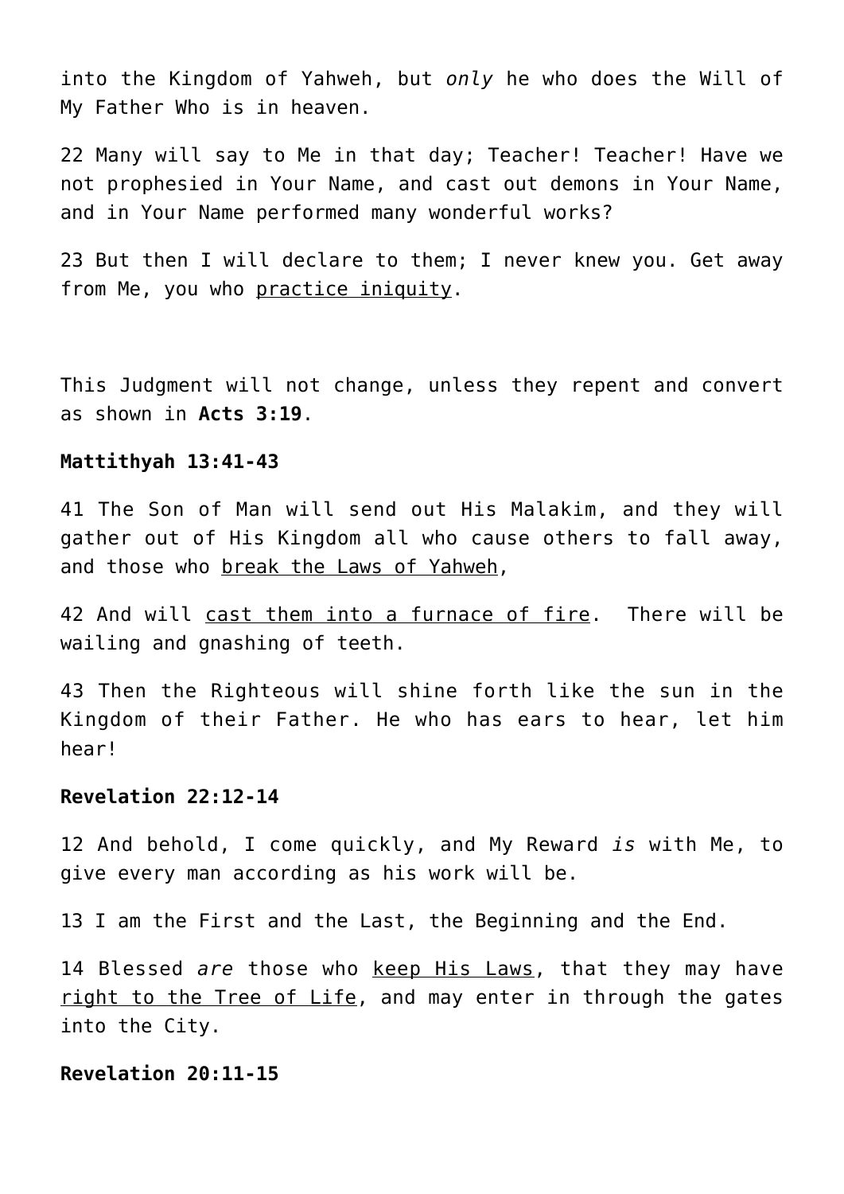into the Kingdom of Yahweh, but *only* he who does the Will of My Father Who is in heaven.

22 Many will say to Me in that day; Teacher! Teacher! Have we not prophesied in Your Name, and cast out demons in Your Name, and in Your Name performed many wonderful works?

23 But then I will declare to them; I never knew you. Get away from Me, you who <u>practice iniquity</u>.

This Judgment will not change, unless they repent and convert as shown in **Acts 3:19**.

**Mattithyah 13:41-43**

41 The Son of Man will send out His Malakim, and they will gather out of His Kingdom all who cause others to fall away, and those who <u>break the Laws of Yahweh</u>,

42 And will <u>cast them into a furnace of fire</u>. There will be wailing and gnashing of teeth.

43 Then the Righteous will shine forth like the sun in the Kingdom of their Father. He who has ears to hear, let him hear!

**Revelation 22:12-14**

12 And behold, I come quickly, and My Reward *is* with Me, to give every man according as his work will be.

13 I am the First and the Last, the Beginning and the End.

14 Blessed *are* those who <u>keep His Laws</u>, that they may have <u>right to the Tree of Life</u>, and may enter in through the gates into the City.

**Revelation 20:11-15**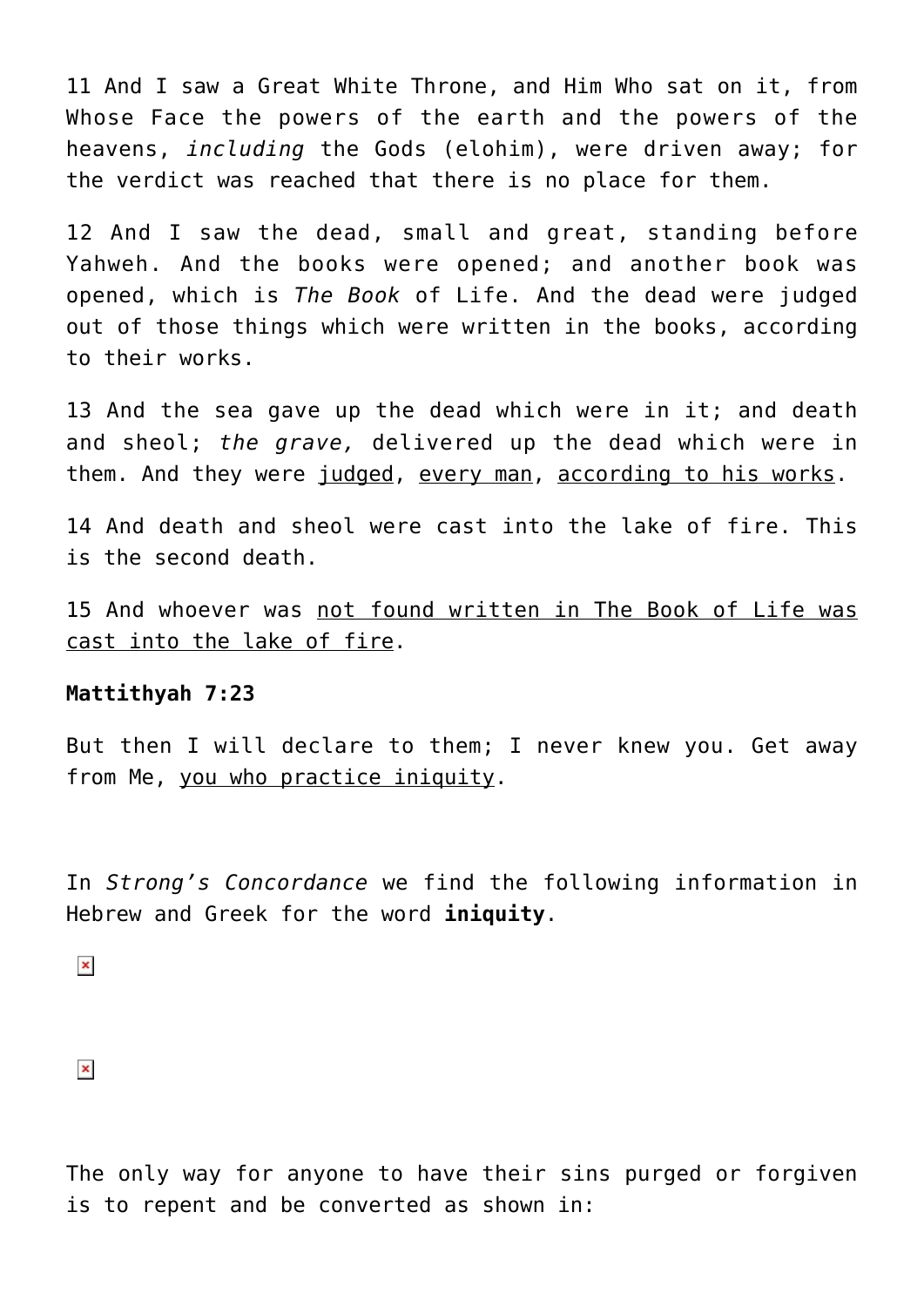11 And I saw a Great White Throne, and Him Who sat on it, from Whose Face the powers of the earth and the powers of the heavens, *including* the Gods (elohim), were driven away; for the verdict was reached that there is no place for them.

12 And I saw the dead, small and great, standing before Yahweh. And the books were opened; and another book was opened, which is *The Book* of Life. And the dead were judged out of those things which were written in the books, according to their works.

13 And the sea gave up the dead which were in it; and death and sheol; *the grave,* delivered up the dead which were in them. And they were judged, every man, according to his works.

14 And death and sheol were cast into the lake of fire. This is the second death.

15 And whoever was not found written in The Book of Life was cast into the lake of fire.

**Mattithyah 7:23**

But then I will declare to them; I never knew you. Get away from Me, you who practice iniquity.

In *Strong's Concordance* we find the following information in Hebrew and Greek for the word **iniquity**.

The only way for anyone to have their sins purged or forgiven is to repent and be converted as shown in: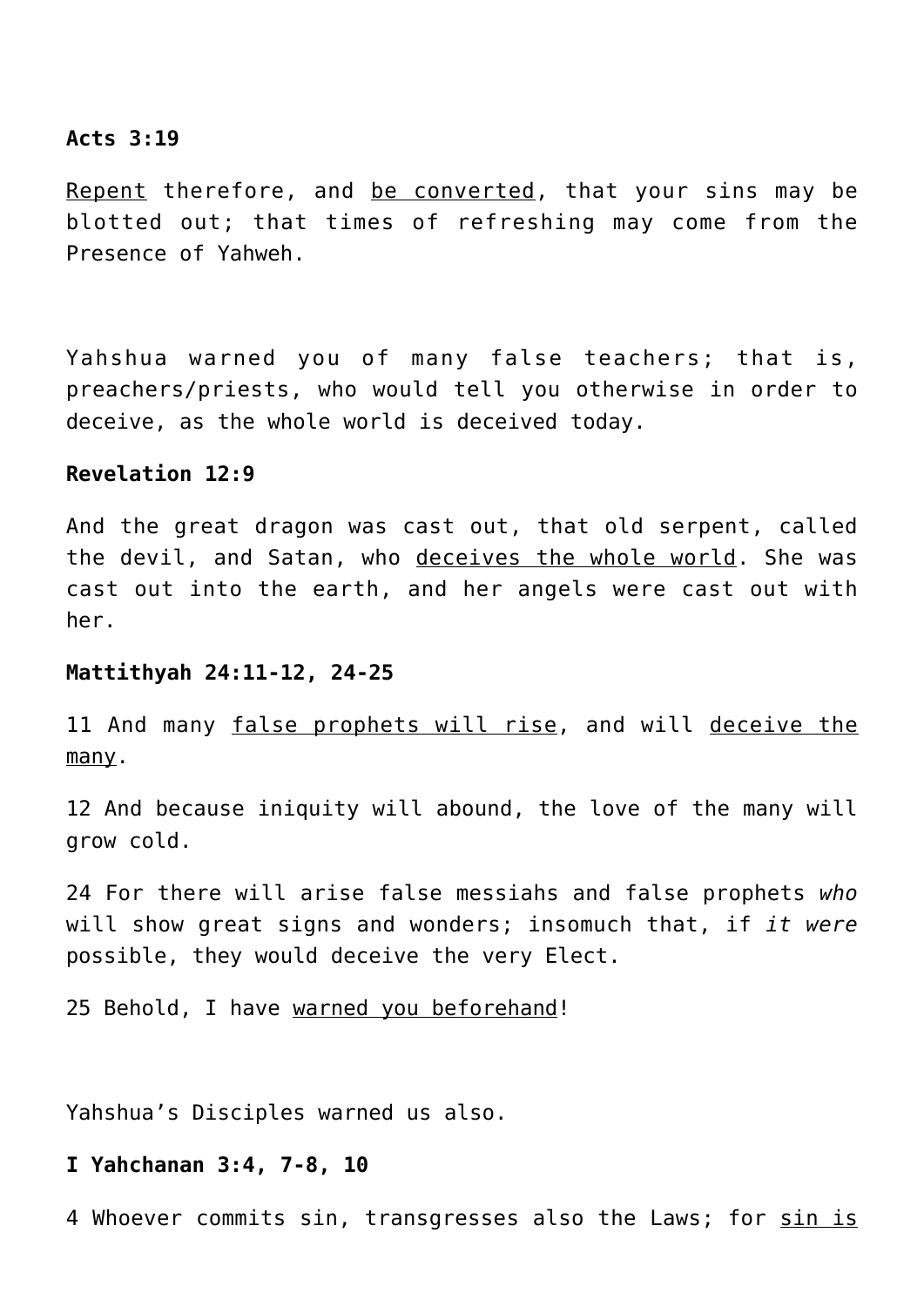**Acts 3:19**

<u>Repent</u> therefore, and <u>be converted</u>, that your sins may be blotted out; that times of refreshing may come from the Presence of Yahweh.

Yahshua warned you of many false teachers; that is, preachers/priests, who would tell you otherwise in order to deceive, as the whole world is deceived today.

**Revelation 12:9**

And the great dragon was cast out, that old serpent, called the devil, and Satan, who <u>deceives the whole world</u>. She was cast out into the earth, and her angels were cast out with her.

**Mattithyah 24:11-12, 24-25**

11 And many <u>false prophets will rise</u>, and will <u>deceive the many</u>.

12 And because iniquity will abound, the love of the many will grow cold.

24 For there will arise false messiahs and false prophets *who* will show great signs and wonders; insomuch that, if *it were* possible, they would deceive the very Elect.

25 Behold, I have <u>warned you beforehand</u>!

Yahshua's Disciples warned us also.

**I Yahchanan 3:4, 7-8, 10**

4 Whoever commits sin, transgresses also the Laws; for <u>sin is</u>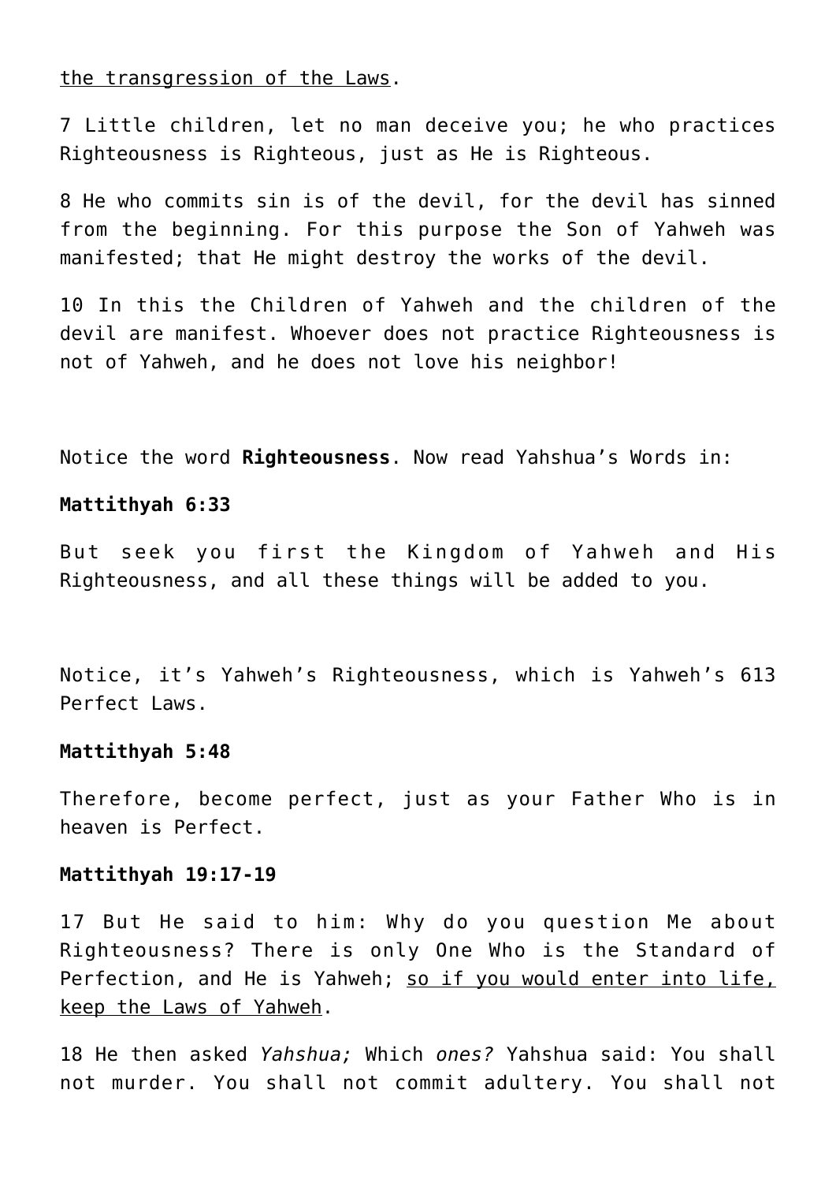<u>the transgression of the Laws</u>.

7 Little children, let no man deceive you; he who practices Righteousness is Righteous, just as He is Righteous.

8 He who commits sin is of the devil, for the devil has sinned from the beginning. For this purpose the Son of Yahweh was manifested; that He might destroy the works of the devil.

10 In this the Children of Yahweh and the children of the devil are manifest. Whoever does not practice Righteousness is not of Yahweh, and he does not love his neighbor!

Notice the word **Righteousness**. Now read Yahshua's Words in:

**Mattithyah 6:33**

But seek you first the Kingdom of Yahweh and His Righteousness, and all these things will be added to you.

Notice, it's Yahweh's Righteousness, which is Yahweh's 613 Perfect Laws.

**Mattithyah 5:48**

Therefore, become perfect, just as your Father Who is in heaven is Perfect.

**Mattithyah 19:17-19**

17 But He said to him: Why do you question Me about Righteousness? There is only One Who is the Standard of Perfection, and He is Yahweh; <u>so if you would enter into life, keep the Laws of Yahweh</u>.

18 He then asked *Yahshua;* Which *ones?* Yahshua said: You shall not murder. You shall not commit adultery. You shall not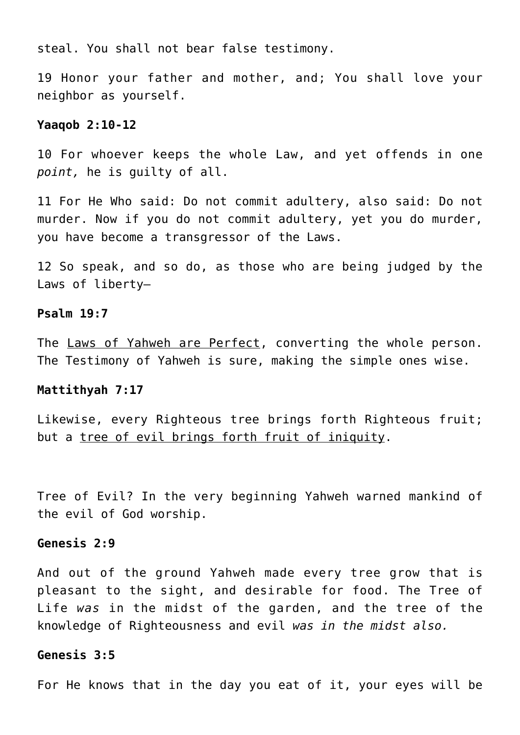steal. You shall not bear false testimony.

19 Honor your father and mother, and; You shall love your neighbor as yourself.

**Yaaqob 2:10-12**

10 For whoever keeps the whole Law, and yet offends in one *point,* he is guilty of all.

11 For He Who said: Do not commit adultery, also said: Do not murder. Now if you do not commit adultery, yet you do murder, you have become a transgressor of the Laws.

12 So speak, and so do, as those who are being judged by the Laws of liberty—

**Psalm 19:7**

The <u>Laws of Yahweh are Perfect</u>, converting the whole person. The Testimony of Yahweh is sure, making the simple ones wise.

**Mattithyah 7:17**

Likewise, every Righteous tree brings forth Righteous fruit; but a <u>tree of evil brings forth fruit of iniquity</u>.

Tree of Evil? In the very beginning Yahweh warned mankind of the evil of God worship.

**Genesis 2:9**

And out of the ground Yahweh made every tree grow that is pleasant to the sight, and desirable for food. The Tree of Life *was* in the midst of the garden, and the tree of the knowledge of Righteousness and evil *was in the midst also.*

**Genesis 3:5**

For He knows that in the day you eat of it, your eyes will be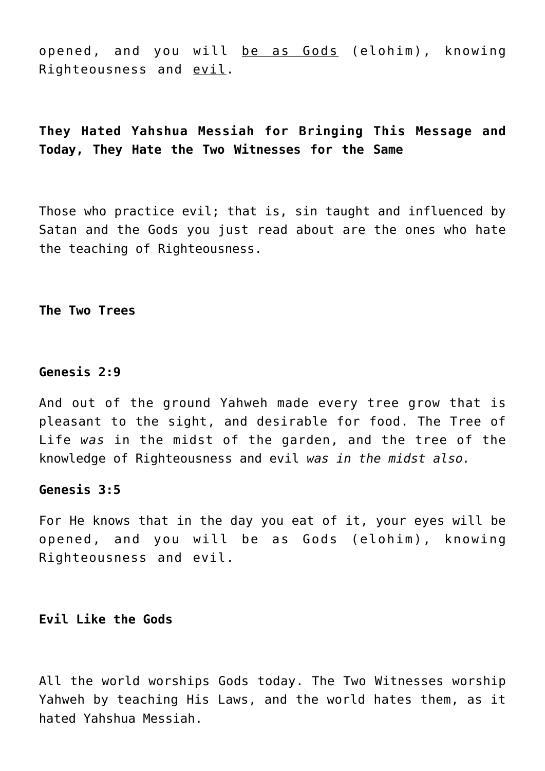opened, and you will <u>be as Gods</u> (elohim), knowing Righteousness and <u>evil</u>.

**They Hated Yahshua Messiah for Bringing This Message and Today, They Hate the Two Witnesses for the Same**

Those who practice evil; that is, sin taught and influenced by Satan and the Gods you just read about are the ones who hate the teaching of Righteousness.

**The Two Trees**

**Genesis 2:9**

And out of the ground Yahweh made every tree grow that is pleasant to the sight, and desirable for food. The Tree of Life *was* in the midst of the garden, and the tree of the knowledge of Righteousness and evil *was in the midst also.*

**Genesis 3:5**

For He knows that in the day you eat of it, your eyes will be opened, and you will be as Gods (elohim), knowing Righteousness and evil.

**Evil Like the Gods**

All the world worships Gods today. The Two Witnesses worship Yahweh by teaching His Laws, and the world hates them, as it hated Yahshua Messiah.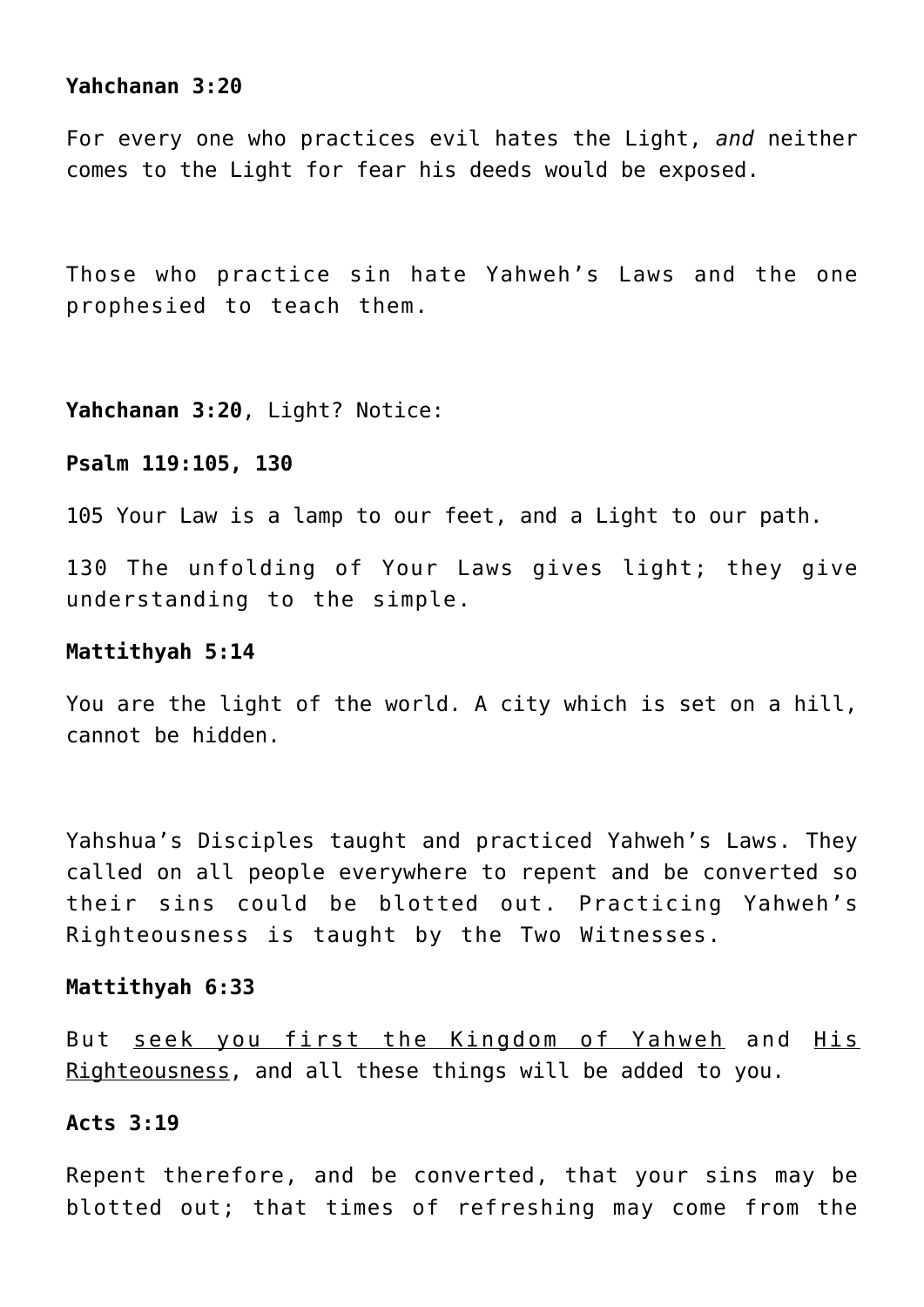**Yahchanan 3:20**

For every one who practices evil hates the Light, *and* neither comes to the Light for fear his deeds would be exposed.

Those who practice sin hate Yahweh's Laws and the one prophesied to teach them.

**Yahchanan 3:20**, Light? Notice:

**Psalm 119:105, 130**

105 Your Law is a lamp to our feet, and a Light to our path.

130 The unfolding of Your Laws gives light; they give understanding to the simple.

**Mattithyah 5:14**

You are the light of the world. A city which is set on a hill, cannot be hidden.

Yahshua's Disciples taught and practiced Yahweh's Laws. They called on all people everywhere to repent and be converted so their sins could be blotted out. Practicing Yahweh's Righteousness is taught by the Two Witnesses.

**Mattithyah 6:33**

But <u>seek you first the Kingdom of Yahweh</u> and <u>His Righteousness</u>, and all these things will be added to you.

**Acts 3:19**

Repent therefore, and be converted, that your sins may be blotted out; that times of refreshing may come from the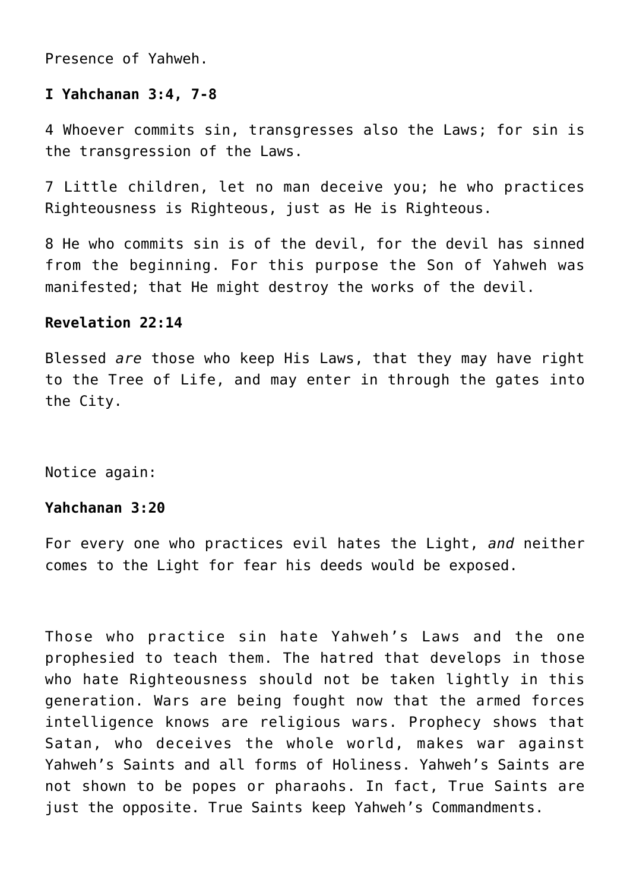Presence of Yahweh.

**I Yahchanan 3:4, 7-8**

4 Whoever commits sin, transgresses also the Laws; for sin is the transgression of the Laws.

7 Little children, let no man deceive you; he who practices Righteousness is Righteous, just as He is Righteous.

8 He who commits sin is of the devil, for the devil has sinned from the beginning. For this purpose the Son of Yahweh was manifested; that He might destroy the works of the devil.

**Revelation 22:14**

Blessed *are* those who keep His Laws, that they may have right to the Tree of Life, and may enter in through the gates into the City.

Notice again:

**Yahchanan 3:20**

For every one who practices evil hates the Light, *and* neither comes to the Light for fear his deeds would be exposed.

Those who practice sin hate Yahweh's Laws and the one prophesied to teach them. The hatred that develops in those who hate Righteousness should not be taken lightly in this generation. Wars are being fought now that the armed forces intelligence knows are religious wars. Prophecy shows that Satan, who deceives the whole world, makes war against Yahweh's Saints and all forms of Holiness. Yahweh's Saints are not shown to be popes or pharaohs. In fact, True Saints are just the opposite. True Saints keep Yahweh's Commandments.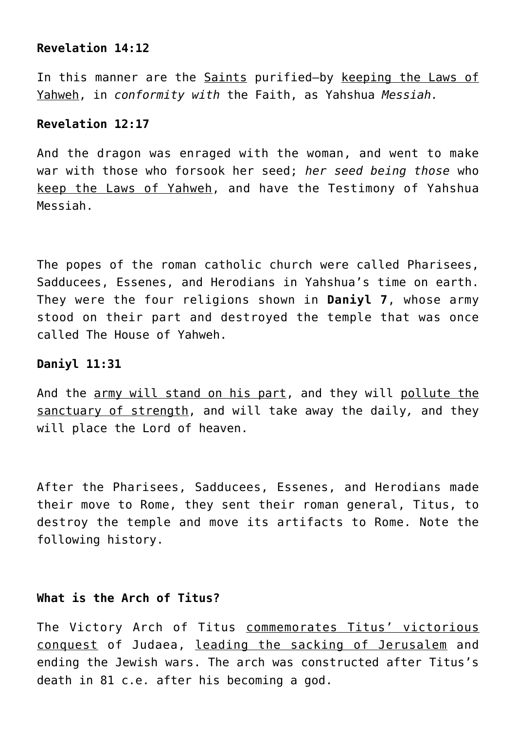**Revelation 14:12**

In this manner are the <u>Saints</u> purified—by <u>keeping the Laws of Yahweh</u>, in *conformity with* the Faith, as Yahshua *Messiah.*

**Revelation 12:17**

And the dragon was enraged with the woman, and went to make war with those who forsook her seed; *her seed being those* who <u>keep the Laws of Yahweh</u>, and have the Testimony of Yahshua Messiah.

The popes of the roman catholic church were called Pharisees, Sadducees, Essenes, and Herodians in Yahshua's time on earth. They were the four religions shown in **Daniyl 7**, whose army stood on their part and destroyed the temple that was once called The House of Yahweh.

**Daniyl 11:31**

And the <u>army will stand on his part</u>, and they will <u>pollute the sanctuary of strength</u>, and will take away the daily, and they will place the Lord of heaven.

After the Pharisees, Sadducees, Essenes, and Herodians made their move to Rome, they sent their roman general, Titus, to destroy the temple and move its artifacts to Rome. Note the following history.

**What is the Arch of Titus?**

The Victory Arch of Titus <u>commemorates Titus' victorious conquest</u> of Judaea, <u>leading the sacking of Jerusalem</u> and ending the Jewish wars. The arch was constructed after Titus's death in 81 c.e. after his becoming a god.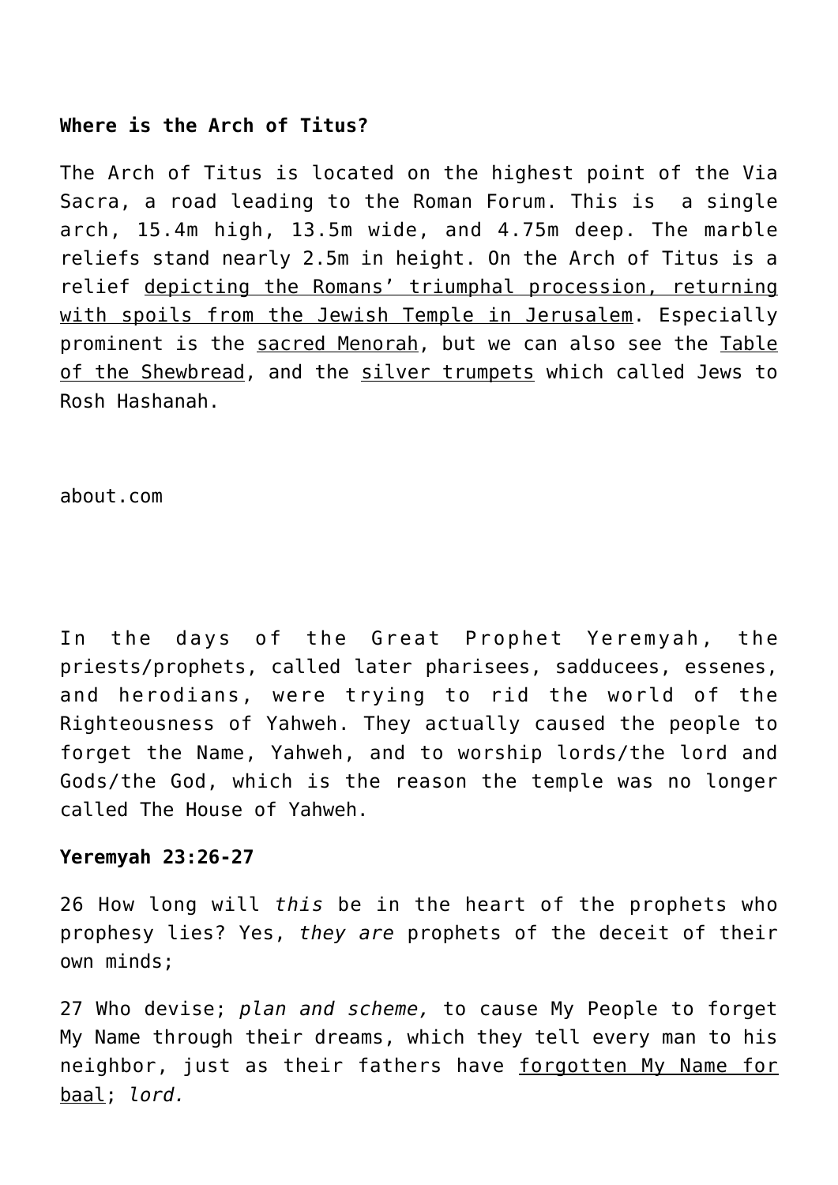**Where is the Arch of Titus?**

The Arch of Titus is located on the highest point of the Via Sacra, a road leading to the Roman Forum. This is a single arch, 15.4m high, 13.5m wide, and 4.75m deep. The marble reliefs stand nearly 2.5m in height. On the Arch of Titus is a relief depicting the Romans' triumphal procession, returning with spoils from the Jewish Temple in Jerusalem. Especially prominent is the sacred Menorah, but we can also see the Table of the Shewbread, and the silver trumpets which called Jews to Rosh Hashanah.

about.com

In the days of the Great Prophet Yeremyah, the priests/prophets, called later pharisees, sadducees, essenes, and herodians, were trying to rid the world of the Righteousness of Yahweh. They actually caused the people to forget the Name, Yahweh, and to worship lords/the lord and Gods/the God, which is the reason the temple was no longer called The House of Yahweh.

**Yeremyah 23:26-27**

26 How long will *this* be in the heart of the prophets who prophesy lies? Yes, *they are* prophets of the deceit of their own minds;

27 Who devise; *plan and scheme,* to cause My People to forget My Name through their dreams, which they tell every man to his neighbor, just as their fathers have forgotten My Name for baal; *lord.*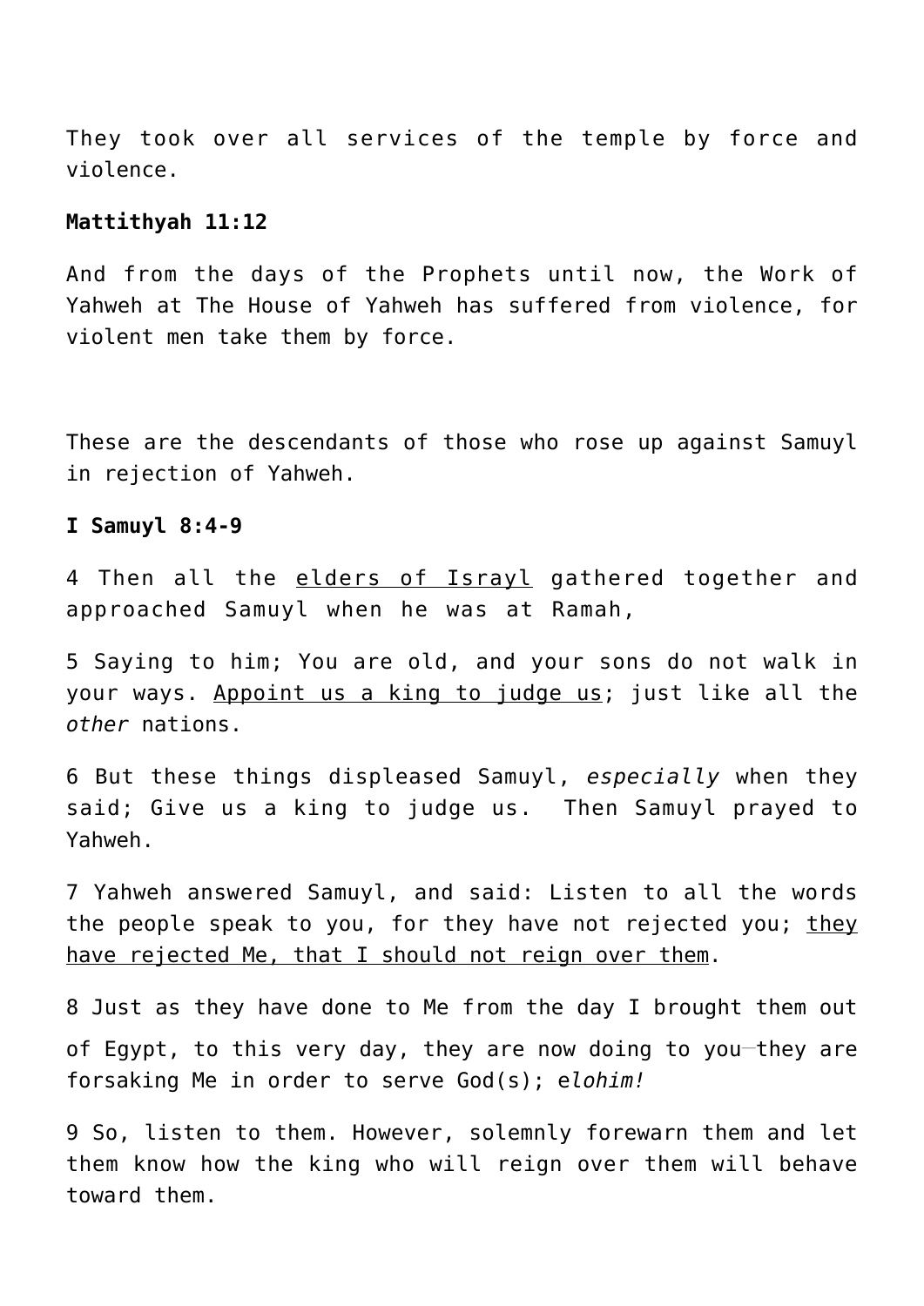They took over all services of the temple by force and violence.

**Mattithyah 11:12**

And from the days of the Prophets until now, the Work of Yahweh at The House of Yahweh has suffered from violence, for violent men take them by force.

These are the descendants of those who rose up against Samuyl in rejection of Yahweh.

**I Samuyl 8:4-9**

4 Then all the <u>elders of Israyl</u> gathered together and approached Samuyl when he was at Ramah,

5 Saying to him; You are old, and your sons do not walk in your ways. <u>Appoint us a king to judge us</u>; just like all the *other* nations.

6 But these things displeased Samuyl, *especially* when they said; Give us a king to judge us. Then Samuyl prayed to Yahweh.

7 Yahweh answered Samuyl, and said: Listen to all the words the people speak to you, for they have not rejected you; <u>they have rejected Me, that I should not reign over them</u>.

8 Just as they have done to Me from the day I brought them out of Egypt, to this very day, they are now doing to you—they are forsaking Me in order to serve God(s); e*lohim!*

9 So, listen to them. However, solemnly forewarn them and let them know how the king who will reign over them will behave toward them.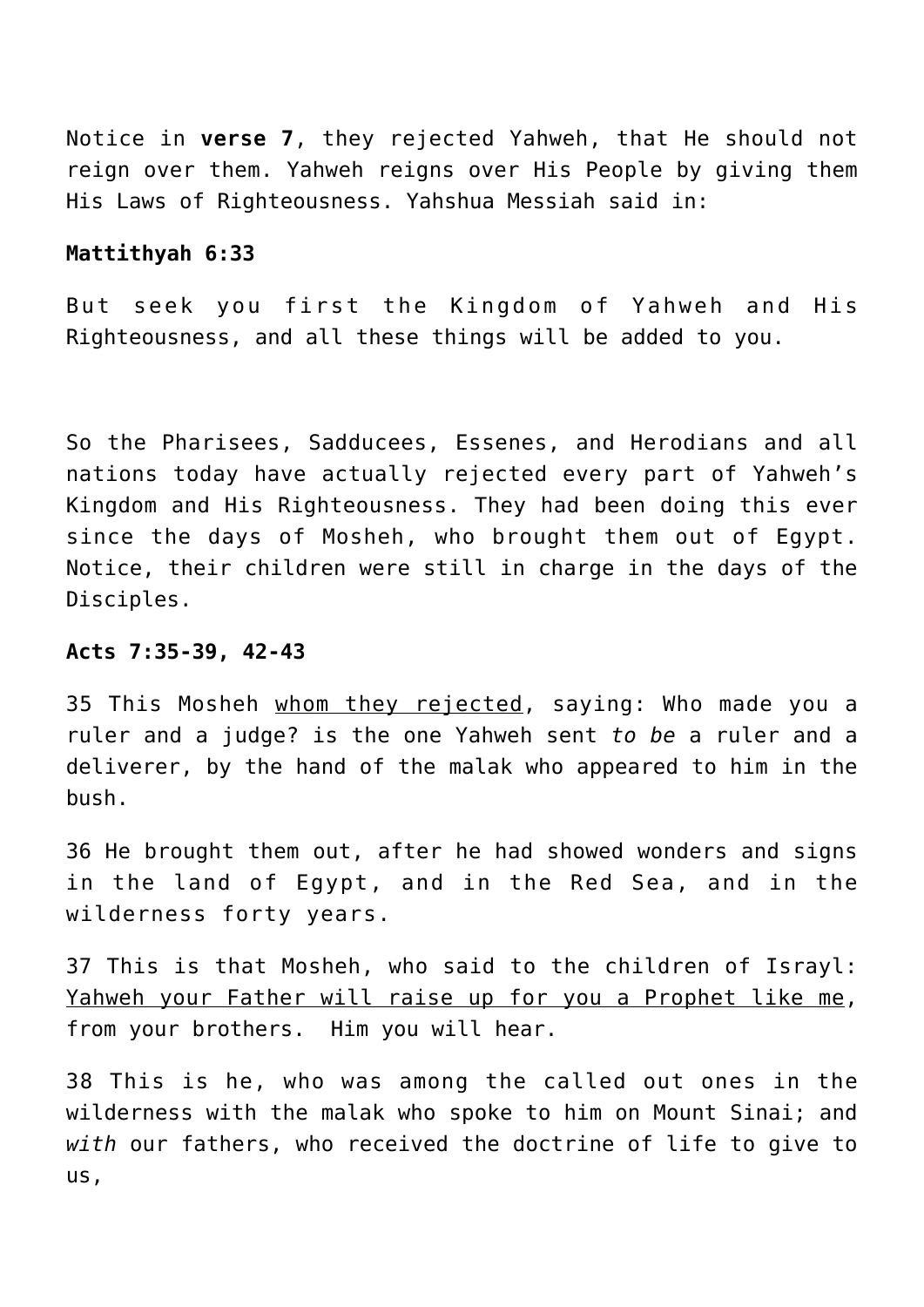Notice in **verse 7**, they rejected Yahweh, that He should not reign over them. Yahweh reigns over His People by giving them His Laws of Righteousness. Yahshua Messiah said in:

**Mattithyah 6:33**

But seek you first the Kingdom of Yahweh and His Righteousness, and all these things will be added to you.

So the Pharisees, Sadducees, Essenes, and Herodians and all nations today have actually rejected every part of Yahweh's Kingdom and His Righteousness. They had been doing this ever since the days of Mosheh, who brought them out of Egypt. Notice, their children were still in charge in the days of the Disciples.

**Acts 7:35-39, 42-43**

35 This Mosheh <u>whom they rejected</u>, saying: Who made you a ruler and a judge? is the one Yahweh sent *to be* a ruler and a deliverer, by the hand of the malak who appeared to him in the bush.

36 He brought them out, after he had showed wonders and signs in the land of Egypt, and in the Red Sea, and in the wilderness forty years.

37 This is that Mosheh, who said to the children of Israyl: <u>Yahweh your Father will raise up for you a Prophet like me</u>, from your brothers. Him you will hear.

38 This is he, who was among the called out ones in the wilderness with the malak who spoke to him on Mount Sinai; and *with* our fathers, who received the doctrine of life to give to us,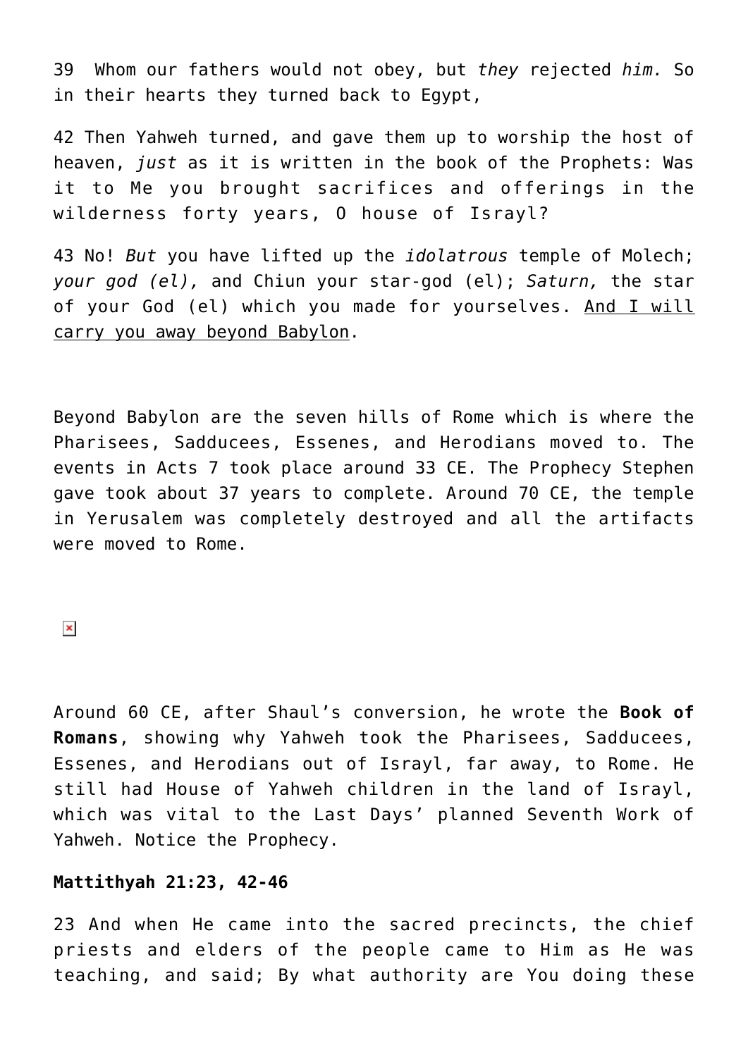39 Whom our fathers would not obey, but *they* rejected *him.* So in their hearts they turned back to Egypt,

42 Then Yahweh turned, and gave them up to worship the host of heaven, *just* as it is written in the book of the Prophets: Was it to Me you brought sacrifices and offerings in the wilderness forty years, O house of Israyl?

43 No! *But* you have lifted up the *idolatrous* temple of Molech; *your god (el),* and Chiun your star-god (el); *Saturn,* the star of your God (el) which you made for yourselves. <u>And I will carry you away beyond Babylon</u>.

Beyond Babylon are the seven hills of Rome which is where the Pharisees, Sadducees, Essenes, and Herodians moved to. The events in Acts 7 took place around 33 CE. The Prophecy Stephen gave took about 37 years to complete. Around 70 CE, the temple in Yerusalem was completely destroyed and all the artifacts were moved to Rome.

Around 60 CE, after Shaul's conversion, he wrote the **Book of Romans**, showing why Yahweh took the Pharisees, Sadducees, Essenes, and Herodians out of Israyl, far away, to Rome. He still had House of Yahweh children in the land of Israyl, which was vital to the Last Days' planned Seventh Work of Yahweh. Notice the Prophecy.

**Mattithyah 21:23, 42-46**

23 And when He came into the sacred precincts, the chief priests and elders of the people came to Him as He was teaching, and said; By what authority are You doing these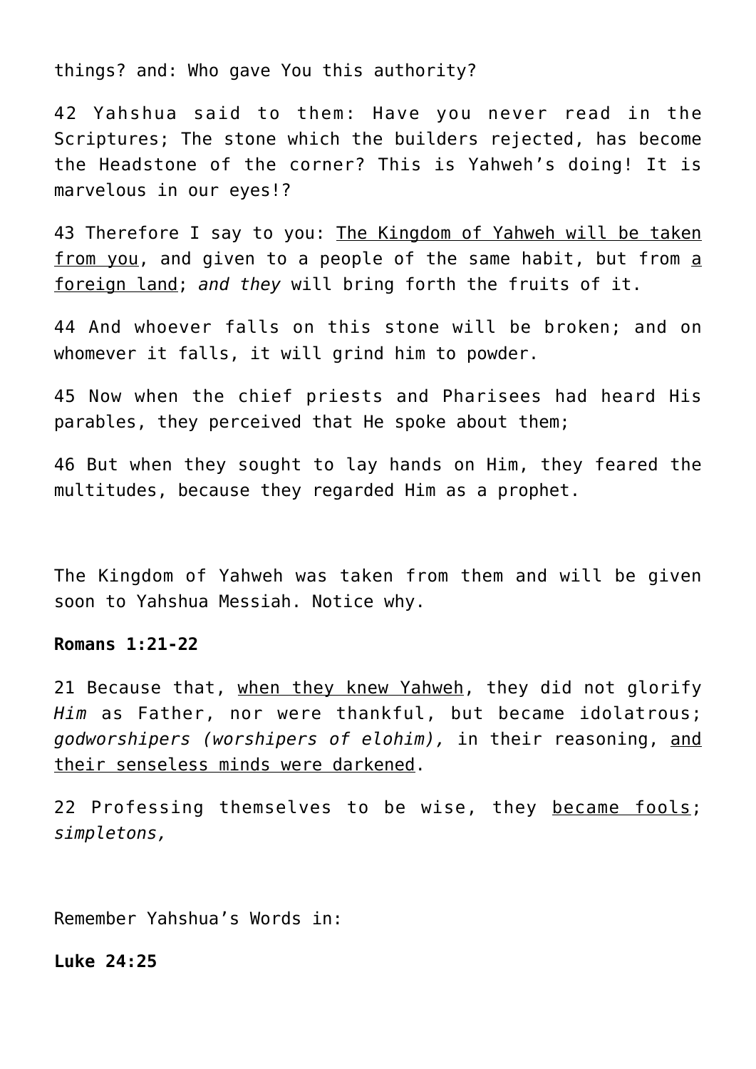things? and: Who gave You this authority?

42 Yahshua said to them: Have you never read in the Scriptures; The stone which the builders rejected, has become the Headstone of the corner? This is Yahweh's doing! It is marvelous in our eyes!?

43 Therefore I say to you: <u>The Kingdom of Yahweh will be taken from you</u>, and given to a people of the same habit, but from <u>a foreign land</u>; *and they* will bring forth the fruits of it.

44 And whoever falls on this stone will be broken; and on whomever it falls, it will grind him to powder.

45 Now when the chief priests and Pharisees had heard His parables, they perceived that He spoke about them;

46 But when they sought to lay hands on Him, they feared the multitudes, because they regarded Him as a prophet.

The Kingdom of Yahweh was taken from them and will be given soon to Yahshua Messiah. Notice why.

**Romans 1:21-22**

21 Because that, <u>when they knew Yahweh</u>, they did not glorify *Him* as Father, nor were thankful, but became idolatrous; *godworshipers (worshipers of elohim),* in their reasoning, <u>and their senseless minds were darkened</u>.

22 Professing themselves to be wise, they <u>became fools</u>; *simpletons,*

Remember Yahshua's Words in:

**Luke 24:25**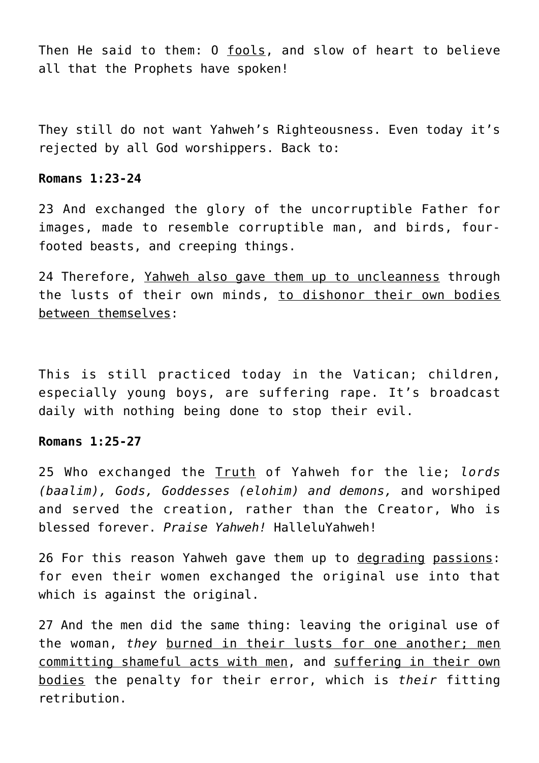Then He said to them: O fools, and slow of heart to believe all that the Prophets have spoken!

They still do not want Yahweh's Righteousness. Even today it's rejected by all God worshippers. Back to:

**Romans 1:23-24**

23 And exchanged the glory of the uncorruptible Father for images, made to resemble corruptible man, and birds, four-footed beasts, and creeping things.

24 Therefore, Yahweh also gave them up to uncleanness through the lusts of their own minds, to dishonor their own bodies between themselves:

This is still practiced today in the Vatican; children, especially young boys, are suffering rape. It's broadcast daily with nothing being done to stop their evil.

**Romans 1:25-27**

25 Who exchanged the Truth of Yahweh for the lie; *lords (baalim), Gods, Goddesses (elohim) and demons,* and worshiped and served the creation, rather than the Creator, Who is blessed forever. *Praise Yahweh!* HalleluYahweh!

26 For this reason Yahweh gave them up to degrading passions: for even their women exchanged the original use into that which is against the original.

27 And the men did the same thing: leaving the original use of the woman, *they* burned in their lusts for one another; men committing shameful acts with men, and suffering in their own bodies the penalty for their error, which is *their* fitting retribution.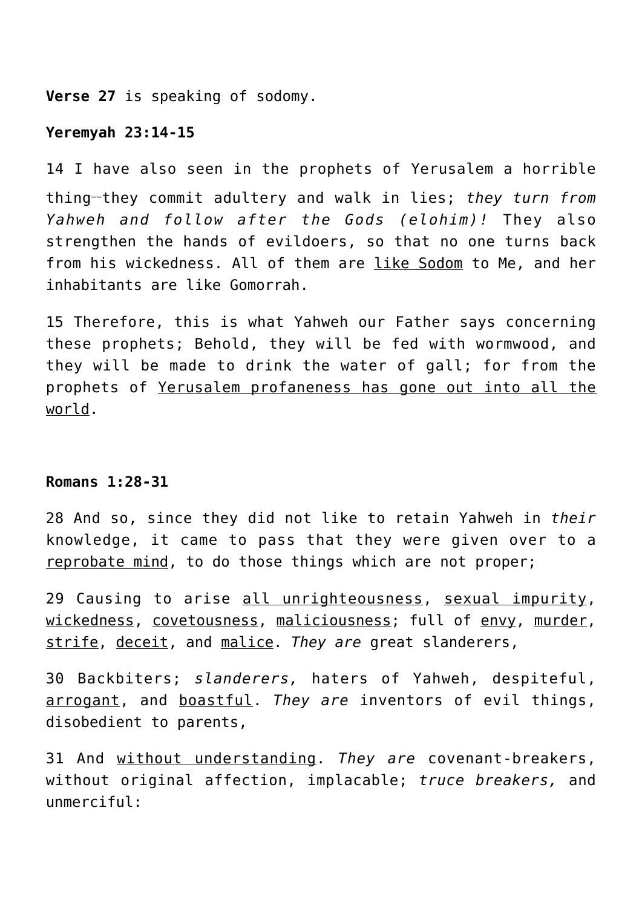**Verse 27** is speaking of sodomy.

**Yeremyah 23:14-15**

14 I have also seen in the prophets of Yerusalem a horrible thing—they commit adultery and walk in lies; *they turn from Yahweh and follow after the Gods (elohim)!* They also strengthen the hands of evildoers, so that no one turns back from his wickedness. All of them are <u>like Sodom</u> to Me, and her inhabitants are like Gomorrah.

15 Therefore, this is what Yahweh our Father says concerning these prophets; Behold, they will be fed with wormwood, and they will be made to drink the water of gall; for from the prophets of <u>Yerusalem profaneness has gone out into all the world</u>.

**Romans 1:28-31**

28 And so, since they did not like to retain Yahweh in *their* knowledge, it came to pass that they were given over to a <u>reprobate mind</u>, to do those things which are not proper;

29 Causing to arise <u>all unrighteousness</u>, <u>sexual impurity</u>, <u>wickedness</u>, <u>covetousness</u>, <u>maliciousness</u>; full of <u>envy</u>, <u>murder</u>, <u>strife</u>, <u>deceit</u>, and <u>malice</u>. *They are* great slanderers,

30 Backbiters; *slanderers,* haters of Yahweh, despiteful, <u>arrogant</u>, and <u>boastful</u>. *They are* inventors of evil things, disobedient to parents,

31 And <u>without understanding</u>. *They are* covenant-breakers, without original affection, implacable; *truce breakers,* and unmerciful: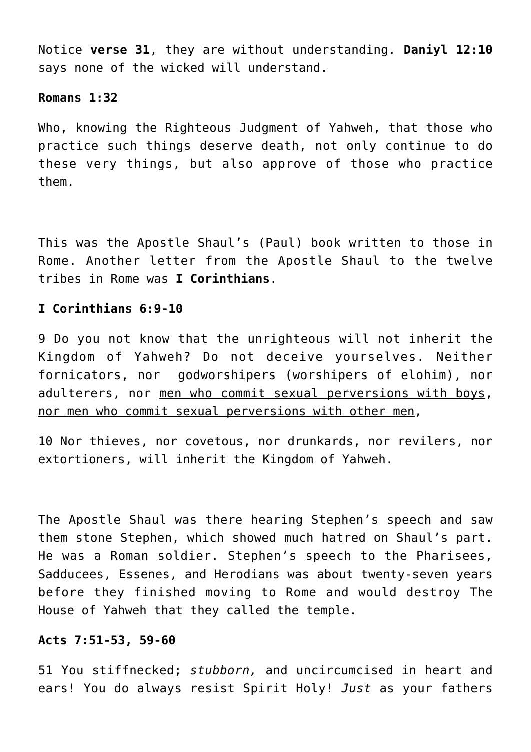Notice **verse 31**, they are without understanding. **Daniyl 12:10** says none of the wicked will understand.

**Romans 1:32**

Who, knowing the Righteous Judgment of Yahweh, that those who practice such things deserve death, not only continue to do these very things, but also approve of those who practice them.

This was the Apostle Shaul's (Paul) book written to those in Rome. Another letter from the Apostle Shaul to the twelve tribes in Rome was **I Corinthians**.

**I Corinthians 6:9-10**

9 Do you not know that the unrighteous will not inherit the Kingdom of Yahweh? Do not deceive yourselves. Neither fornicators, nor godworshipers (worshipers of elohim), nor adulterers, nor <u>men who commit sexual perversions with boys</u>, <u>nor men who commit sexual perversions with other men</u>,

10 Nor thieves, nor covetous, nor drunkards, nor revilers, nor extortioners, will inherit the Kingdom of Yahweh.

The Apostle Shaul was there hearing Stephen's speech and saw them stone Stephen, which showed much hatred on Shaul's part. He was a Roman soldier. Stephen's speech to the Pharisees, Sadducees, Essenes, and Herodians was about twenty-seven years before they finished moving to Rome and would destroy The House of Yahweh that they called the temple.

**Acts 7:51-53, 59-60**

51 You stiffnecked; *stubborn,* and uncircumcised in heart and ears! You do always resist Spirit Holy! *Just* as your fathers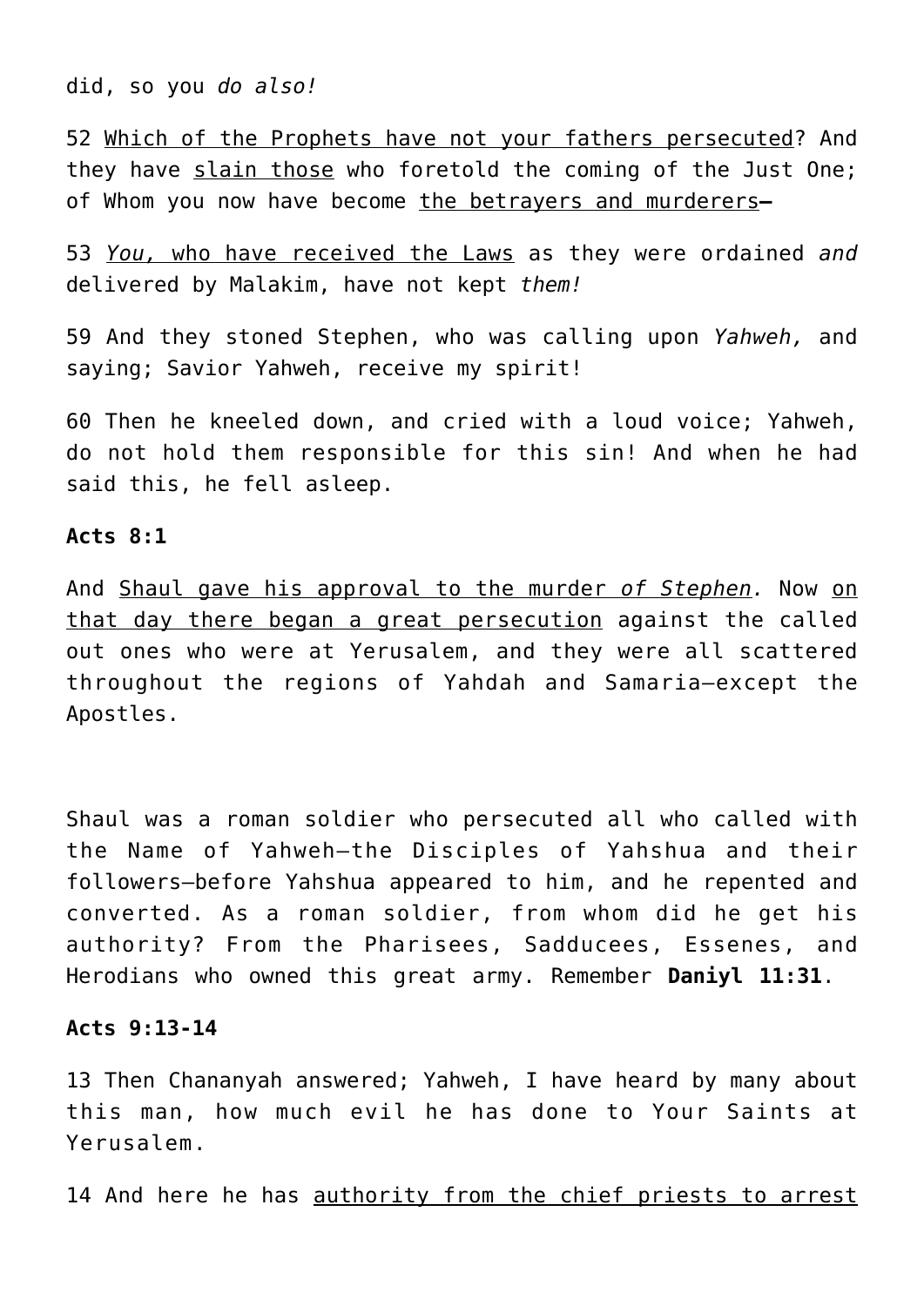did, so you *do also!*

52 <u>Which of the Prophets have not your fathers persecuted</u>? And they have <u>slain those</u> who foretold the coming of the Just One; of Whom you now have become <u>the betrayers and murderers</u>**—**

53 <u>*You,* who have received the Laws</u> as they were ordained *and* delivered by Malakim, have not kept *them!*

59 And they stoned Stephen, who was calling upon *Yahweh,* and saying; Savior Yahweh, receive my spirit!

60 Then he kneeled down, and cried with a loud voice; Yahweh, do not hold them responsible for this sin! And when he had said this, he fell asleep.

**Acts 8:1**

And <u>Shaul gave his approval to the murder *of Stephen*</u>*.* Now <u>on that day there began a great persecution</u> against the called out ones who were at Yerusalem, and they were all scattered throughout the regions of Yahdah and Samaria—except the Apostles.

Shaul was a roman soldier who persecuted all who called with the Name of Yahweh—the Disciples of Yahshua and their followers—before Yahshua appeared to him, and he repented and converted. As a roman soldier, from whom did he get his authority? From the Pharisees, Sadducees, Essenes, and Herodians who owned this great army. Remember **Daniyl 11:31**.

**Acts 9:13-14**

13 Then Chananyah answered; Yahweh, I have heard by many about this man, how much evil he has done to Your Saints at Yerusalem.

14 And here he has <u>authority from the chief priests to arrest</u>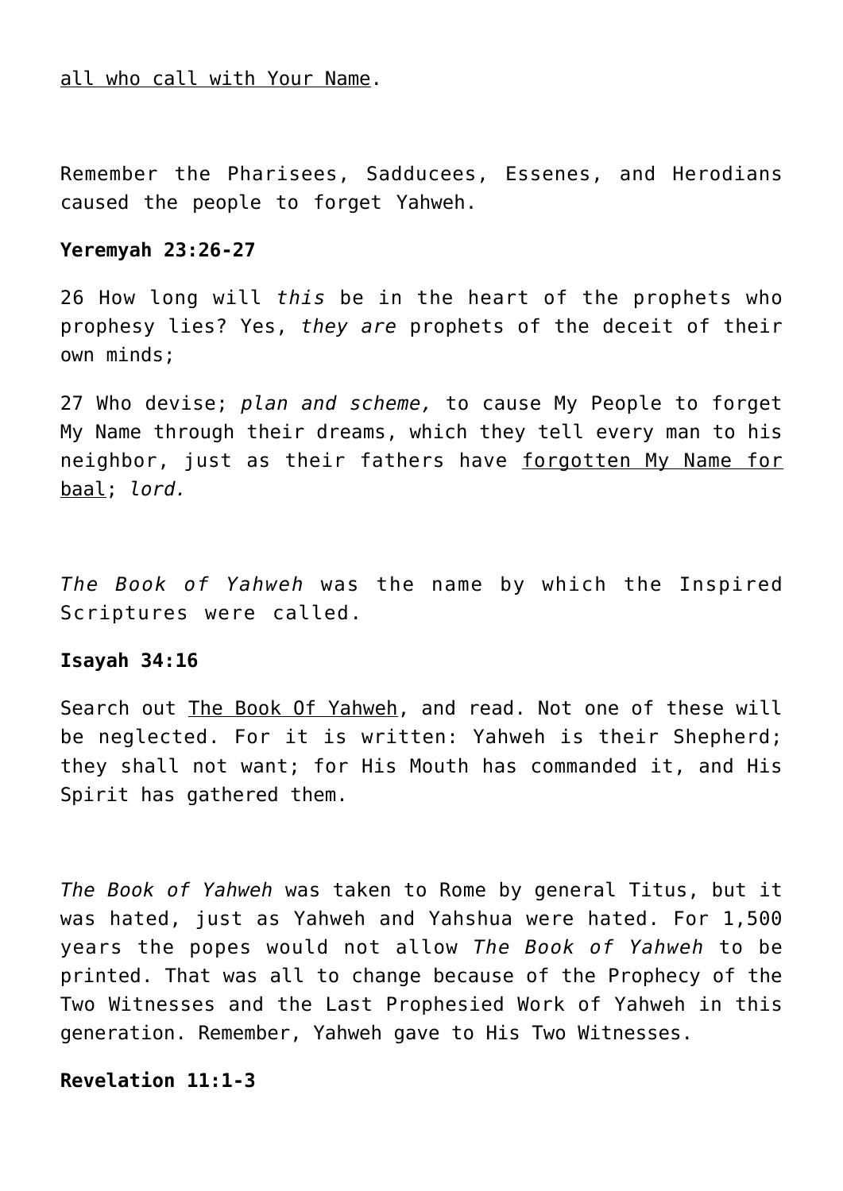<u>all who call with Your Name</u>.

Remember the Pharisees, Sadducees, Essenes, and Herodians caused the people to forget Yahweh.

**Yeremyah 23:26-27**

26 How long will *this* be in the heart of the prophets who prophesy lies? Yes, *they are* prophets of the deceit of their own minds;

27 Who devise; *plan and scheme,* to cause My People to forget My Name through their dreams, which they tell every man to his neighbor, just as their fathers have <u>forgotten My Name for baal</u>; *lord.*

*The Book of Yahweh* was the name by which the Inspired Scriptures were called.

**Isayah 34:16**

Search out <u>The Book Of Yahweh</u>, and read. Not one of these will be neglected. For it is written: Yahweh is their Shepherd; they shall not want; for His Mouth has commanded it, and His Spirit has gathered them.

*The Book of Yahweh* was taken to Rome by general Titus, but it was hated, just as Yahweh and Yahshua were hated. For 1,500 years the popes would not allow *The Book of Yahweh* to be printed. That was all to change because of the Prophecy of the Two Witnesses and the Last Prophesied Work of Yahweh in this generation. Remember, Yahweh gave to His Two Witnesses.

**Revelation 11:1-3**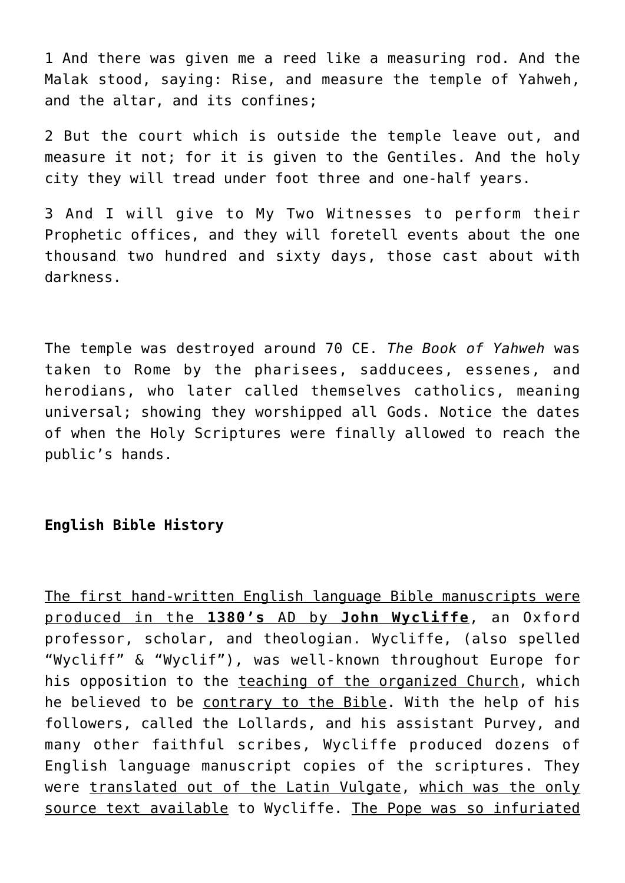1 And there was given me a reed like a measuring rod. And the Malak stood, saying: Rise, and measure the temple of Yahweh, and the altar, and its confines;

2 But the court which is outside the temple leave out, and measure it not; for it is given to the Gentiles. And the holy city they will tread under foot three and one-half years.

3 And I will give to My Two Witnesses to perform their Prophetic offices, and they will foretell events about the one thousand two hundred and sixty days, those cast about with darkness.

The temple was destroyed around 70 CE. *The Book of Yahweh* was taken to Rome by the pharisees, sadducees, essenes, and herodians, who later called themselves catholics, meaning universal; showing they worshipped all Gods. Notice the dates of when the Holy Scriptures were finally allowed to reach the public's hands.

**English Bible History**

The first hand-written English language Bible manuscripts were produced in the **1380's** AD by **John Wycliffe**, an Oxford professor, scholar, and theologian. Wycliffe, (also spelled "Wycliff" & "Wyclif"), was well-known throughout Europe for his opposition to the teaching of the organized Church, which he believed to be contrary to the Bible. With the help of his followers, called the Lollards, and his assistant Purvey, and many other faithful scribes, Wycliffe produced dozens of English language manuscript copies of the scriptures. They were translated out of the Latin Vulgate, which was the only source text available to Wycliffe. The Pope was so infuriated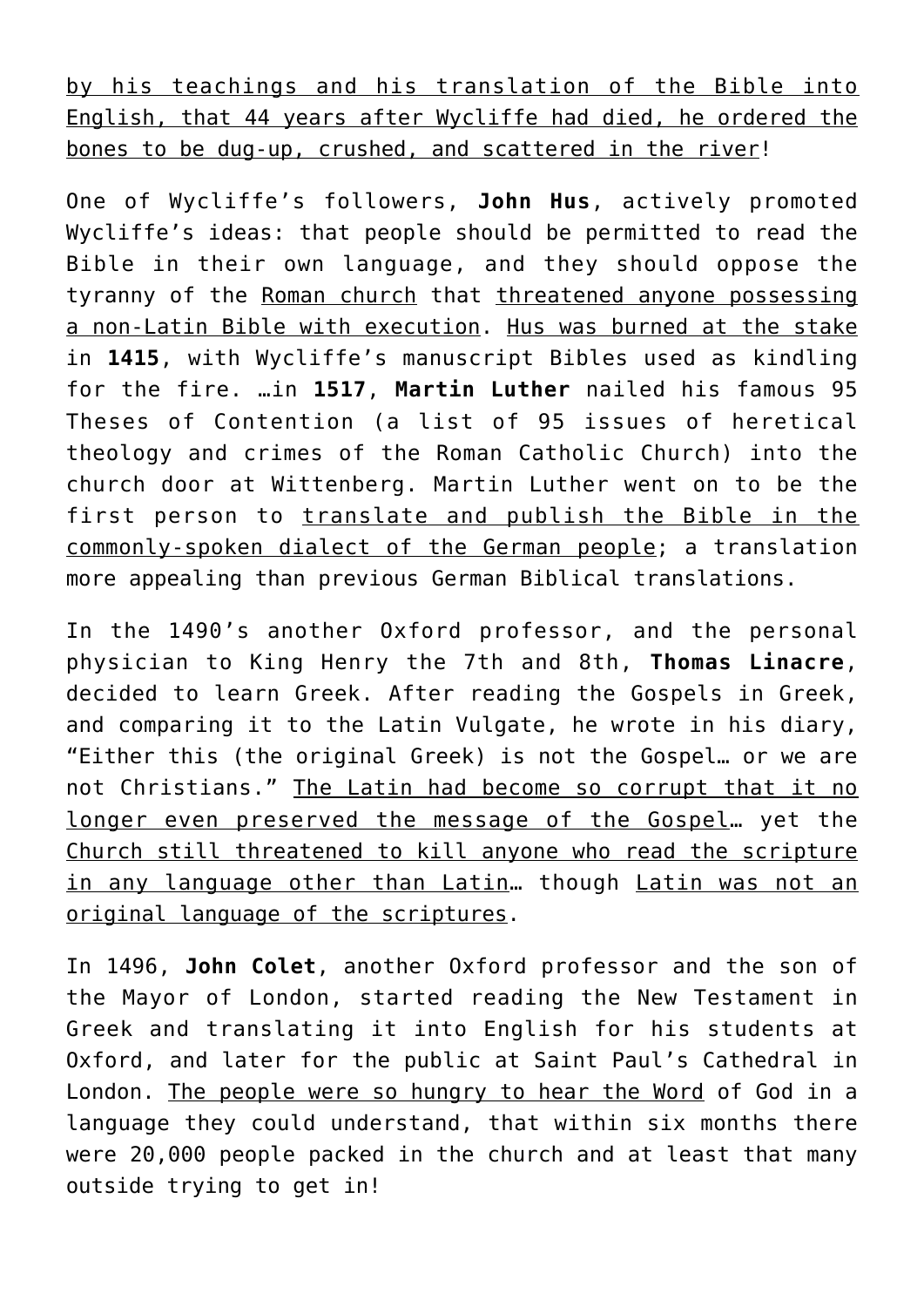<u>by his teachings and his translation of the Bible into English, that 44 years after Wycliffe had died, he ordered the bones to be dug-up, crushed, and scattered in the river</u>!

One of Wycliffe's followers, **John Hus**, actively promoted Wycliffe's ideas: that people should be permitted to read the Bible in their own language, and they should oppose the tyranny of the <u>Roman church</u> that <u>threatened anyone possessing a non-Latin Bible with execution</u>. <u>Hus was burned at the stake</u> in **1415**, with Wycliffe's manuscript Bibles used as kindling for the fire. …in **1517**, **Martin Luther** nailed his famous 95 Theses of Contention (a list of 95 issues of heretical theology and crimes of the Roman Catholic Church) into the church door at Wittenberg. Martin Luther went on to be the first person to <u>translate and publish the Bible in the commonly-spoken dialect of the German people</u>; a translation more appealing than previous German Biblical translations.

In the 1490's another Oxford professor, and the personal physician to King Henry the 7th and 8th, **Thomas Linacre**, decided to learn Greek. After reading the Gospels in Greek, and comparing it to the Latin Vulgate, he wrote in his diary, "Either this (the original Greek) is not the Gospel… or we are not Christians." <u>The Latin had become so corrupt that it no longer even preserved the message of the Gospel</u>… yet the <u>Church still threatened to kill anyone who read the scripture in any language other than Latin</u>… though <u>Latin was not an original language of the scriptures</u>.

In 1496, **John Colet**, another Oxford professor and the son of the Mayor of London, started reading the New Testament in Greek and translating it into English for his students at Oxford, and later for the public at Saint Paul's Cathedral in London. <u>The people were so hungry to hear the Word</u> of God in a language they could understand, that within six months there were 20,000 people packed in the church and at least that many outside trying to get in!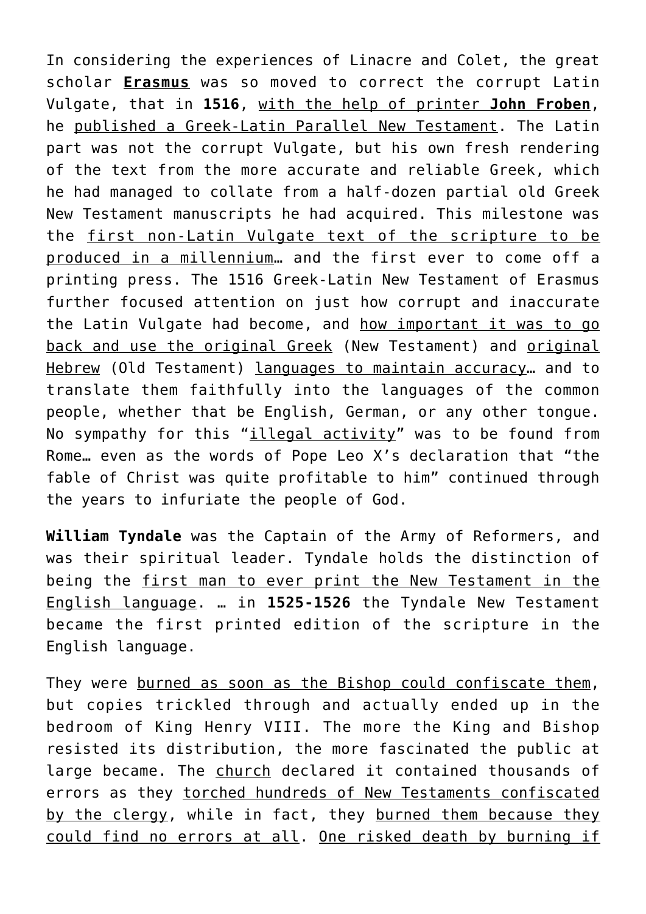In considering the experiences of Linacre and Colet, the great scholar **Erasmus** was so moved to correct the corrupt Latin Vulgate, that in **1516**, with the help of printer **John Froben**, he published a Greek-Latin Parallel New Testament. The Latin part was not the corrupt Vulgate, but his own fresh rendering of the text from the more accurate and reliable Greek, which he had managed to collate from a half-dozen partial old Greek New Testament manuscripts he had acquired. This milestone was the first non-Latin Vulgate text of the scripture to be produced in a millennium… and the first ever to come off a printing press. The 1516 Greek-Latin New Testament of Erasmus further focused attention on just how corrupt and inaccurate the Latin Vulgate had become, and how important it was to go back and use the original Greek (New Testament) and original Hebrew (Old Testament) languages to maintain accuracy… and to translate them faithfully into the languages of the common people, whether that be English, German, or any other tongue. No sympathy for this "illegal activity" was to be found from Rome… even as the words of Pope Leo X's declaration that "the fable of Christ was quite profitable to him" continued through the years to infuriate the people of God.

**William Tyndale** was the Captain of the Army of Reformers, and was their spiritual leader. Tyndale holds the distinction of being the first man to ever print the New Testament in the English language. … in **1525-1526** the Tyndale New Testament became the first printed edition of the scripture in the English language.

They were burned as soon as the Bishop could confiscate them, but copies trickled through and actually ended up in the bedroom of King Henry VIII. The more the King and Bishop resisted its distribution, the more fascinated the public at large became. The church declared it contained thousands of errors as they torched hundreds of New Testaments confiscated by the clergy, while in fact, they burned them because they could find no errors at all. One risked death by burning if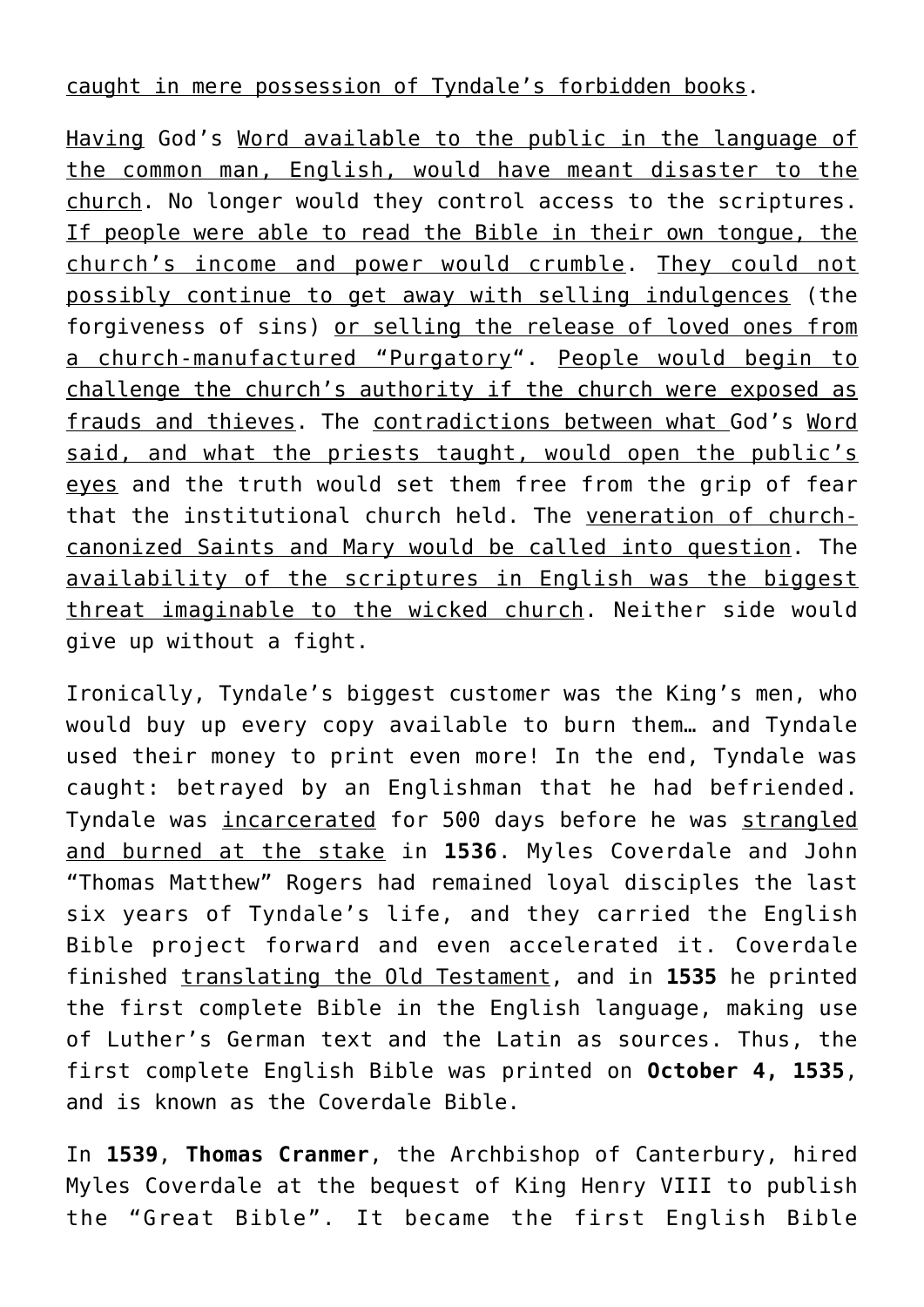caught in mere possession of Tyndale's forbidden books.

Having God's Word available to the public in the language of the common man, English, would have meant disaster to the church. No longer would they control access to the scriptures. If people were able to read the Bible in their own tongue, the church's income and power would crumble. They could not possibly continue to get away with selling indulgences (the forgiveness of sins) or selling the release of loved ones from a church-manufactured "Purgatory". People would begin to challenge the church's authority if the church were exposed as frauds and thieves. The contradictions between what God's Word said, and what the priests taught, would open the public's eyes and the truth would set them free from the grip of fear that the institutional church held. The veneration of church-canonized Saints and Mary would be called into question. The availability of the scriptures in English was the biggest threat imaginable to the wicked church. Neither side would give up without a fight.

Ironically, Tyndale's biggest customer was the King's men, who would buy up every copy available to burn them… and Tyndale used their money to print even more! In the end, Tyndale was caught: betrayed by an Englishman that he had befriended. Tyndale was incarcerated for 500 days before he was strangled and burned at the stake in **1536**. Myles Coverdale and John "Thomas Matthew" Rogers had remained loyal disciples the last six years of Tyndale's life, and they carried the English Bible project forward and even accelerated it. Coverdale finished translating the Old Testament, and in **1535** he printed the first complete Bible in the English language, making use of Luther's German text and the Latin as sources. Thus, the first complete English Bible was printed on **October 4, 1535**, and is known as the Coverdale Bible.

In **1539**, **Thomas Cranmer**, the Archbishop of Canterbury, hired Myles Coverdale at the bequest of King Henry VIII to publish the "Great Bible". It became the first English Bible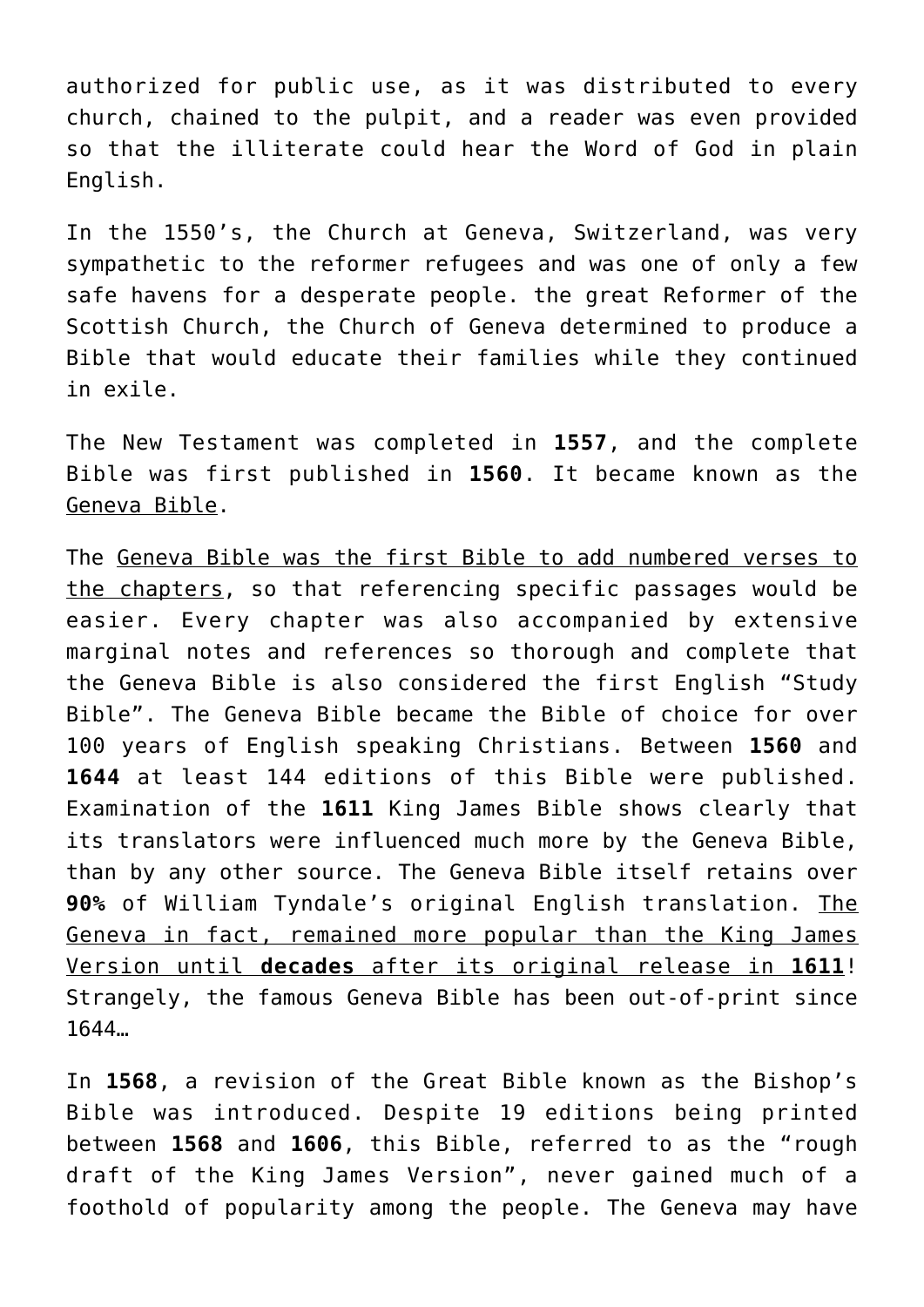authorized for public use, as it was distributed to every church, chained to the pulpit, and a reader was even provided so that the illiterate could hear the Word of God in plain English.

In the 1550's, the Church at Geneva, Switzerland, was very sympathetic to the reformer refugees and was one of only a few safe havens for a desperate people. the great Reformer of the Scottish Church, the Church of Geneva determined to produce a Bible that would educate their families while they continued in exile.

The New Testament was completed in **1557**, and the complete Bible was first published in **1560**. It became known as the Geneva Bible.

The Geneva Bible was the first Bible to add numbered verses to the chapters, so that referencing specific passages would be easier. Every chapter was also accompanied by extensive marginal notes and references so thorough and complete that the Geneva Bible is also considered the first English "Study Bible". The Geneva Bible became the Bible of choice for over 100 years of English speaking Christians. Between **1560** and **1644** at least 144 editions of this Bible were published. Examination of the **1611** King James Bible shows clearly that its translators were influenced much more by the Geneva Bible, than by any other source. The Geneva Bible itself retains over **90%** of William Tyndale's original English translation. The Geneva in fact, remained more popular than the King James Version until **decades** after its original release in **1611**! Strangely, the famous Geneva Bible has been out-of-print since 1644…

In **1568**, a revision of the Great Bible known as the Bishop's Bible was introduced. Despite 19 editions being printed between **1568** and **1606**, this Bible, referred to as the "rough draft of the King James Version", never gained much of a foothold of popularity among the people. The Geneva may have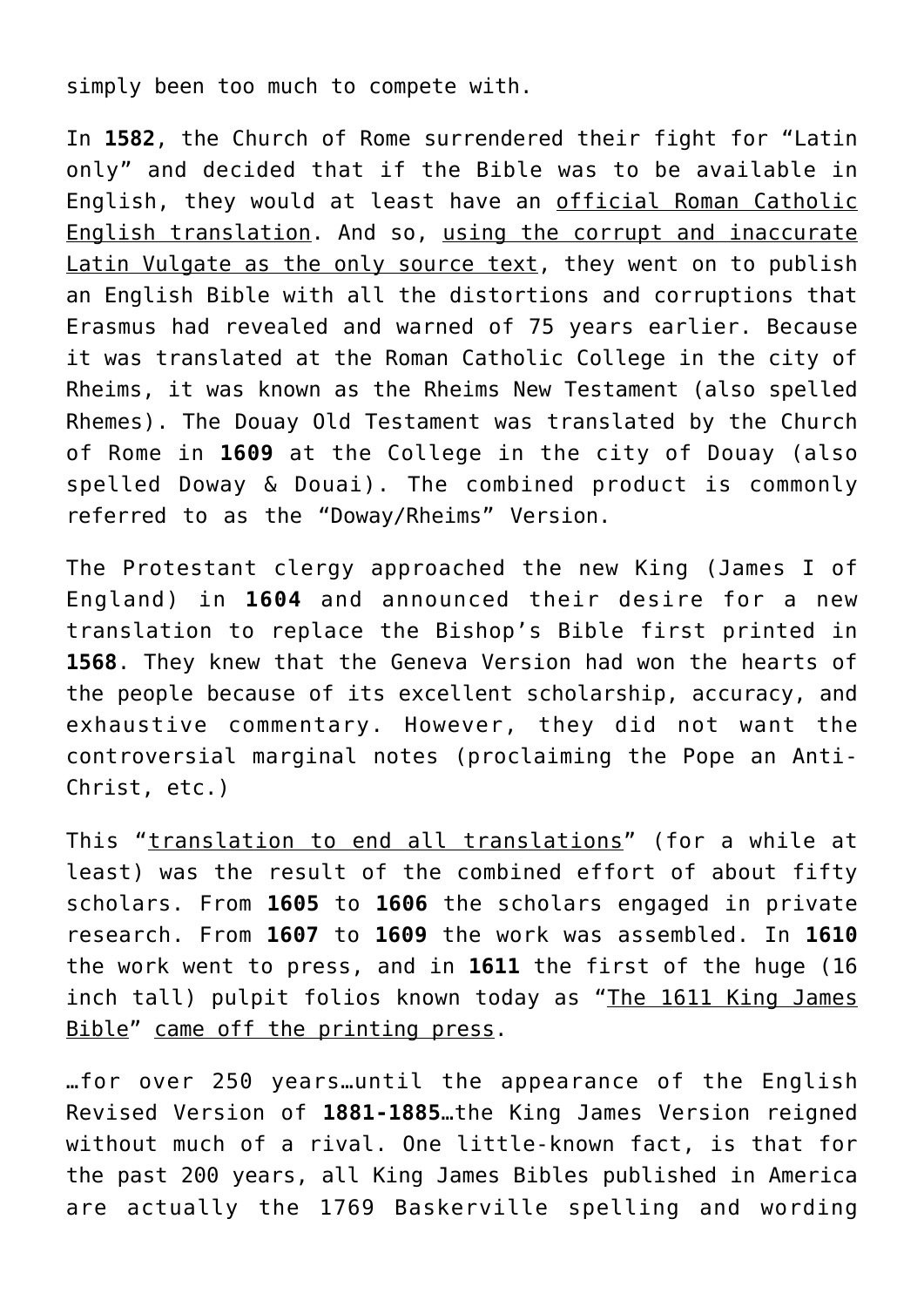simply been too much to compete with.

In **1582**, the Church of Rome surrendered their fight for “Latin only” and decided that if the Bible was to be available in English, they would at least have an official Roman Catholic English translation. And so, using the corrupt and inaccurate Latin Vulgate as the only source text, they went on to publish an English Bible with all the distortions and corruptions that Erasmus had revealed and warned of 75 years earlier. Because it was translated at the Roman Catholic College in the city of Rheims, it was known as the Rheims New Testament (also spelled Rhemes). The Douay Old Testament was translated by the Church of Rome in **1609** at the College in the city of Douay (also spelled Doway & Douai). The combined product is commonly referred to as the “Doway/Rheims” Version.

The Protestant clergy approached the new King (James I of England) in **1604** and announced their desire for a new translation to replace the Bishop’s Bible first printed in **1568**. They knew that the Geneva Version had won the hearts of the people because of its excellent scholarship, accuracy, and exhaustive commentary. However, they did not want the controversial marginal notes (proclaiming the Pope an Anti-Christ, etc.)

This “translation to end all translations” (for a while at least) was the result of the combined effort of about fifty scholars. From **1605** to **1606** the scholars engaged in private research. From **1607** to **1609** the work was assembled. In **1610** the work went to press, and in **1611** the first of the huge (16 inch tall) pulpit folios known today as “The 1611 King James Bible” came off the printing press.

…for over 250 years…until the appearance of the English Revised Version of **1881-1885**…the King James Version reigned without much of a rival. One little-known fact, is that for the past 200 years, all King James Bibles published in America are actually the 1769 Baskerville spelling and wording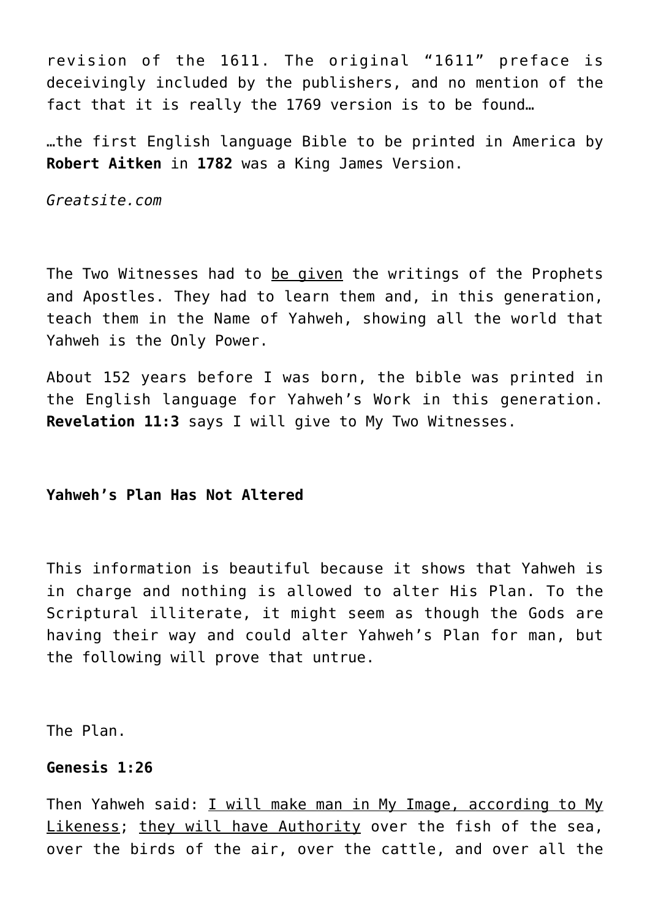revision of the 1611. The original “1611” preface is deceivingly included by the publishers, and no mention of the fact that it is really the 1769 version is to be found…

…the first English language Bible to be printed in America by **Robert Aitken** in **1782** was a King James Version.

*Greatsite.com*

The Two Witnesses had to <u>be given</u> the writings of the Prophets and Apostles. They had to learn them and, in this generation, teach them in the Name of Yahweh, showing all the world that Yahweh is the Only Power.

About 152 years before I was born, the bible was printed in the English language for Yahweh’s Work in this generation. **Revelation 11:3** says I will give to My Two Witnesses.

**Yahweh’s Plan Has Not Altered**

This information is beautiful because it shows that Yahweh is in charge and nothing is allowed to alter His Plan. To the Scriptural illiterate, it might seem as though the Gods are having their way and could alter Yahweh’s Plan for man, but the following will prove that untrue.

The Plan.

**Genesis 1:26**

Then Yahweh said: <u>I will make man in My Image, according to My Likeness</u>; <u>they will have Authority</u> over the fish of the sea, over the birds of the air, over the cattle, and over all the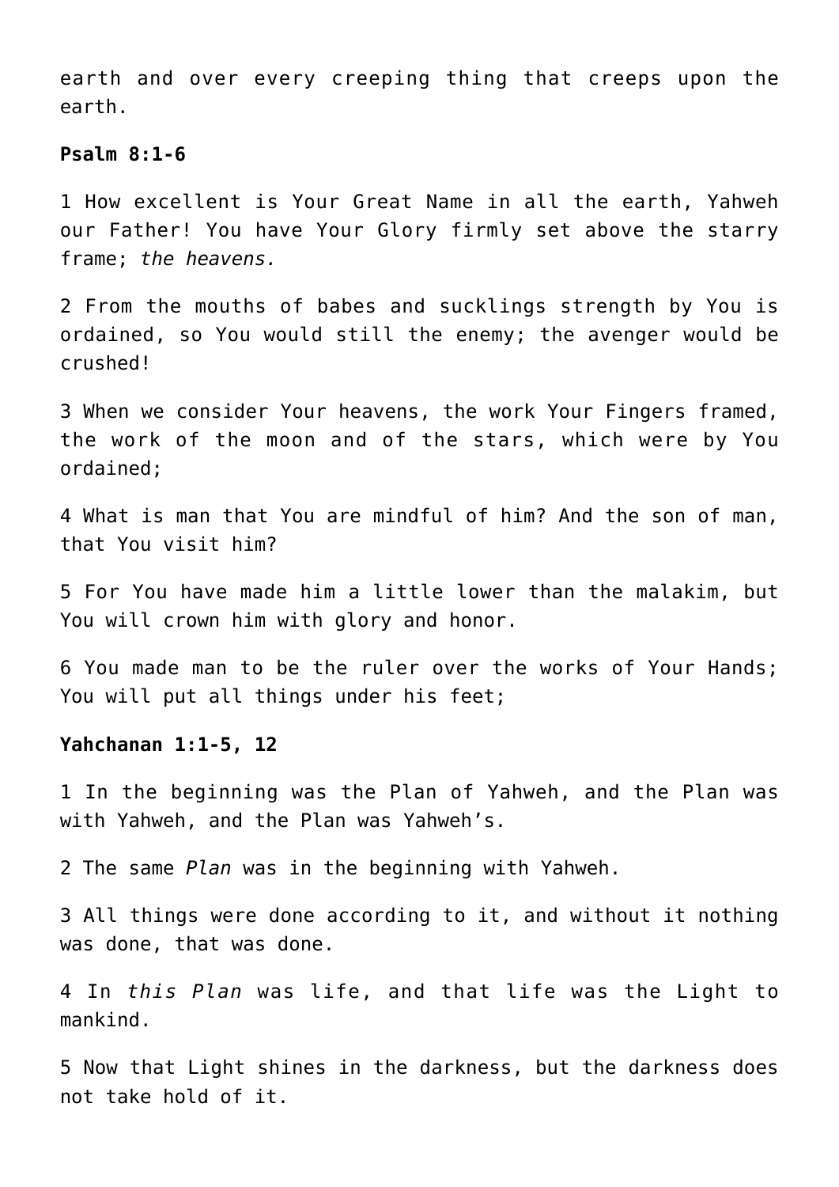earth and over every creeping thing that creeps upon the earth.

**Psalm 8:1-6**

1 How excellent is Your Great Name in all the earth, Yahweh our Father! You have Your Glory firmly set above the starry frame; *the heavens.*

2 From the mouths of babes and sucklings strength by You is ordained, so You would still the enemy; the avenger would be crushed!

3 When we consider Your heavens, the work Your Fingers framed, the work of the moon and of the stars, which were by You ordained;

4 What is man that You are mindful of him? And the son of man, that You visit him?

5 For You have made him a little lower than the malakim, but You will crown him with glory and honor.

6 You made man to be the ruler over the works of Your Hands; You will put all things under his feet;

**Yahchanan 1:1-5, 12**

1 In the beginning was the Plan of Yahweh, and the Plan was with Yahweh, and the Plan was Yahweh's.

2 The same *Plan* was in the beginning with Yahweh.

3 All things were done according to it, and without it nothing was done, that was done.

4 In *this Plan* was life, and that life was the Light to mankind.

5 Now that Light shines in the darkness, but the darkness does not take hold of it.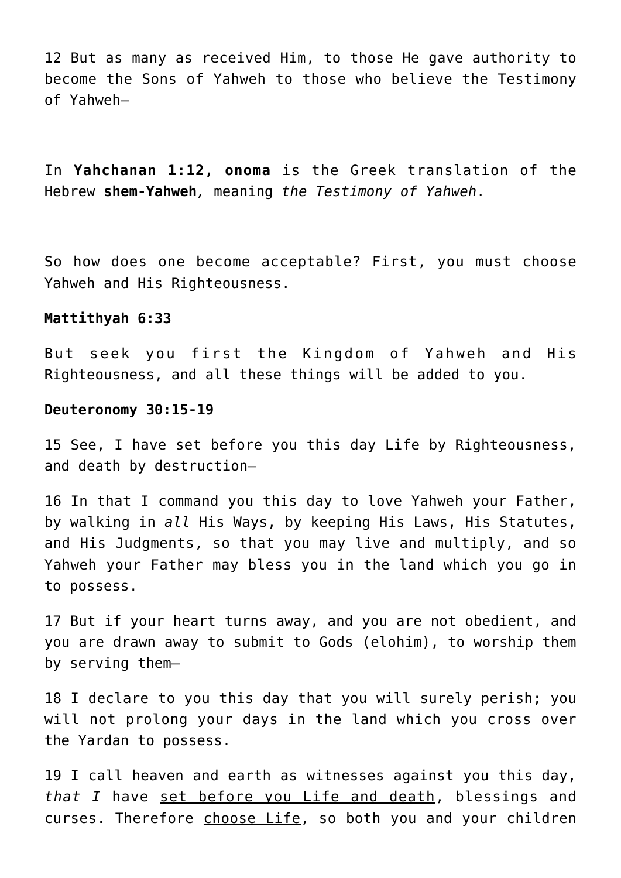12 But as many as received Him, to those He gave authority to become the Sons of Yahweh to those who believe the Testimony of Yahweh—

In **Yahchanan 1:12, onoma** is the Greek translation of the Hebrew **shem-Yahweh***,* meaning *the Testimony of Yahweh*.

So how does one become acceptable? First, you must choose Yahweh and His Righteousness.

**Mattithyah 6:33**

But seek you first the Kingdom of Yahweh and His Righteousness, and all these things will be added to you.

**Deuteronomy 30:15-19**

15 See, I have set before you this day Life by Righteousness, and death by destruction—

16 In that I command you this day to love Yahweh your Father, by walking in *all* His Ways, by keeping His Laws, His Statutes, and His Judgments, so that you may live and multiply, and so Yahweh your Father may bless you in the land which you go in to possess.

17 But if your heart turns away, and you are not obedient, and you are drawn away to submit to Gods (elohim), to worship them by serving them—

18 I declare to you this day that you will surely perish; you will not prolong your days in the land which you cross over the Yardan to possess.

19 I call heaven and earth as witnesses against you this day, *that I* have <u>set before you Life and death</u>, blessings and curses. Therefore <u>choose Life</u>, so both you and your children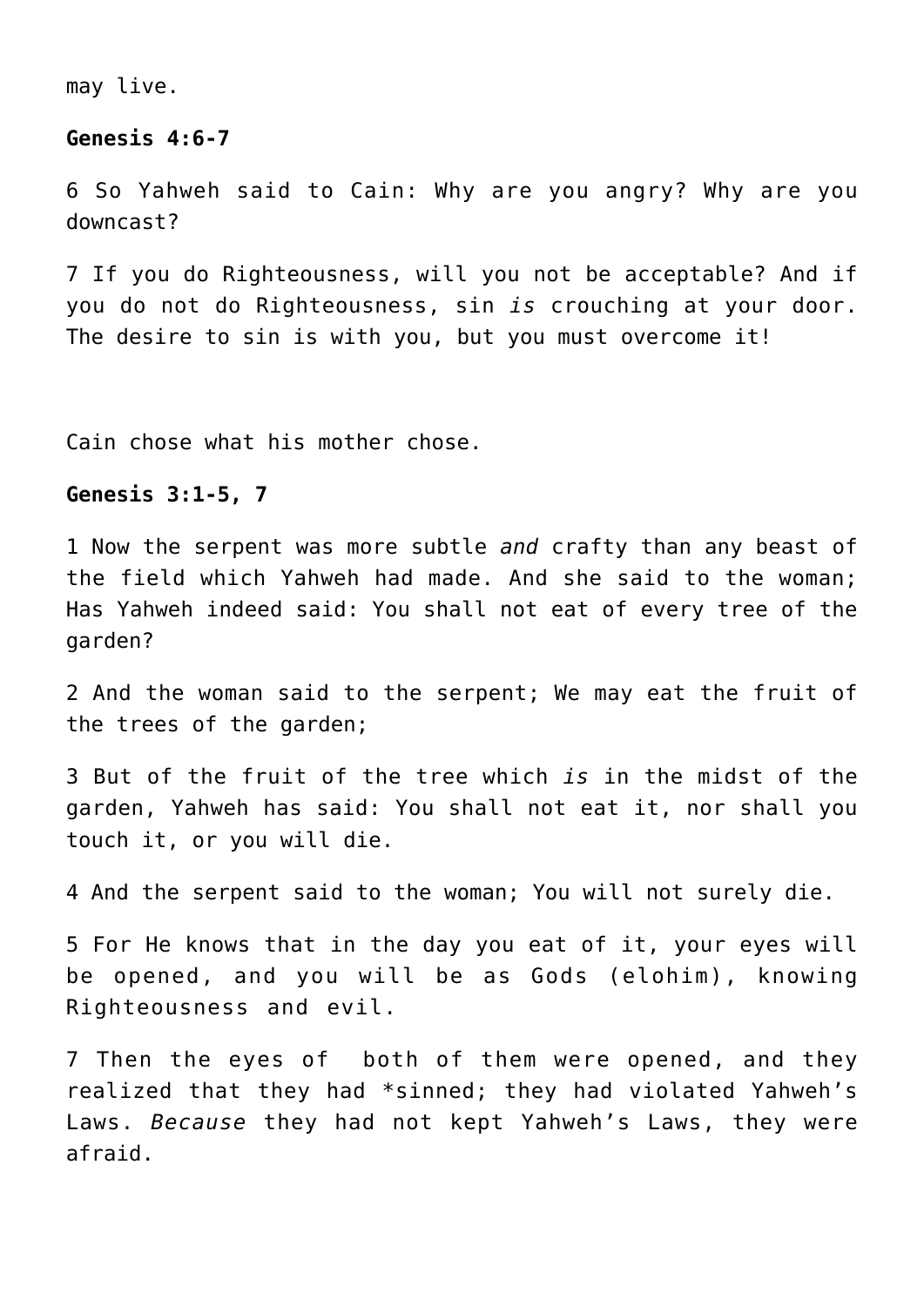may live.

**Genesis 4:6-7**

6 So Yahweh said to Cain: Why are you angry? Why are you downcast?

7 If you do Righteousness, will you not be acceptable? And if you do not do Righteousness, sin *is* crouching at your door. The desire to sin is with you, but you must overcome it!

Cain chose what his mother chose.

**Genesis 3:1-5, 7**

1 Now the serpent was more subtle *and* crafty than any beast of the field which Yahweh had made. And she said to the woman; Has Yahweh indeed said: You shall not eat of every tree of the garden?

2 And the woman said to the serpent; We may eat the fruit of the trees of the garden;

3 But of the fruit of the tree which *is* in the midst of the garden, Yahweh has said: You shall not eat it, nor shall you touch it, or you will die.

4 And the serpent said to the woman; You will not surely die.

5 For He knows that in the day you eat of it, your eyes will be opened, and you will be as Gods (elohim), knowing Righteousness and evil.

7 Then the eyes of both of them were opened, and they realized that they had *sinned; they had violated Yahweh's Laws. *Because* they had not kept Yahweh's Laws, they were afraid.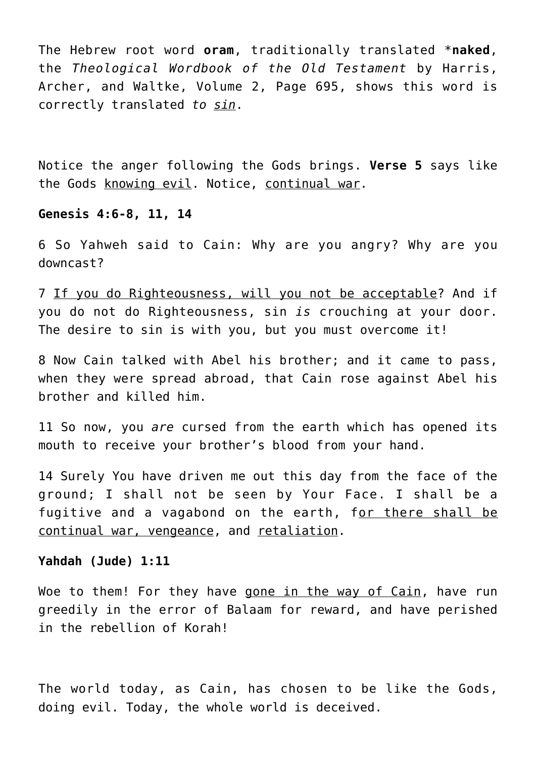The Hebrew root word **oram**, traditionally translated ***naked**, the *Theological Wordbook of the Old Testament* by Harris, Archer, and Waltke, Volume 2, Page 695, shows this word is correctly translated *to sin*.

Notice the anger following the Gods brings. **Verse 5** says like the Gods knowing evil. Notice, continual war.

**Genesis 4:6-8, 11, 14**

6 So Yahweh said to Cain: Why are you angry? Why are you downcast?

7 If you do Righteousness, will you not be acceptable? And if you do not do Righteousness, sin *is* crouching at your door. The desire to sin is with you, but you must overcome it!

8 Now Cain talked with Abel his brother; and it came to pass, when they were spread abroad, that Cain rose against Abel his brother and killed him.

11 So now, you *are* cursed from the earth which has opened its mouth to receive your brother's blood from your hand.

14 Surely You have driven me out this day from the face of the ground; I shall not be seen by Your Face. I shall be a fugitive and a vagabond on the earth, for there shall be continual war, vengeance, and retaliation.

**Yahdah (Jude) 1:11**

Woe to them! For they have gone in the way of Cain, have run greedily in the error of Balaam for reward, and have perished in the rebellion of Korah!

The world today, as Cain, has chosen to be like the Gods, doing evil. Today, the whole world is deceived.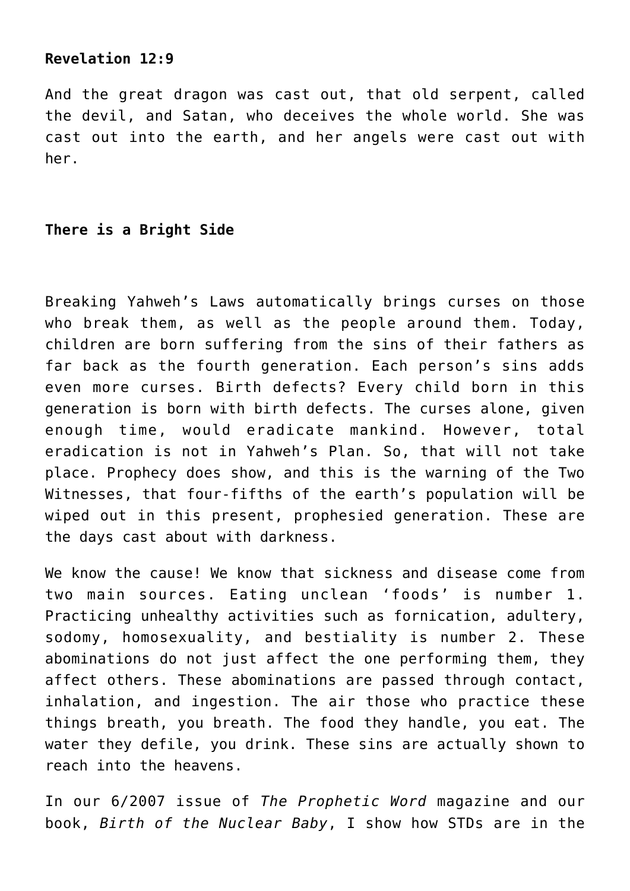**Revelation 12:9**

And the great dragon was cast out, that old serpent, called the devil, and Satan, who deceives the whole world. She was cast out into the earth, and her angels were cast out with her.

**There is a Bright Side**

Breaking Yahweh's Laws automatically brings curses on those who break them, as well as the people around them. Today, children are born suffering from the sins of their fathers as far back as the fourth generation. Each person's sins adds even more curses. Birth defects? Every child born in this generation is born with birth defects. The curses alone, given enough time, would eradicate mankind. However, total eradication is not in Yahweh's Plan. So, that will not take place. Prophecy does show, and this is the warning of the Two Witnesses, that four-fifths of the earth's population will be wiped out in this present, prophesied generation. These are the days cast about with darkness.

We know the cause! We know that sickness and disease come from two main sources. Eating unclean 'foods' is number 1. Practicing unhealthy activities such as fornication, adultery, sodomy, homosexuality, and bestiality is number 2. These abominations do not just affect the one performing them, they affect others. These abominations are passed through contact, inhalation, and ingestion. The air those who practice these things breath, you breath. The food they handle, you eat. The water they defile, you drink. These sins are actually shown to reach into the heavens.

In our 6/2007 issue of *The Prophetic Word* magazine and our book, *Birth of the Nuclear Baby*, I show how STDs are in the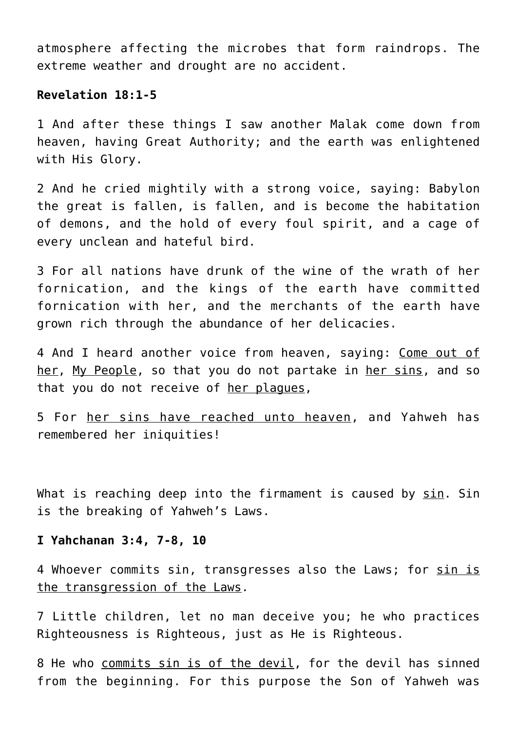atmosphere affecting the microbes that form raindrops. The extreme weather and drought are no accident.

**Revelation 18:1-5**

1 And after these things I saw another Malak come down from heaven, having Great Authority; and the earth was enlightened with His Glory.

2 And he cried mightily with a strong voice, saying: Babylon the great is fallen, is fallen, and is become the habitation of demons, and the hold of every foul spirit, and a cage of every unclean and hateful bird.

3 For all nations have drunk of the wine of the wrath of her fornication, and the kings of the earth have committed fornication with her, and the merchants of the earth have grown rich through the abundance of her delicacies.

4 And I heard another voice from heaven, saying: <u>Come out of her</u>, <u>My People</u>, so that you do not partake in <u>her sins</u>, and so that you do not receive of <u>her plagues</u>,

5 For <u>her sins have reached unto heaven</u>, and Yahweh has remembered her iniquities!

What is reaching deep into the firmament is caused by <u>sin</u>. Sin is the breaking of Yahweh's Laws.

**I Yahchanan 3:4, 7-8, 10**

4 Whoever commits sin, transgresses also the Laws; for <u>sin is the transgression of the Laws</u>.

7 Little children, let no man deceive you; he who practices Righteousness is Righteous, just as He is Righteous.

8 He who <u>commits sin is of the devil</u>, for the devil has sinned from the beginning. For this purpose the Son of Yahweh was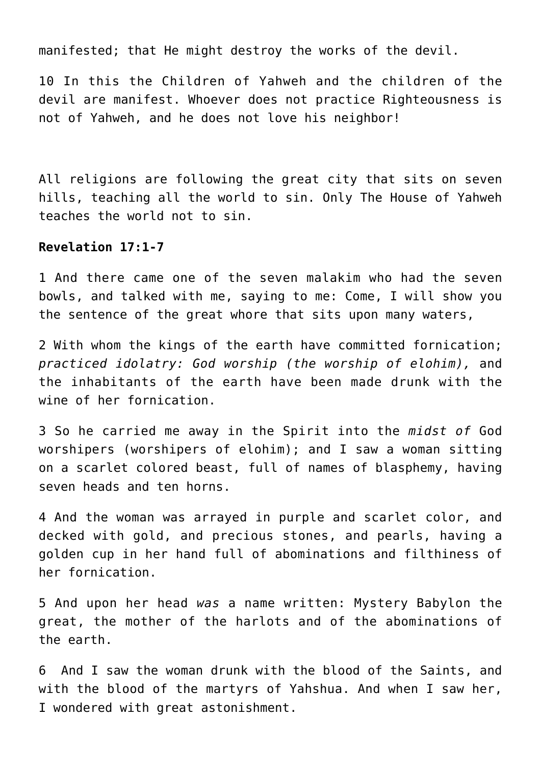manifested; that He might destroy the works of the devil.

10 In this the Children of Yahweh and the children of the devil are manifest. Whoever does not practice Righteousness is not of Yahweh, and he does not love his neighbor!

All religions are following the great city that sits on seven hills, teaching all the world to sin. Only The House of Yahweh teaches the world not to sin.

**Revelation 17:1-7**

1 And there came one of the seven malakim who had the seven bowls, and talked with me, saying to me: Come, I will show you the sentence of the great whore that sits upon many waters,

2 With whom the kings of the earth have committed fornication; *practiced idolatry: God worship (the worship of elohim),* and the inhabitants of the earth have been made drunk with the wine of her fornication.

3 So he carried me away in the Spirit into the *midst of* God worshipers (worshipers of elohim); and I saw a woman sitting on a scarlet colored beast, full of names of blasphemy, having seven heads and ten horns.

4 And the woman was arrayed in purple and scarlet color, and decked with gold, and precious stones, and pearls, having a golden cup in her hand full of abominations and filthiness of her fornication.

5 And upon her head *was* a name written: Mystery Babylon the great, the mother of the harlots and of the abominations of the earth.

6 And I saw the woman drunk with the blood of the Saints, and with the blood of the martyrs of Yahshua. And when I saw her, I wondered with great astonishment.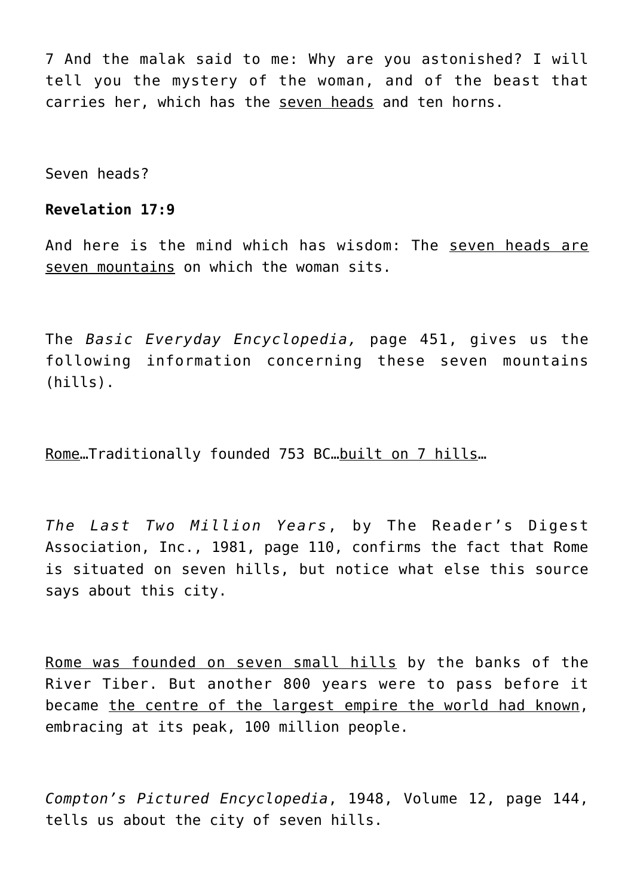7 And the malak said to me: Why are you astonished? I will tell you the mystery of the woman, and of the beast that carries her, which has the <u>seven heads</u> and ten horns.

Seven heads?

**Revelation 17:9**

And here is the mind which has wisdom: The <u>seven heads are seven mountains</u> on which the woman sits.

The *Basic Everyday Encyclopedia,* page 451, gives us the following information concerning these seven mountains (hills).

<u>Rome</u>…Traditionally founded 753 BC…<u>built on 7 hills</u>…

*The Last Two Million Years*, by The Reader's Digest Association, Inc., 1981, page 110, confirms the fact that Rome is situated on seven hills, but notice what else this source says about this city.

<u>Rome was founded on seven small hills</u> by the banks of the River Tiber. But another 800 years were to pass before it became <u>the centre of the largest empire the world had known</u>, embracing at its peak, 100 million people.

*Compton's Pictured Encyclopedia*, 1948, Volume 12, page 144, tells us about the city of seven hills.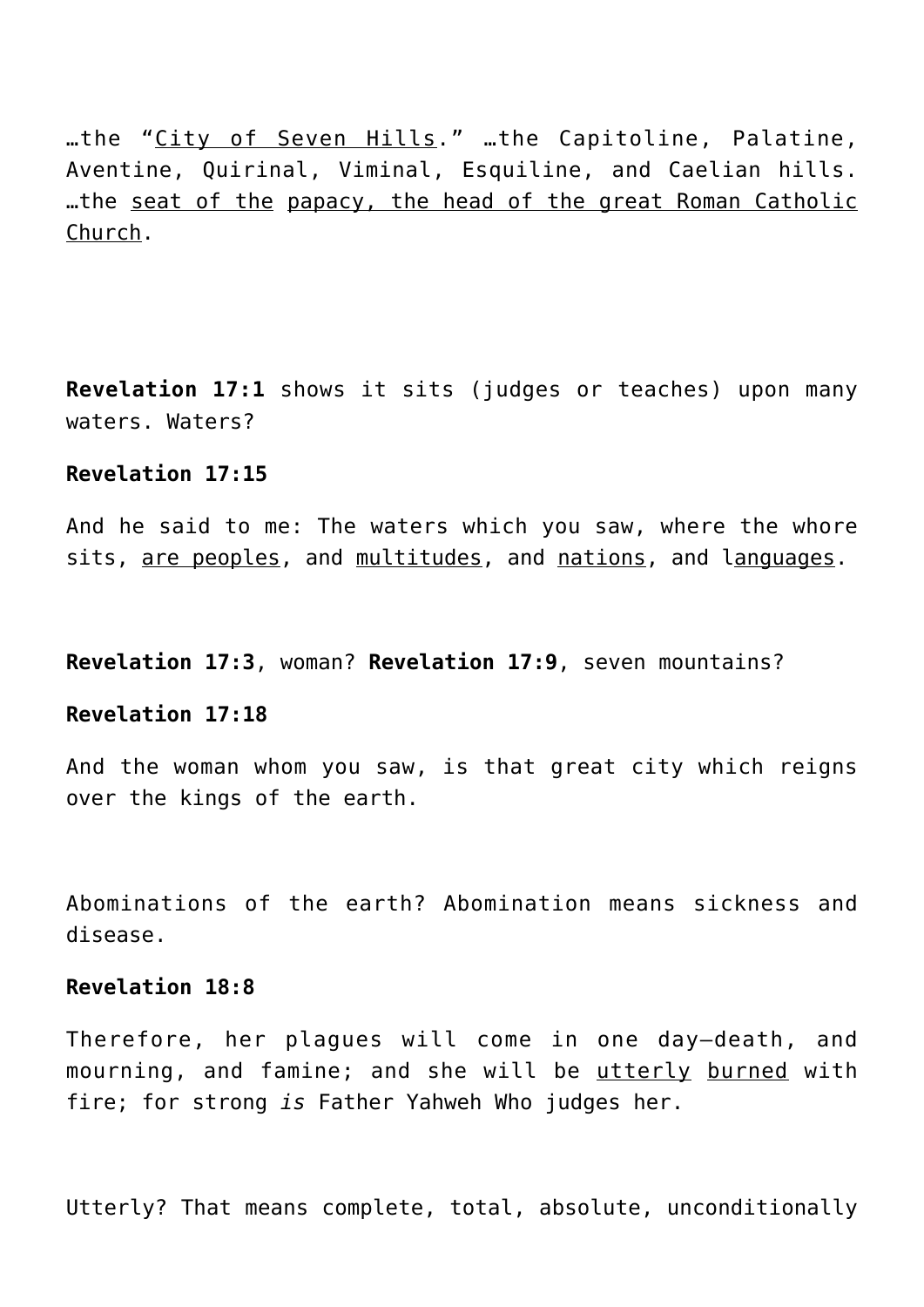…the "<u>City of Seven Hills</u>." …the Capitoline, Palatine, Aventine, Quirinal, Viminal, Esquiline, and Caelian hills. …the <u>seat of the</u> <u>papacy, the head of the great Roman Catholic Church</u>.

**Revelation 17:1** shows it sits (judges or teaches) upon many waters. Waters?

**Revelation 17:15**

And he said to me: The waters which you saw, where the whore sits, <u>are peoples</u>, and <u>multitudes</u>, and <u>nations</u>, and l<u>anguages</u>.

**Revelation 17:3**, woman? **Revelation 17:9**, seven mountains?

**Revelation 17:18**

And the woman whom you saw, is that great city which reigns over the kings of the earth.

Abominations of the earth? Abomination means sickness and disease.

**Revelation 18:8**

Therefore, her plagues will come in one day—death, and mourning, and famine; and she will be <u>utterly</u> <u>burned</u> with fire; for strong *is* Father Yahweh Who judges her.

Utterly? That means complete, total, absolute, unconditionally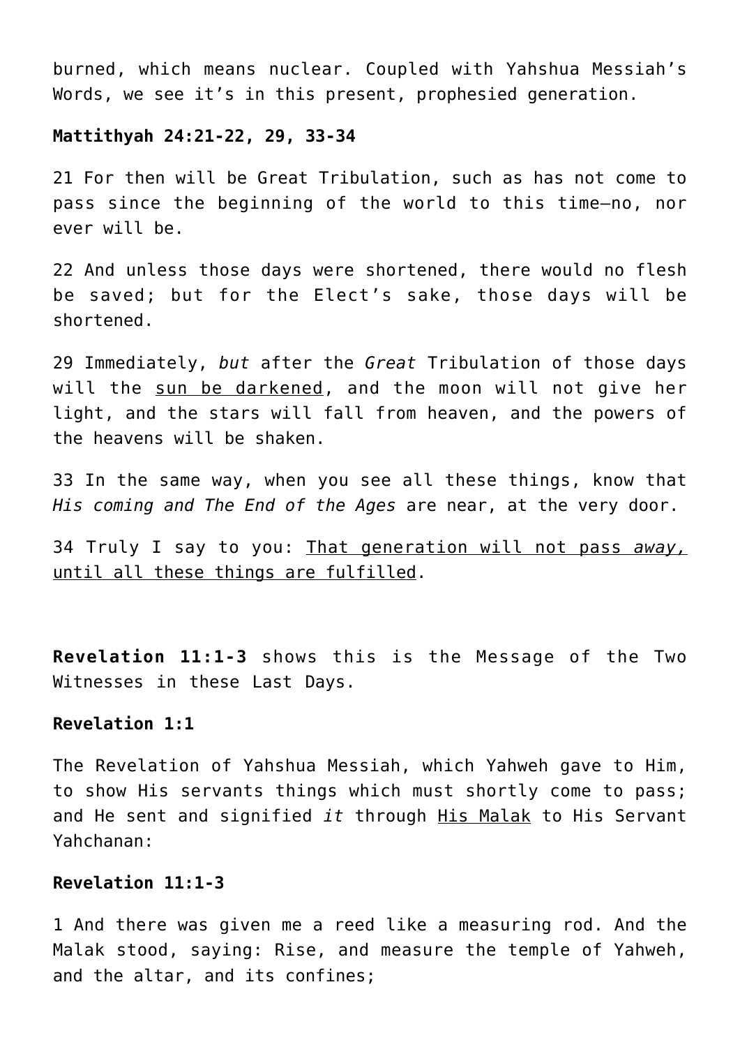burned, which means nuclear. Coupled with Yahshua Messiah's Words, we see it's in this present, prophesied generation.

**Mattithyah 24:21-22, 29, 33-34**

21 For then will be Great Tribulation, such as has not come to pass since the beginning of the world to this time—no, nor ever will be.

22 And unless those days were shortened, there would no flesh be saved; but for the Elect's sake, those days will be shortened.

29 Immediately, *but* after the *Great* Tribulation of those days will the <u>sun be darkened</u>, and the moon will not give her light, and the stars will fall from heaven, and the powers of the heavens will be shaken.

33 In the same way, when you see all these things, know that *His coming and The End of the Ages* are near, at the very door.

34 Truly I say to you: <u>That generation will not pass *away,* until all these things are fulfilled</u>.

**Revelation 11:1-3** shows this is the Message of the Two Witnesses in these Last Days.

**Revelation 1:1**

The Revelation of Yahshua Messiah, which Yahweh gave to Him, to show His servants things which must shortly come to pass; and He sent and signified *it* through <u>His Malak</u> to His Servant Yahchanan:

**Revelation 11:1-3**

1 And there was given me a reed like a measuring rod. And the Malak stood, saying: Rise, and measure the temple of Yahweh, and the altar, and its confines;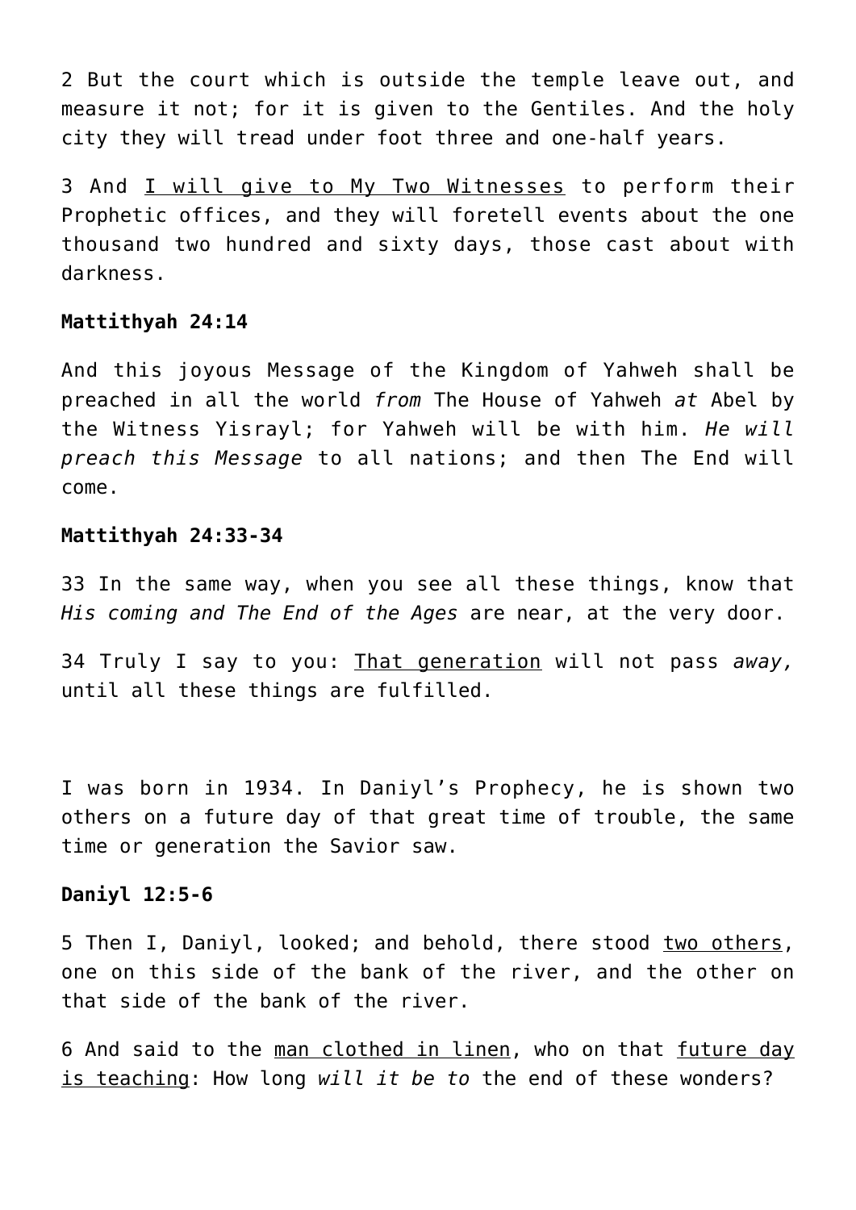2 But the court which is outside the temple leave out, and measure it not; for it is given to the Gentiles. And the holy city they will tread under foot three and one-half years.

3 And <u>I will give to My Two Witnesses</u> to perform their Prophetic offices, and they will foretell events about the one thousand two hundred and sixty days, those cast about with darkness.

**Mattithyah 24:14**

And this joyous Message of the Kingdom of Yahweh shall be preached in all the world *from* The House of Yahweh *at* Abel by the Witness Yisrayl; for Yahweh will be with him. *He will preach this Message* to all nations; and then The End will come.

**Mattithyah 24:33-34**

33 In the same way, when you see all these things, know that *His coming and The End of the Ages* are near, at the very door.

34 Truly I say to you: <u>That generation</u> will not pass *away,* until all these things are fulfilled.

I was born in 1934. In Daniyl's Prophecy, he is shown two others on a future day of that great time of trouble, the same time or generation the Savior saw.

**Daniyl 12:5-6**

5 Then I, Daniyl, looked; and behold, there stood <u>two others</u>, one on this side of the bank of the river, and the other on that side of the bank of the river.

6 And said to the <u>man clothed in linen</u>, who on that <u>future day is teaching</u>: How long *will it be to* the end of these wonders?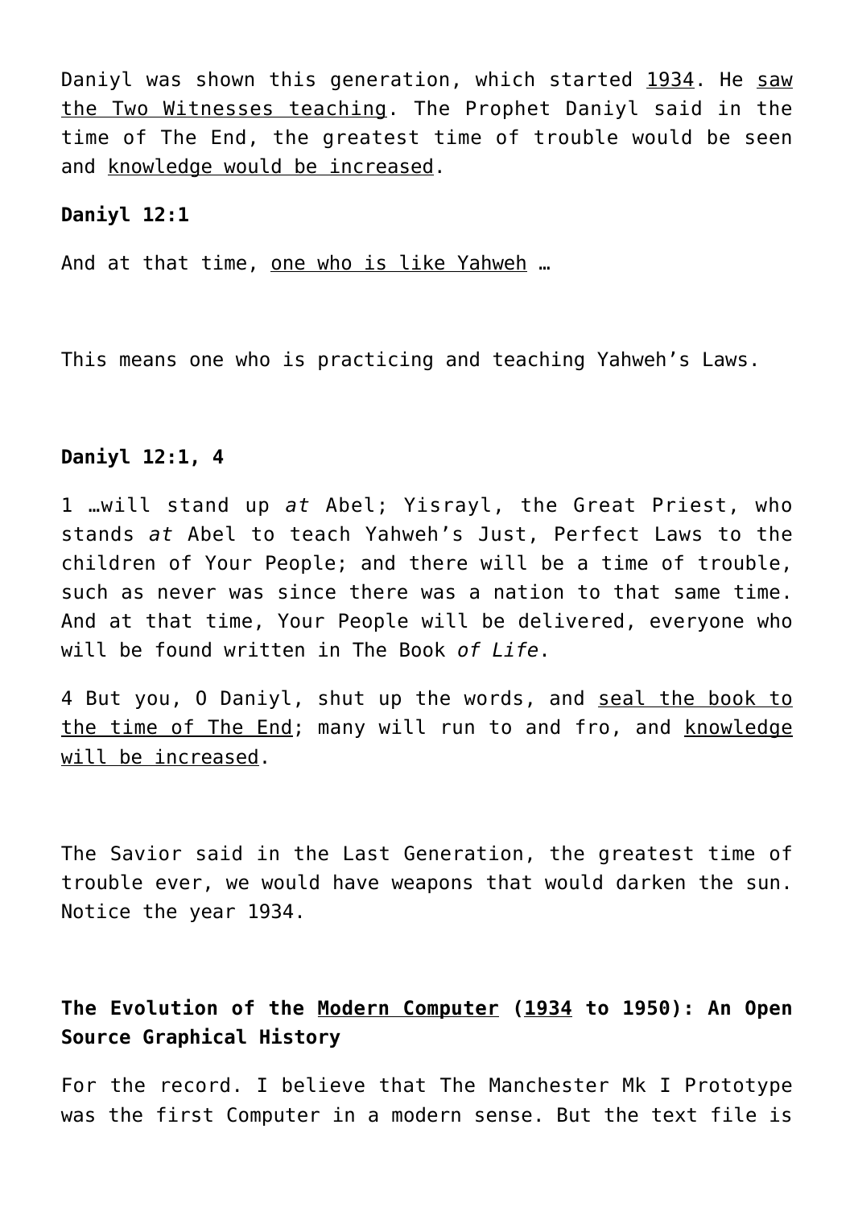Daniyl was shown this generation, which started 1934. He saw the Two Witnesses teaching. The Prophet Daniyl said in the time of The End, the greatest time of trouble would be seen and knowledge would be increased.

**Daniyl 12:1**

And at that time, one who is like Yahweh …

This means one who is practicing and teaching Yahweh's Laws.

**Daniyl 12:1, 4**

1 …will stand up *at* Abel; Yisrayl, the Great Priest, who stands *at* Abel to teach Yahweh's Just, Perfect Laws to the children of Your People; and there will be a time of trouble, such as never was since there was a nation to that same time. And at that time, Your People will be delivered, everyone who will be found written in The Book *of Life*.

4 But you, O Daniyl, shut up the words, and seal the book to the time of The End; many will run to and fro, and knowledge will be increased.

The Savior said in the Last Generation, the greatest time of trouble ever, we would have weapons that would darken the sun. Notice the year 1934.

**The Evolution of the Modern Computer (1934 to 1950): An Open Source Graphical History**

For the record. I believe that The Manchester Mk I Prototype was the first Computer in a modern sense. But the text file is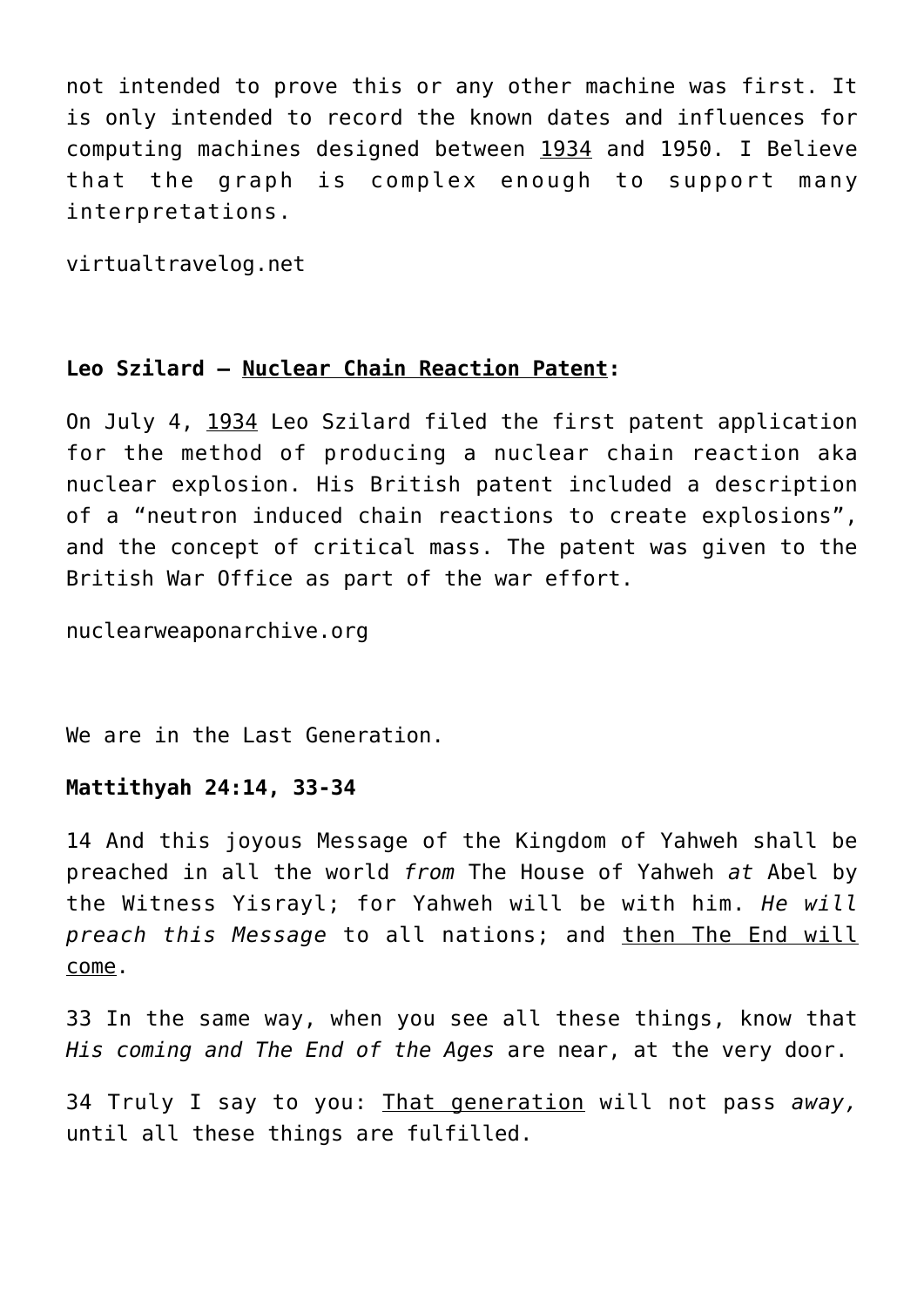not intended to prove this or any other machine was first. It is only intended to record the known dates and influences for computing machines designed between 1934 and 1950. I Believe that the graph is complex enough to support many interpretations.

virtualtravelog.net

**Leo Szilard – Nuclear Chain Reaction Patent:**

On July 4, 1934 Leo Szilard filed the first patent application for the method of producing a nuclear chain reaction aka nuclear explosion. His British patent included a description of a "neutron induced chain reactions to create explosions", and the concept of critical mass. The patent was given to the British War Office as part of the war effort.

nuclearweaponarchive.org

We are in the Last Generation.

**Mattithyah 24:14, 33-34**

14 And this joyous Message of the Kingdom of Yahweh shall be preached in all the world *from* The House of Yahweh *at* Abel by the Witness Yisrayl; for Yahweh will be with him. *He will preach this Message* to all nations; and then The End will come.

33 In the same way, when you see all these things, know that *His coming and The End of the Ages* are near, at the very door.

34 Truly I say to you: That generation will not pass *away,* until all these things are fulfilled.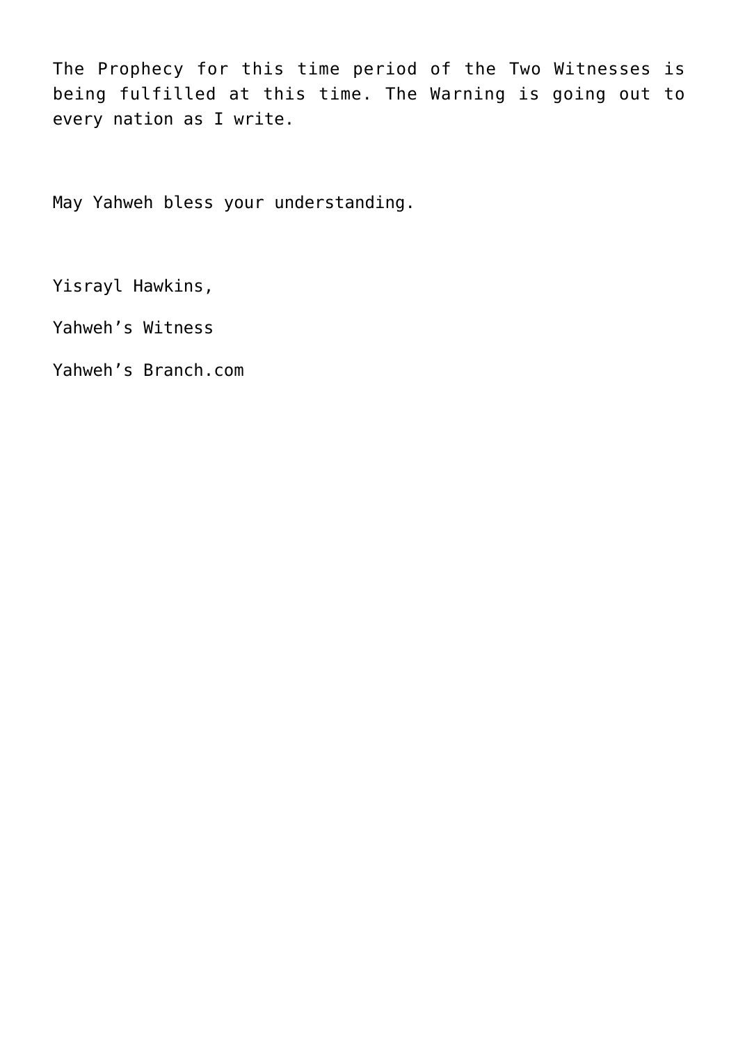The Prophecy for this time period of the Two Witnesses is being fulfilled at this time. The Warning is going out to every nation as I write.

May Yahweh bless your understanding.

Yisrayl Hawkins,

Yahweh's Witness

Yahweh's Branch.com